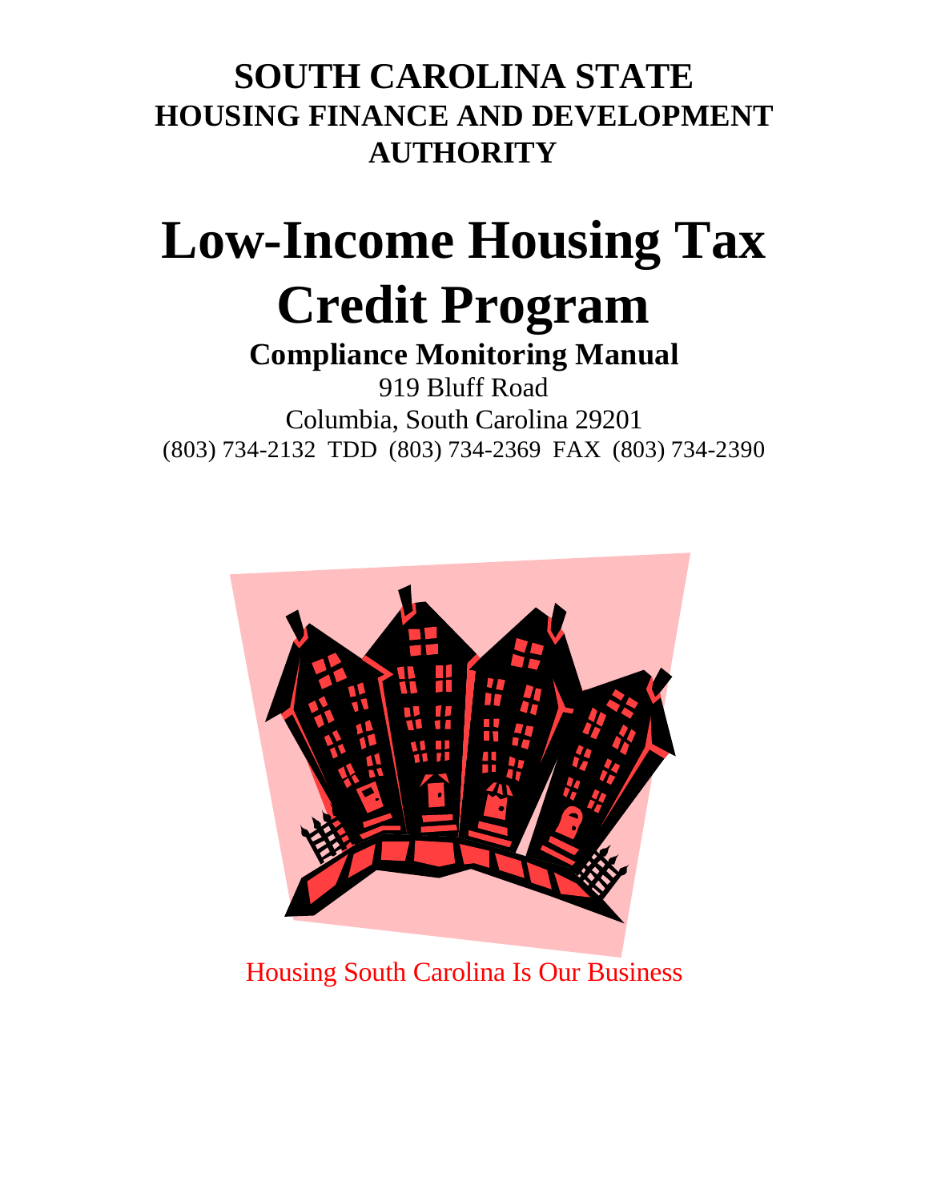# SOUTH CAROLINA STATE
## HOUSING FINANCE AND DEVELOPMENT AUTHORITY

# Low-Income Housing Tax Credit Program

## Compliance Monitoring Manual

919 Bluff Road
Columbia, South Carolina 29201
(803) 734-2132 TDD (803) 734-2369 FAX (803) 734-2390

Housing South Carolina Is Our Business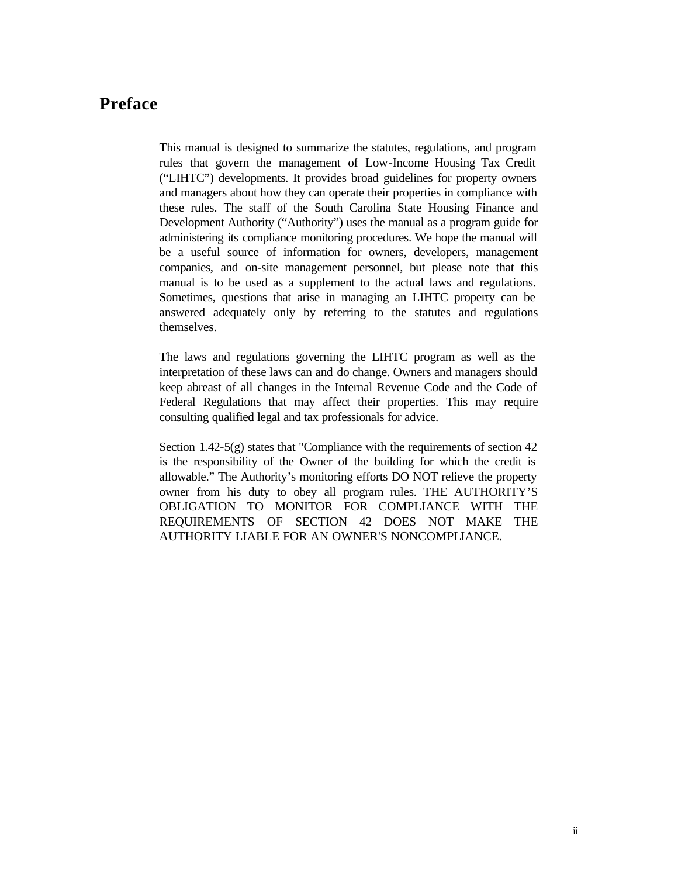# Preface

This manual is designed to summarize the statutes, regulations, and program rules that govern the management of Low-Income Housing Tax Credit ("LIHTC") developments. It provides broad guidelines for property owners and managers about how they can operate their properties in compliance with these rules. The staff of the South Carolina State Housing Finance and Development Authority ("Authority") uses the manual as a program guide for administering its compliance monitoring procedures. We hope the manual will be a useful source of information for owners, developers, management companies, and on-site management personnel, but please note that this manual is to be used as a supplement to the actual laws and regulations. Sometimes, questions that arise in managing an LIHTC property can be answered adequately only by referring to the statutes and regulations themselves.

The laws and regulations governing the LIHTC program as well as the interpretation of these laws can and do change. Owners and managers should keep abreast of all changes in the Internal Revenue Code and the Code of Federal Regulations that may affect their properties. This may require consulting qualified legal and tax professionals for advice.

Section 1.42-5(g) states that "Compliance with the requirements of section 42 is the responsibility of the Owner of the building for which the credit is allowable." The Authority's monitoring efforts DO NOT relieve the property owner from his duty to obey all program rules. THE AUTHORITY'S OBLIGATION TO MONITOR FOR COMPLIANCE WITH THE REQUIREMENTS OF SECTION 42 DOES NOT MAKE THE AUTHORITY LIABLE FOR AN OWNER'S NONCOMPLIANCE.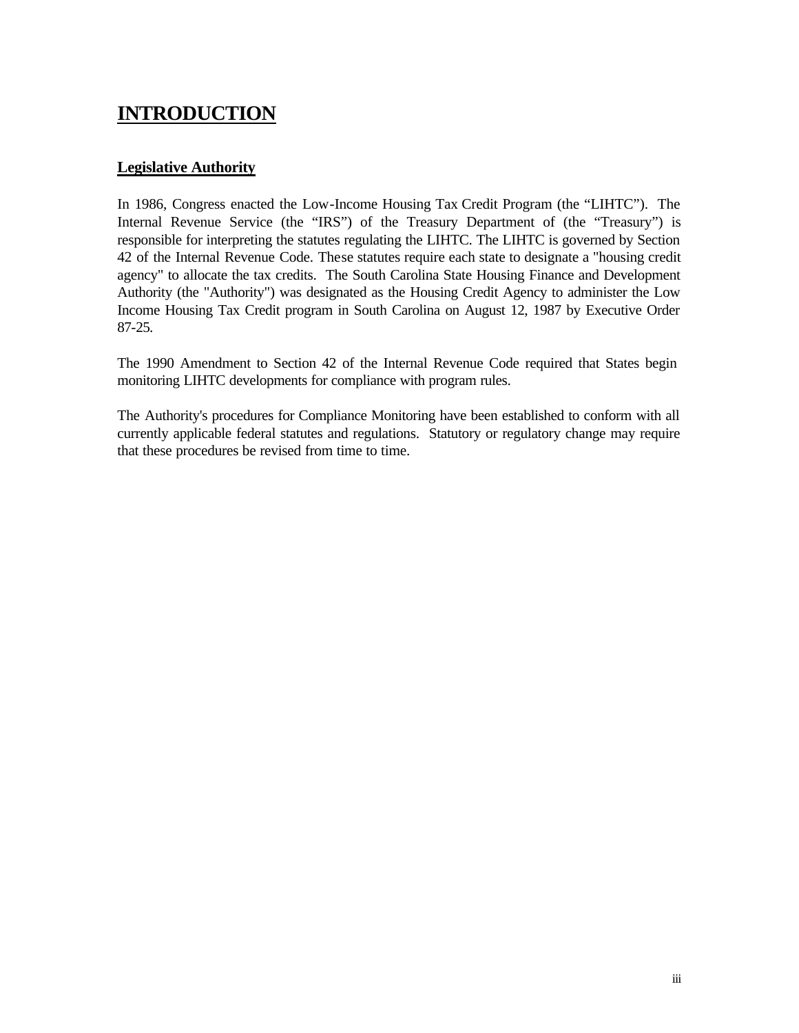# INTRODUCTION

## Legislative Authority

In 1986, Congress enacted the Low-Income Housing Tax Credit Program (the "LIHTC"). The Internal Revenue Service (the "IRS") of the Treasury Department of (the "Treasury") is responsible for interpreting the statutes regulating the LIHTC. The LIHTC is governed by Section 42 of the Internal Revenue Code. These statutes require each state to designate a "housing credit agency" to allocate the tax credits. The South Carolina State Housing Finance and Development Authority (the "Authority") was designated as the Housing Credit Agency to administer the Low Income Housing Tax Credit program in South Carolina on August 12, 1987 by Executive Order 87-25.

The 1990 Amendment to Section 42 of the Internal Revenue Code required that States begin monitoring LIHTC developments for compliance with program rules.

The Authority's procedures for Compliance Monitoring have been established to conform with all currently applicable federal statutes and regulations. Statutory or regulatory change may require that these procedures be revised from time to time.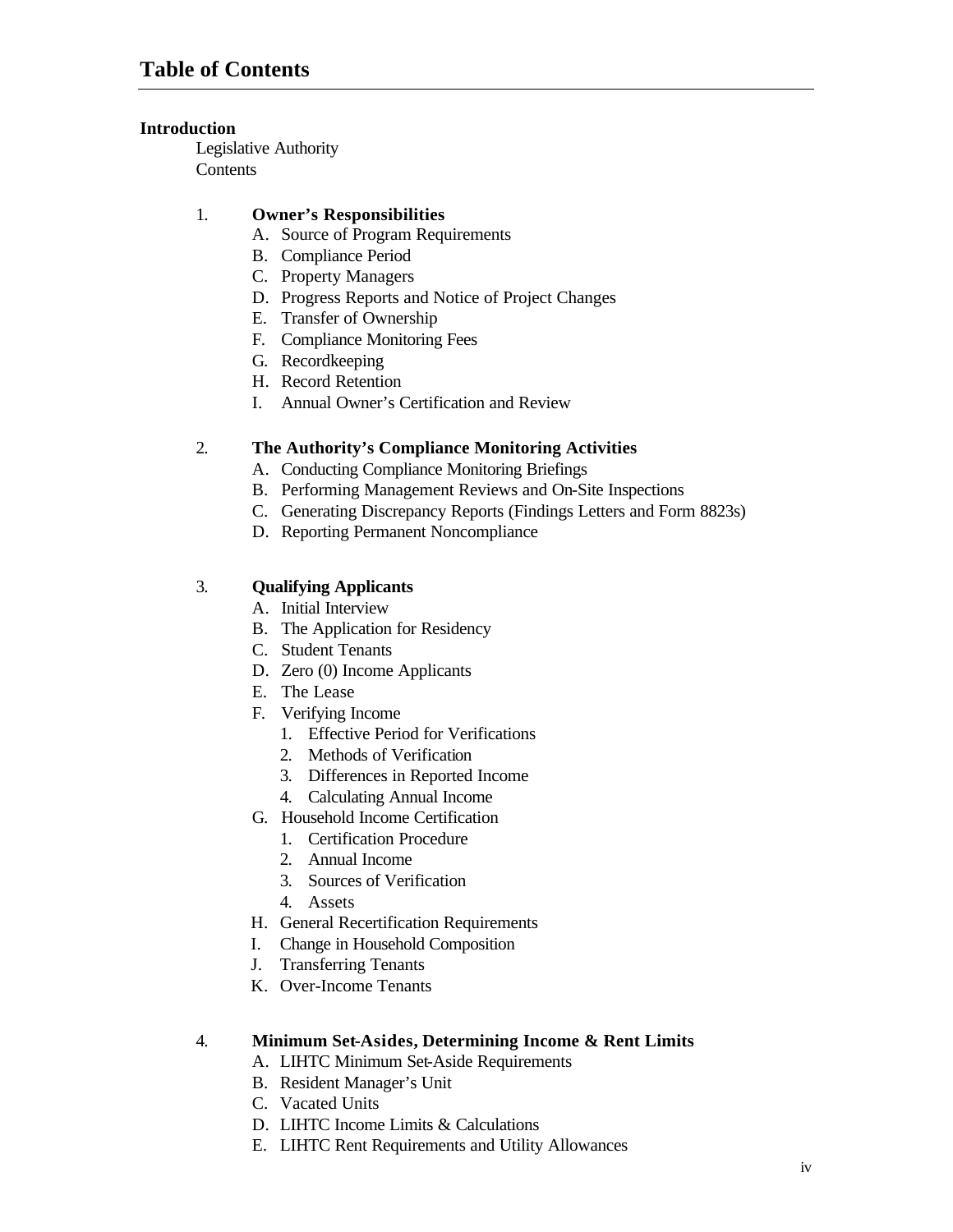# Table of Contents

**Introduction**

Legislative Authority
Contents

1. **Owner's Responsibilities**
   - A. Source of Program Requirements
   - B. Compliance Period
   - C. Property Managers
   - D. Progress Reports and Notice of Project Changes
   - E. Transfer of Ownership
   - F. Compliance Monitoring Fees
   - G. Recordkeeping
   - H. Record Retention
   - I. Annual Owner's Certification and Review

2. **The Authority's Compliance Monitoring Activities**
   - A. Conducting Compliance Monitoring Briefings
   - B. Performing Management Reviews and On-Site Inspections
   - C. Generating Discrepancy Reports (Findings Letters and Form 8823s)
   - D. Reporting Permanent Noncompliance

3. **Qualifying Applicants**
   - A. Initial Interview
   - B. The Application for Residency
   - C. Student Tenants
   - D. Zero (0) Income Applicants
   - E. The Lease
   - F. Verifying Income
     1. Effective Period for Verifications
     2. Methods of Verification
     3. Differences in Reported Income
     4. Calculating Annual Income
   - G. Household Income Certification
     1. Certification Procedure
     2. Annual Income
     3. Sources of Verification
     4. Assets
   - H. General Recertification Requirements
   - I. Change in Household Composition
   - J. Transferring Tenants
   - K. Over-Income Tenants

4. **Minimum Set-Asides, Determining Income & Rent Limits**
   - A. LIHTC Minimum Set-Aside Requirements
   - B. Resident Manager's Unit
   - C. Vacated Units
   - D. LIHTC Income Limits & Calculations
   - E. LIHTC Rent Requirements and Utility Allowances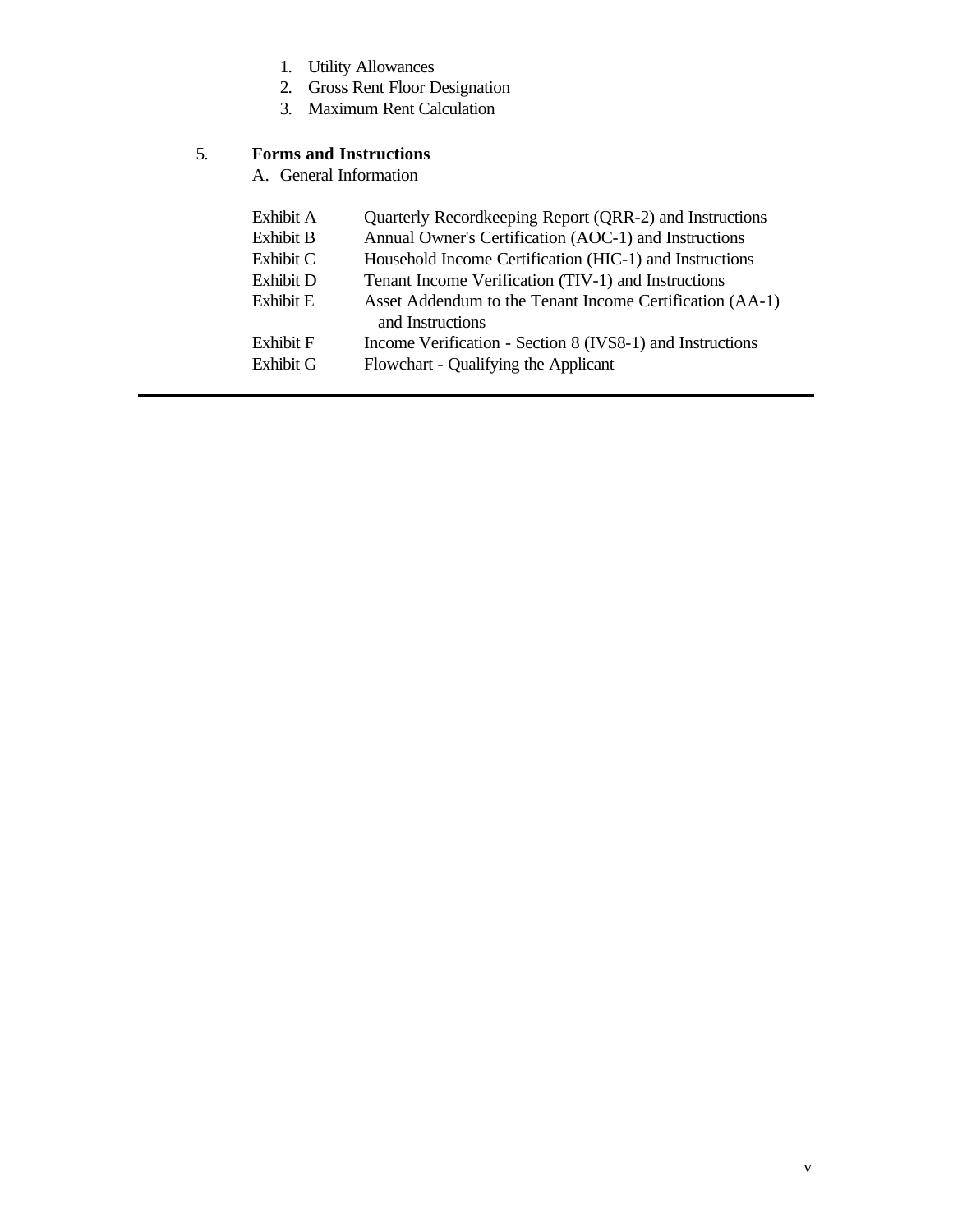1. Utility Allowances
2. Gross Rent Floor Designation
3. Maximum Rent Calculation

5. **Forms and Instructions**

A. General Information

| | |
|---|---|
| Exhibit A | Quarterly Recordkeeping Report (QRR-2) and Instructions |
| Exhibit B | Annual Owner's Certification (AOC-1) and Instructions |
| Exhibit C | Household Income Certification (HIC-1) and Instructions |
| Exhibit D | Tenant Income Verification (TIV-1) and Instructions |
| Exhibit E | Asset Addendum to the Tenant Income Certification (AA-1) and Instructions |
| Exhibit F | Income Verification - Section 8 (IVS8-1) and Instructions |
| Exhibit G | Flowchart - Qualifying the Applicant |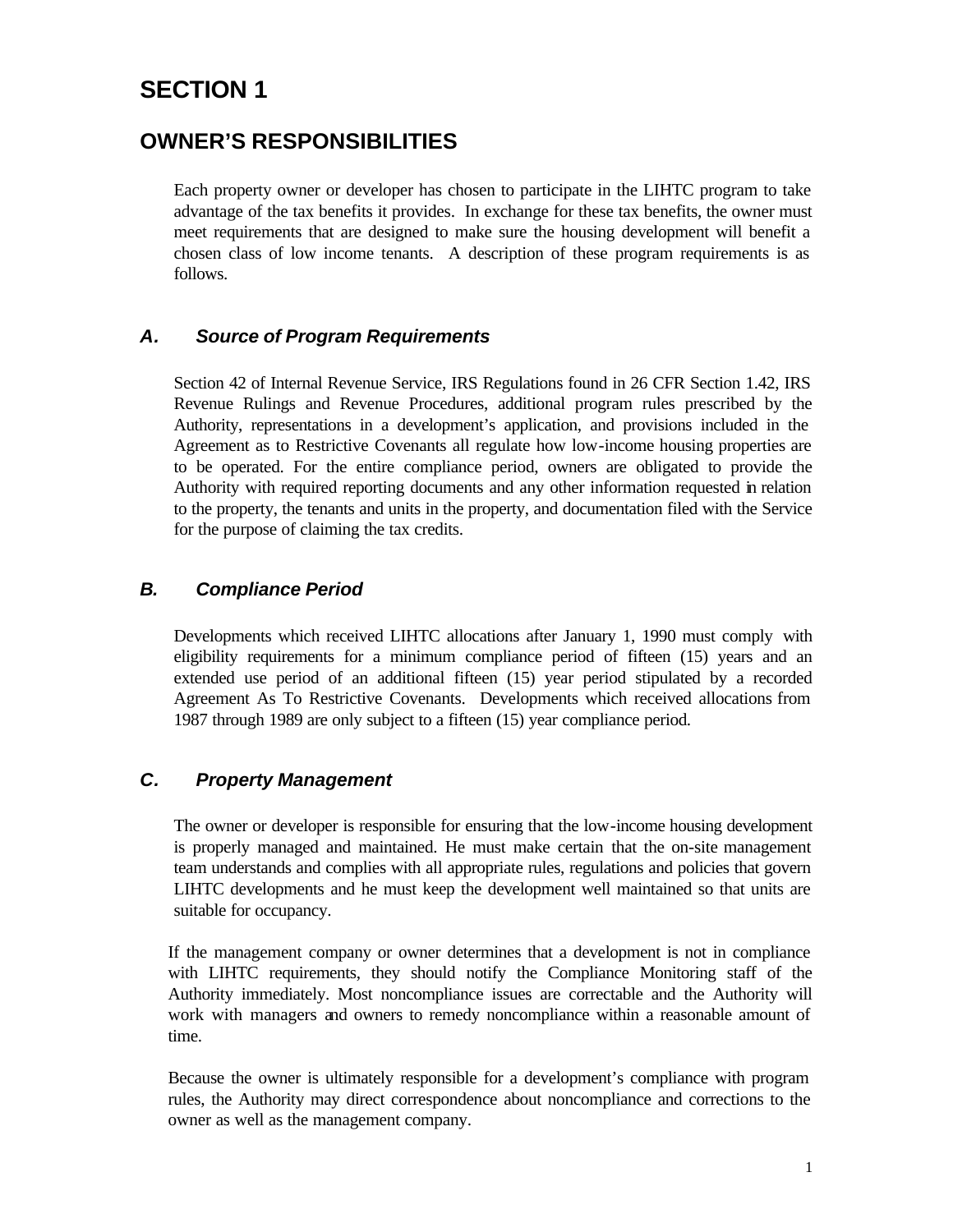# SECTION 1

# OWNER'S RESPONSIBILITIES

Each property owner or developer has chosen to participate in the LIHTC program to take advantage of the tax benefits it provides. In exchange for these tax benefits, the owner must meet requirements that are designed to make sure the housing development will benefit a chosen class of low income tenants. A description of these program requirements is as follows.

## *A. Source of Program Requirements*

Section 42 of Internal Revenue Service, IRS Regulations found in 26 CFR Section 1.42, IRS Revenue Rulings and Revenue Procedures, additional program rules prescribed by the Authority, representations in a development's application, and provisions included in the Agreement as to Restrictive Covenants all regulate how low-income housing properties are to be operated. For the entire compliance period, owners are obligated to provide the Authority with required reporting documents and any other information requested in relation to the property, the tenants and units in the property, and documentation filed with the Service for the purpose of claiming the tax credits.

## *B. Compliance Period*

Developments which received LIHTC allocations after January 1, 1990 must comply with eligibility requirements for a minimum compliance period of fifteen (15) years and an extended use period of an additional fifteen (15) year period stipulated by a recorded Agreement As To Restrictive Covenants. Developments which received allocations from 1987 through 1989 are only subject to a fifteen (15) year compliance period.

## *C. Property Management*

The owner or developer is responsible for ensuring that the low-income housing development is properly managed and maintained. He must make certain that the on-site management team understands and complies with all appropriate rules, regulations and policies that govern LIHTC developments and he must keep the development well maintained so that units are suitable for occupancy.

If the management company or owner determines that a development is not in compliance with LIHTC requirements, they should notify the Compliance Monitoring staff of the Authority immediately. Most noncompliance issues are correctable and the Authority will work with managers and owners to remedy noncompliance within a reasonable amount of time.

Because the owner is ultimately responsible for a development's compliance with program rules, the Authority may direct correspondence about noncompliance and corrections to the owner as well as the management company.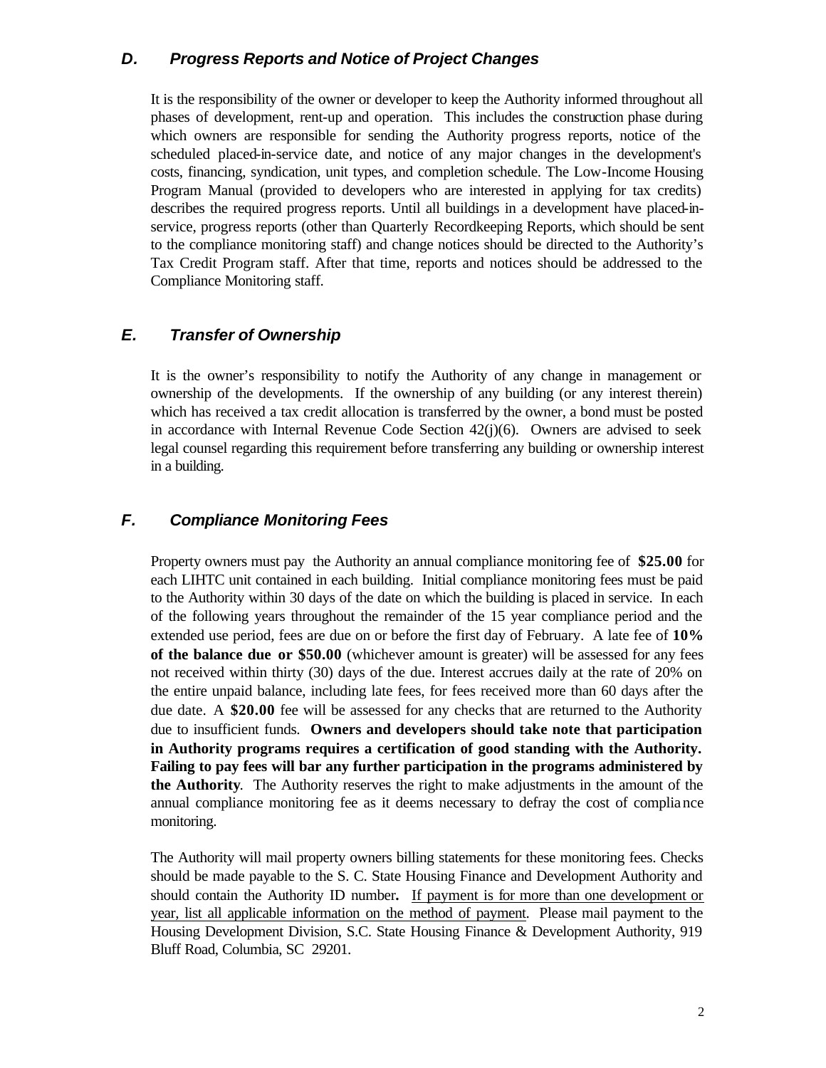### *D. Progress Reports and Notice of Project Changes*

It is the responsibility of the owner or developer to keep the Authority informed throughout all phases of development, rent-up and operation. This includes the construction phase during which owners are responsible for sending the Authority progress reports, notice of the scheduled placed-in-service date, and notice of any major changes in the development's costs, financing, syndication, unit types, and completion schedule. The Low-Income Housing Program Manual (provided to developers who are interested in applying for tax credits) describes the required progress reports. Until all buildings in a development have placed-in-service, progress reports (other than Quarterly Recordkeeping Reports, which should be sent to the compliance monitoring staff) and change notices should be directed to the Authority's Tax Credit Program staff. After that time, reports and notices should be addressed to the Compliance Monitoring staff.

### *E. Transfer of Ownership*

It is the owner's responsibility to notify the Authority of any change in management or ownership of the developments. If the ownership of any building (or any interest therein) which has received a tax credit allocation is transferred by the owner, a bond must be posted in accordance with Internal Revenue Code Section 42(j)(6). Owners are advised to seek legal counsel regarding this requirement before transferring any building or ownership interest in a building.

### *F. Compliance Monitoring Fees*

Property owners must pay the Authority an annual compliance monitoring fee of **$25.00** for each LIHTC unit contained in each building. Initial compliance monitoring fees must be paid to the Authority within 30 days of the date on which the building is placed in service. In each of the following years throughout the remainder of the 15 year compliance period and the extended use period, fees are due on or before the first day of February. A late fee of **10% of the balance due or $50.00** (whichever amount is greater) will be assessed for any fees not received within thirty (30) days of the due. Interest accrues daily at the rate of 20% on the entire unpaid balance, including late fees, for fees received more than 60 days after the due date. A **$20.00** fee will be assessed for any checks that are returned to the Authority due to insufficient funds. **Owners and developers should take note that participation in Authority programs requires a certification of good standing with the Authority. Failing to pay fees will bar any further participation in the programs administered by the Authority**. The Authority reserves the right to make adjustments in the amount of the annual compliance monitoring fee as it deems necessary to defray the cost of compliance monitoring.

The Authority will mail property owners billing statements for these monitoring fees. Checks should be made payable to the S. C. State Housing Finance and Development Authority and should contain the Authority ID number**.** If payment is for more than one development or year, list all applicable information on the method of payment. Please mail payment to the Housing Development Division, S.C. State Housing Finance & Development Authority, 919 Bluff Road, Columbia, SC 29201.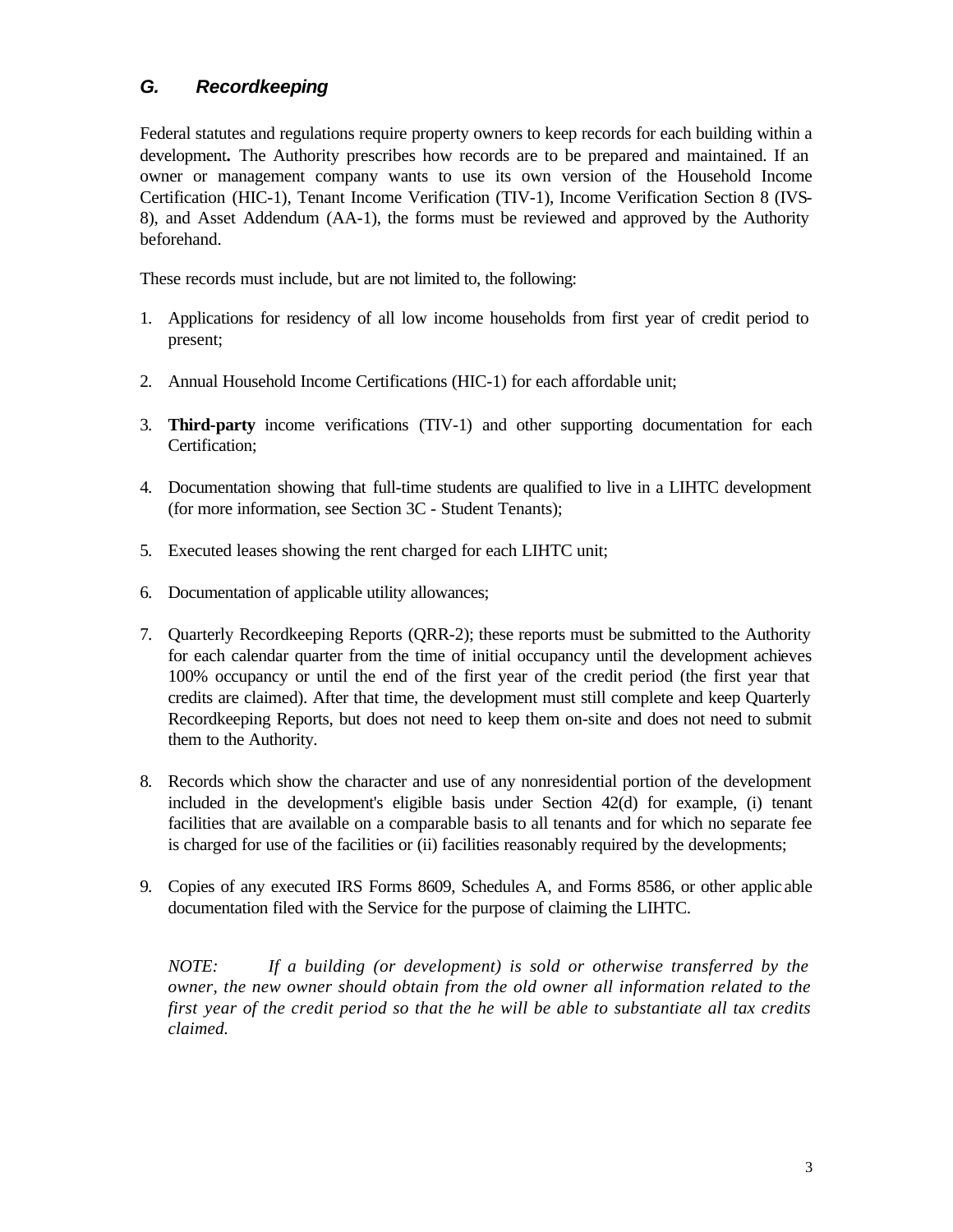## *G. Recordkeeping*

Federal statutes and regulations require property owners to keep records for each building within a development**.** The Authority prescribes how records are to be prepared and maintained. If an owner or management company wants to use its own version of the Household Income Certification (HIC-1), Tenant Income Verification (TIV-1), Income Verification Section 8 (IVS-8), and Asset Addendum (AA-1), the forms must be reviewed and approved by the Authority beforehand.

These records must include, but are not limited to, the following:

1. Applications for residency of all low income households from first year of credit period to present;

2. Annual Household Income Certifications (HIC-1) for each affordable unit;

3. **Third-party** income verifications (TIV-1) and other supporting documentation for each Certification;

4. Documentation showing that full-time students are qualified to live in a LIHTC development (for more information, see Section 3C - Student Tenants);

5. Executed leases showing the rent charged for each LIHTC unit;

6. Documentation of applicable utility allowances;

7. Quarterly Recordkeeping Reports (QRR-2); these reports must be submitted to the Authority for each calendar quarter from the time of initial occupancy until the development achieves 100% occupancy or until the end of the first year of the credit period (the first year that credits are claimed). After that time, the development must still complete and keep Quarterly Recordkeeping Reports, but does not need to keep them on-site and does not need to submit them to the Authority.

8. Records which show the character and use of any nonresidential portion of the development included in the development's eligible basis under Section 42(d) for example, (i) tenant facilities that are available on a comparable basis to all tenants and for which no separate fee is charged for use of the facilities or (ii) facilities reasonably required by the developments;

9. Copies of any executed IRS Forms 8609, Schedules A, and Forms 8586, or other applicable documentation filed with the Service for the purpose of claiming the LIHTC.

*NOTE: If a building (or development) is sold or otherwise transferred by the owner, the new owner should obtain from the old owner all information related to the first year of the credit period so that the he will be able to substantiate all tax credits claimed.*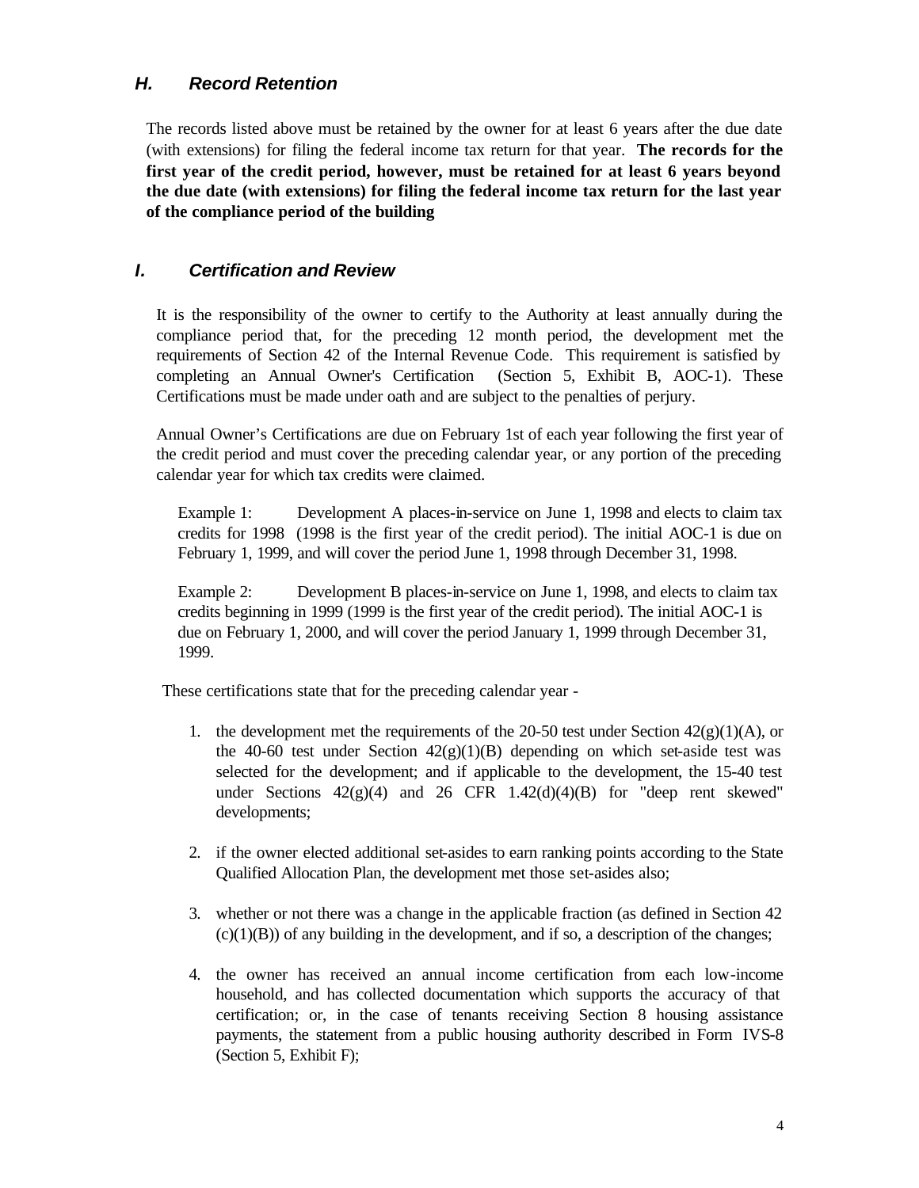### *H. Record Retention*

The records listed above must be retained by the owner for at least 6 years after the due date (with extensions) for filing the federal income tax return for that year. **The records for the first year of the credit period, however, must be retained for at least 6 years beyond the due date (with extensions) for filing the federal income tax return for the last year of the compliance period of the building**

### *I. Certification and Review*

It is the responsibility of the owner to certify to the Authority at least annually during the compliance period that, for the preceding 12 month period, the development met the requirements of Section 42 of the Internal Revenue Code. This requirement is satisfied by completing an Annual Owner's Certification (Section 5, Exhibit B, AOC-1). These Certifications must be made under oath and are subject to the penalties of perjury.

Annual Owner's Certifications are due on February 1st of each year following the first year of the credit period and must cover the preceding calendar year, or any portion of the preceding calendar year for which tax credits were claimed.

Example 1: Development A places-in-service on June 1, 1998 and elects to claim tax credits for 1998 (1998 is the first year of the credit period). The initial AOC-1 is due on February 1, 1999, and will cover the period June 1, 1998 through December 31, 1998.

Example 2: Development B places-in-service on June 1, 1998, and elects to claim tax credits beginning in 1999 (1999 is the first year of the credit period). The initial AOC-1 is due on February 1, 2000, and will cover the period January 1, 1999 through December 31, 1999.

These certifications state that for the preceding calendar year -

1. the development met the requirements of the 20-50 test under Section 42(g)(1)(A), or the 40-60 test under Section 42(g)(1)(B) depending on which set-aside test was selected for the development; and if applicable to the development, the 15-40 test under Sections 42(g)(4) and 26 CFR 1.42(d)(4)(B) for "deep rent skewed" developments;

2. if the owner elected additional set-asides to earn ranking points according to the State Qualified Allocation Plan, the development met those set-asides also;

3. whether or not there was a change in the applicable fraction (as defined in Section 42 (c)(1)(B)) of any building in the development, and if so, a description of the changes;

4. the owner has received an annual income certification from each low-income household, and has collected documentation which supports the accuracy of that certification; or, in the case of tenants receiving Section 8 housing assistance payments, the statement from a public housing authority described in Form IVS-8 (Section 5, Exhibit F);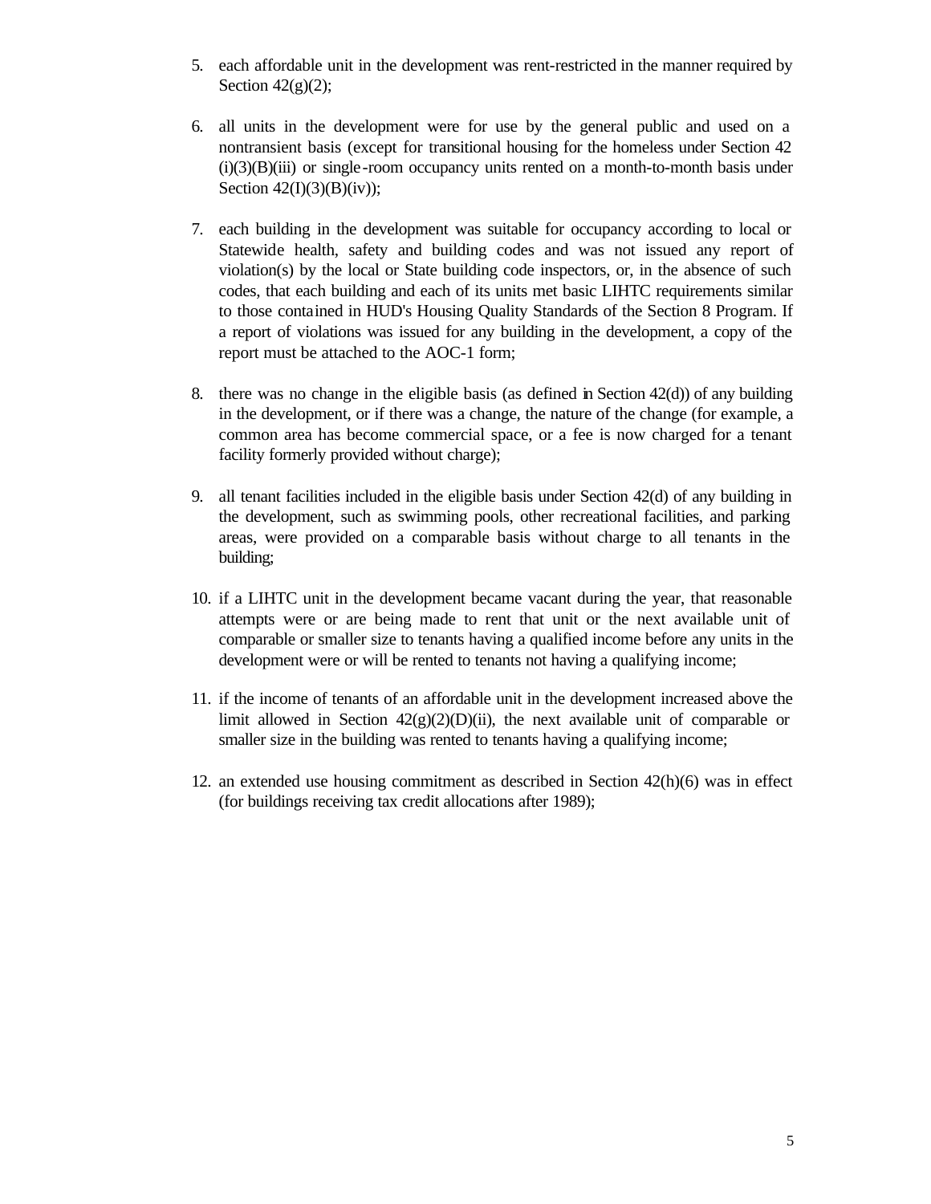5. each affordable unit in the development was rent-restricted in the manner required by Section 42(g)(2);

6. all units in the development were for use by the general public and used on a nontransient basis (except for transitional housing for the homeless under Section 42 (i)(3)(B)(iii) or single-room occupancy units rented on a month-to-month basis under Section 42(I)(3)(B)(iv));

7. each building in the development was suitable for occupancy according to local or Statewide health, safety and building codes and was not issued any report of violation(s) by the local or State building code inspectors, or, in the absence of such codes, that each building and each of its units met basic LIHTC requirements similar to those contained in HUD's Housing Quality Standards of the Section 8 Program. If a report of violations was issued for any building in the development, a copy of the report must be attached to the AOC-1 form;

8. there was no change in the eligible basis (as defined in Section 42(d)) of any building in the development, or if there was a change, the nature of the change (for example, a common area has become commercial space, or a fee is now charged for a tenant facility formerly provided without charge);

9. all tenant facilities included in the eligible basis under Section 42(d) of any building in the development, such as swimming pools, other recreational facilities, and parking areas, were provided on a comparable basis without charge to all tenants in the building;

10. if a LIHTC unit in the development became vacant during the year, that reasonable attempts were or are being made to rent that unit or the next available unit of comparable or smaller size to tenants having a qualified income before any units in the development were or will be rented to tenants not having a qualifying income;

11. if the income of tenants of an affordable unit in the development increased above the limit allowed in Section 42(g)(2)(D)(ii), the next available unit of comparable or smaller size in the building was rented to tenants having a qualifying income;

12. an extended use housing commitment as described in Section 42(h)(6) was in effect (for buildings receiving tax credit allocations after 1989);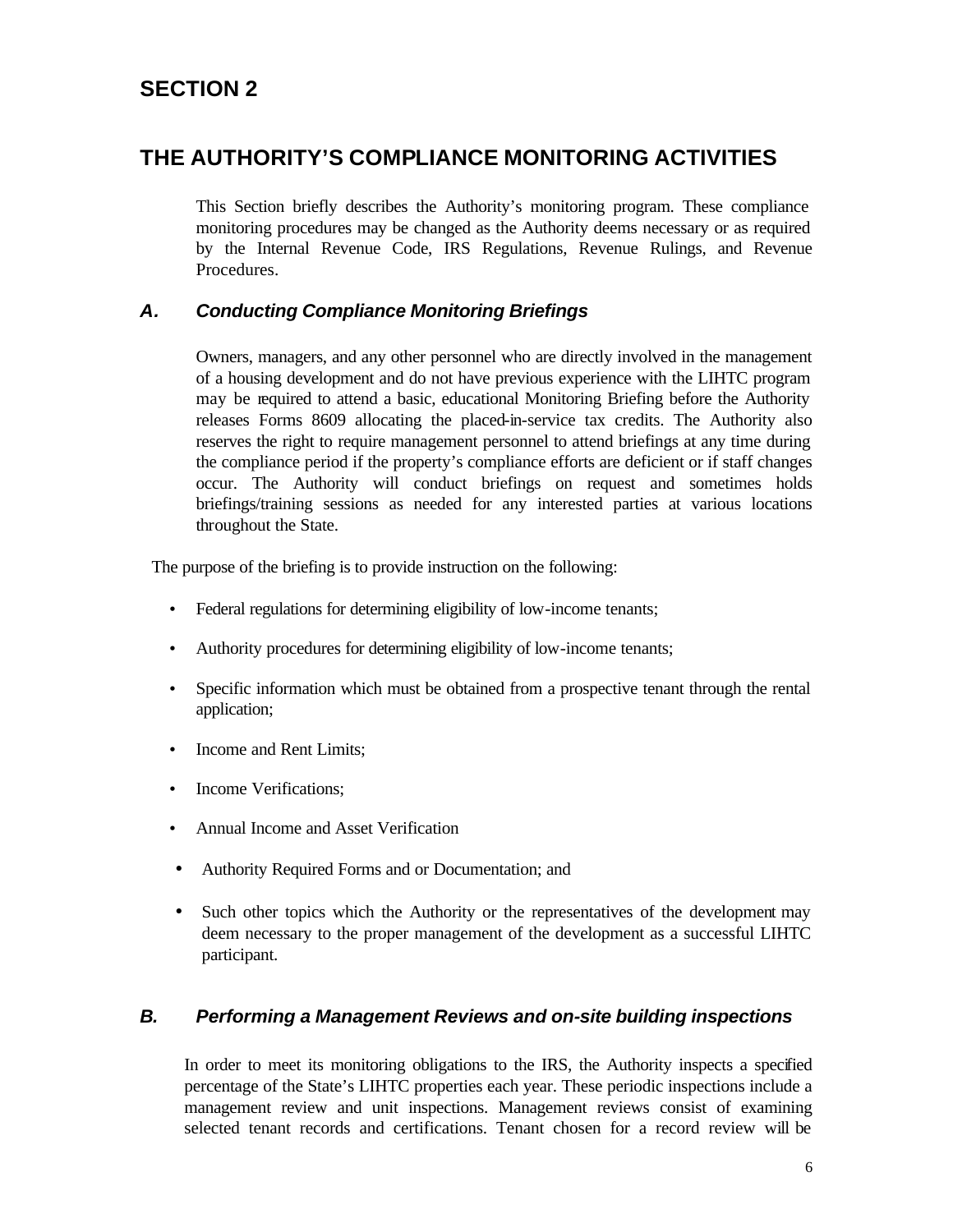# SECTION 2

# THE AUTHORITY'S COMPLIANCE MONITORING ACTIVITIES

This Section briefly describes the Authority's monitoring program. These compliance monitoring procedures may be changed as the Authority deems necessary or as required by the Internal Revenue Code, IRS Regulations, Revenue Rulings, and Revenue Procedures.

## *A. Conducting Compliance Monitoring Briefings*

Owners, managers, and any other personnel who are directly involved in the management of a housing development and do not have previous experience with the LIHTC program may be required to attend a basic, educational Monitoring Briefing before the Authority releases Forms 8609 allocating the placed-in-service tax credits. The Authority also reserves the right to require management personnel to attend briefings at any time during the compliance period if the property's compliance efforts are deficient or if staff changes occur. The Authority will conduct briefings on request and sometimes holds briefings/training sessions as needed for any interested parties at various locations throughout the State.

The purpose of the briefing is to provide instruction on the following:

- Federal regulations for determining eligibility of low-income tenants;
- Authority procedures for determining eligibility of low-income tenants;
- Specific information which must be obtained from a prospective tenant through the rental application;
- Income and Rent Limits;
- Income Verifications;
- Annual Income and Asset Verification
- Authority Required Forms and or Documentation; and
- Such other topics which the Authority or the representatives of the development may deem necessary to the proper management of the development as a successful LIHTC participant.

## *B. Performing a Management Reviews and on-site building inspections*

In order to meet its monitoring obligations to the IRS, the Authority inspects a specified percentage of the State's LIHTC properties each year. These periodic inspections include a management review and unit inspections. Management reviews consist of examining selected tenant records and certifications. Tenant chosen for a record review will be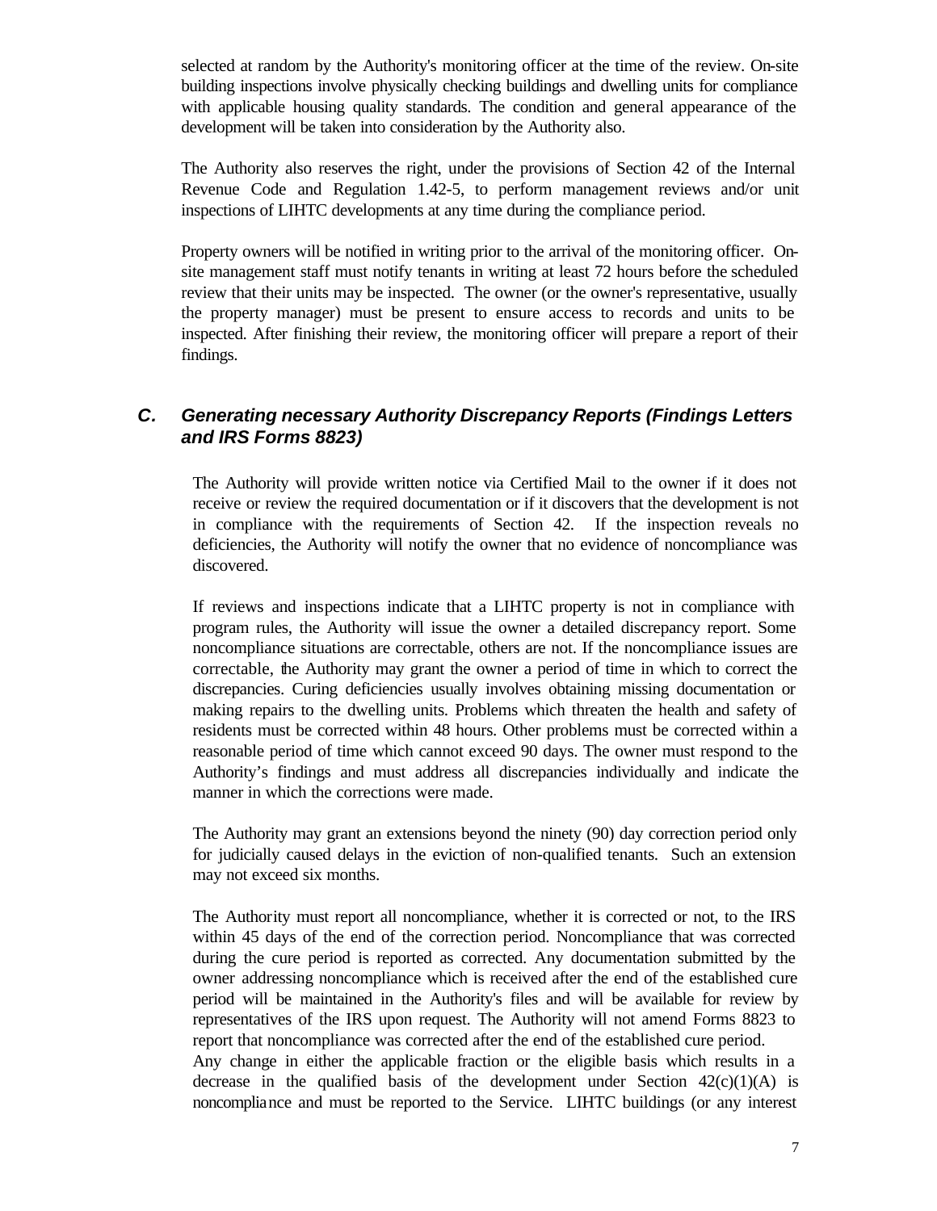selected at random by the Authority's monitoring officer at the time of the review. On-site building inspections involve physically checking buildings and dwelling units for compliance with applicable housing quality standards. The condition and general appearance of the development will be taken into consideration by the Authority also.

The Authority also reserves the right, under the provisions of Section 42 of the Internal Revenue Code and Regulation 1.42-5, to perform management reviews and/or unit inspections of LIHTC developments at any time during the compliance period.

Property owners will be notified in writing prior to the arrival of the monitoring officer. On-site management staff must notify tenants in writing at least 72 hours before the scheduled review that their units may be inspected. The owner (or the owner's representative, usually the property manager) must be present to ensure access to records and units to be inspected. After finishing their review, the monitoring officer will prepare a report of their findings.

### *C. Generating necessary Authority Discrepancy Reports (Findings Letters and IRS Forms 8823)*

The Authority will provide written notice via Certified Mail to the owner if it does not receive or review the required documentation or if it discovers that the development is not in compliance with the requirements of Section 42. If the inspection reveals no deficiencies, the Authority will notify the owner that no evidence of noncompliance was discovered.

If reviews and inspections indicate that a LIHTC property is not in compliance with program rules, the Authority will issue the owner a detailed discrepancy report. Some noncompliance situations are correctable, others are not. If the noncompliance issues are correctable, the Authority may grant the owner a period of time in which to correct the discrepancies. Curing deficiencies usually involves obtaining missing documentation or making repairs to the dwelling units. Problems which threaten the health and safety of residents must be corrected within 48 hours. Other problems must be corrected within a reasonable period of time which cannot exceed 90 days. The owner must respond to the Authority's findings and must address all discrepancies individually and indicate the manner in which the corrections were made.

The Authority may grant an extensions beyond the ninety (90) day correction period only for judicially caused delays in the eviction of non-qualified tenants. Such an extension may not exceed six months.

The Authority must report all noncompliance, whether it is corrected or not, to the IRS within 45 days of the end of the correction period. Noncompliance that was corrected during the cure period is reported as corrected. Any documentation submitted by the owner addressing noncompliance which is received after the end of the established cure period will be maintained in the Authority's files and will be available for review by representatives of the IRS upon request. The Authority will not amend Forms 8823 to report that noncompliance was corrected after the end of the established cure period.
Any change in either the applicable fraction or the eligible basis which results in a decrease in the qualified basis of the development under Section 42(c)(1)(A) is noncompliance and must be reported to the Service. LIHTC buildings (or any interest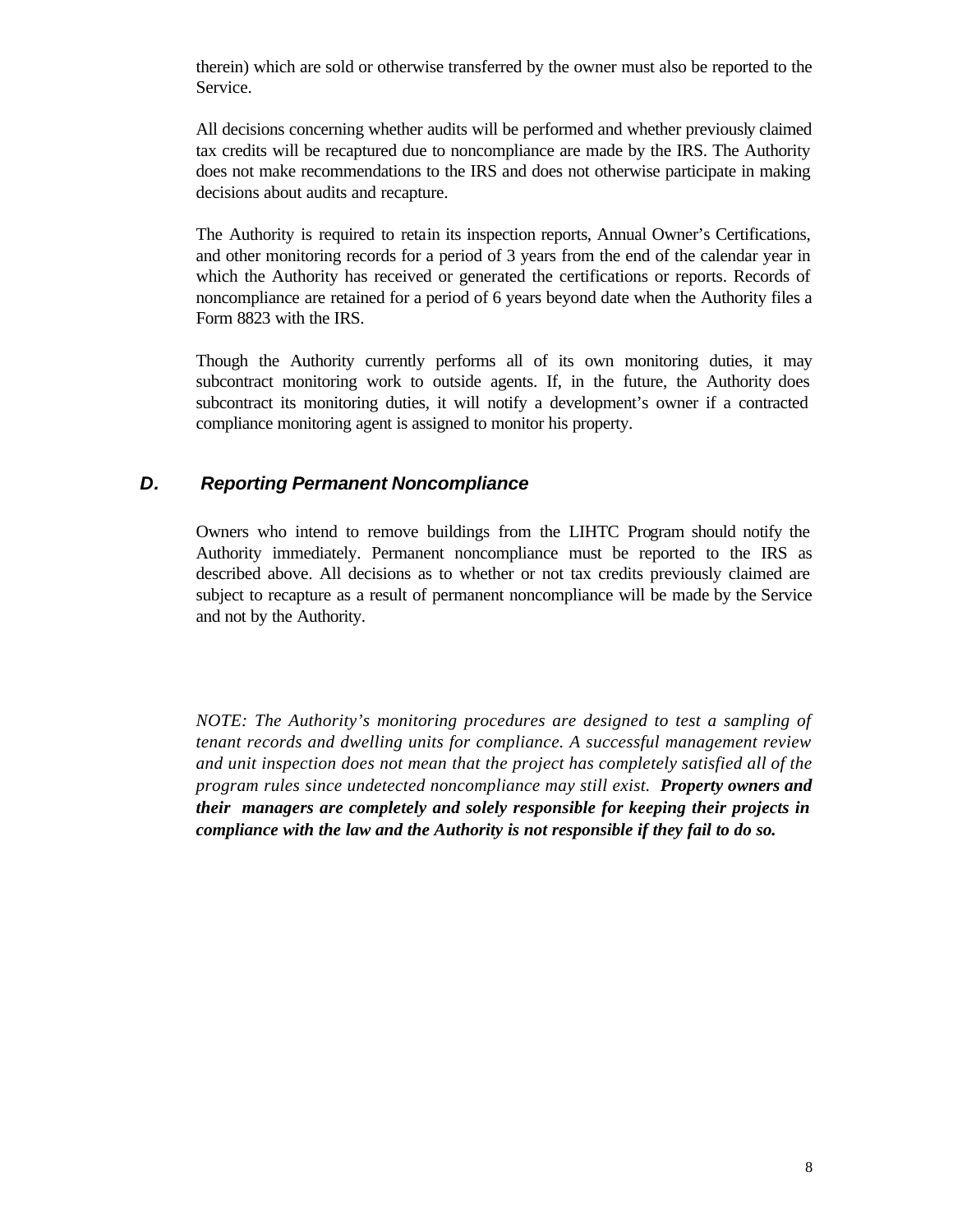therein) which are sold or otherwise transferred by the owner must also be reported to the Service.

All decisions concerning whether audits will be performed and whether previously claimed tax credits will be recaptured due to noncompliance are made by the IRS. The Authority does not make recommendations to the IRS and does not otherwise participate in making decisions about audits and recapture.

The Authority is required to retain its inspection reports, Annual Owner's Certifications, and other monitoring records for a period of 3 years from the end of the calendar year in which the Authority has received or generated the certifications or reports. Records of noncompliance are retained for a period of 6 years beyond date when the Authority files a Form 8823 with the IRS.

Though the Authority currently performs all of its own monitoring duties, it may subcontract monitoring work to outside agents. If, in the future, the Authority does subcontract its monitoring duties, it will notify a development's owner if a contracted compliance monitoring agent is assigned to monitor his property.

### *D. Reporting Permanent Noncompliance*

Owners who intend to remove buildings from the LIHTC Program should notify the Authority immediately. Permanent noncompliance must be reported to the IRS as described above. All decisions as to whether or not tax credits previously claimed are subject to recapture as a result of permanent noncompliance will be made by the Service and not by the Authority.

*NOTE: The Authority's monitoring procedures are designed to test a sampling of tenant records and dwelling units for compliance. A successful management review and unit inspection does not mean that the project has completely satisfied all of the program rules since undetected noncompliance may still exist.* ***Property owners and their managers are completely and solely responsible for keeping their projects in compliance with the law and the Authority is not responsible if they fail to do so.***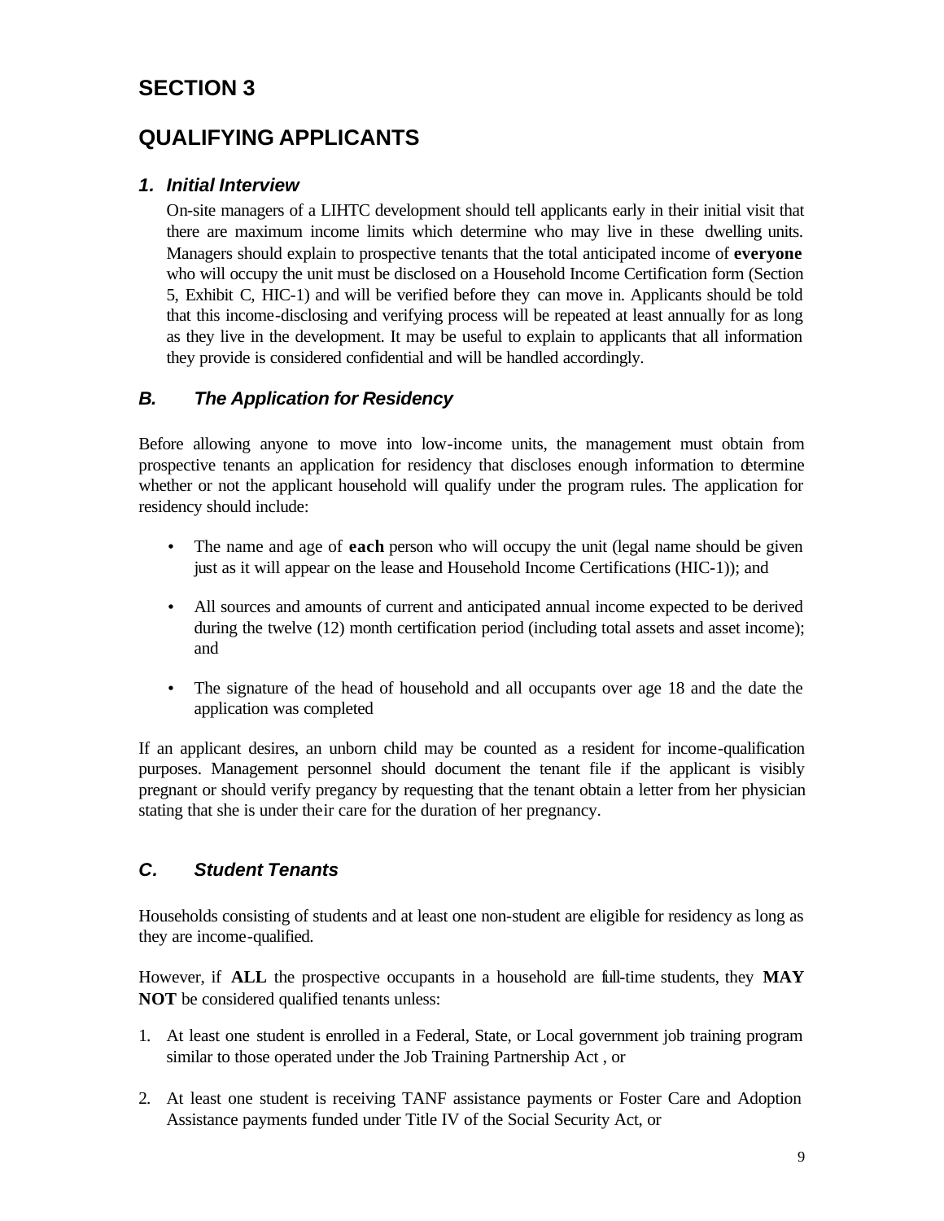## SECTION 3

## QUALIFYING APPLICANTS

### *1. Initial Interview*

On-site managers of a LIHTC development should tell applicants early in their initial visit that there are maximum income limits which determine who may live in these dwelling units. Managers should explain to prospective tenants that the total anticipated income of **everyone** who will occupy the unit must be disclosed on a Household Income Certification form (Section 5, Exhibit C, HIC-1) and will be verified before they can move in. Applicants should be told that this income-disclosing and verifying process will be repeated at least annually for as long as they live in the development. It may be useful to explain to applicants that all information they provide is considered confidential and will be handled accordingly.

### *B. The Application for Residency*

Before allowing anyone to move into low-income units, the management must obtain from prospective tenants an application for residency that discloses enough information to determine whether or not the applicant household will qualify under the program rules. The application for residency should include:

- The name and age of **each** person who will occupy the unit (legal name should be given just as it will appear on the lease and Household Income Certifications (HIC-1)); and
- All sources and amounts of current and anticipated annual income expected to be derived during the twelve (12) month certification period (including total assets and asset income); and
- The signature of the head of household and all occupants over age 18 and the date the application was completed

If an applicant desires, an unborn child may be counted as a resident for income-qualification purposes. Management personnel should document the tenant file if the applicant is visibly pregnant or should verify pregancy by requesting that the tenant obtain a letter from her physician stating that she is under their care for the duration of her pregnancy.

### *C. Student Tenants*

Households consisting of students and at least one non-student are eligible for residency as long as they are income-qualified.

However, if **ALL** the prospective occupants in a household are full-time students, they **MAY NOT** be considered qualified tenants unless:

1. At least one student is enrolled in a Federal, State, or Local government job training program similar to those operated under the Job Training Partnership Act , or
2. At least one student is receiving TANF assistance payments or Foster Care and Adoption Assistance payments funded under Title IV of the Social Security Act, or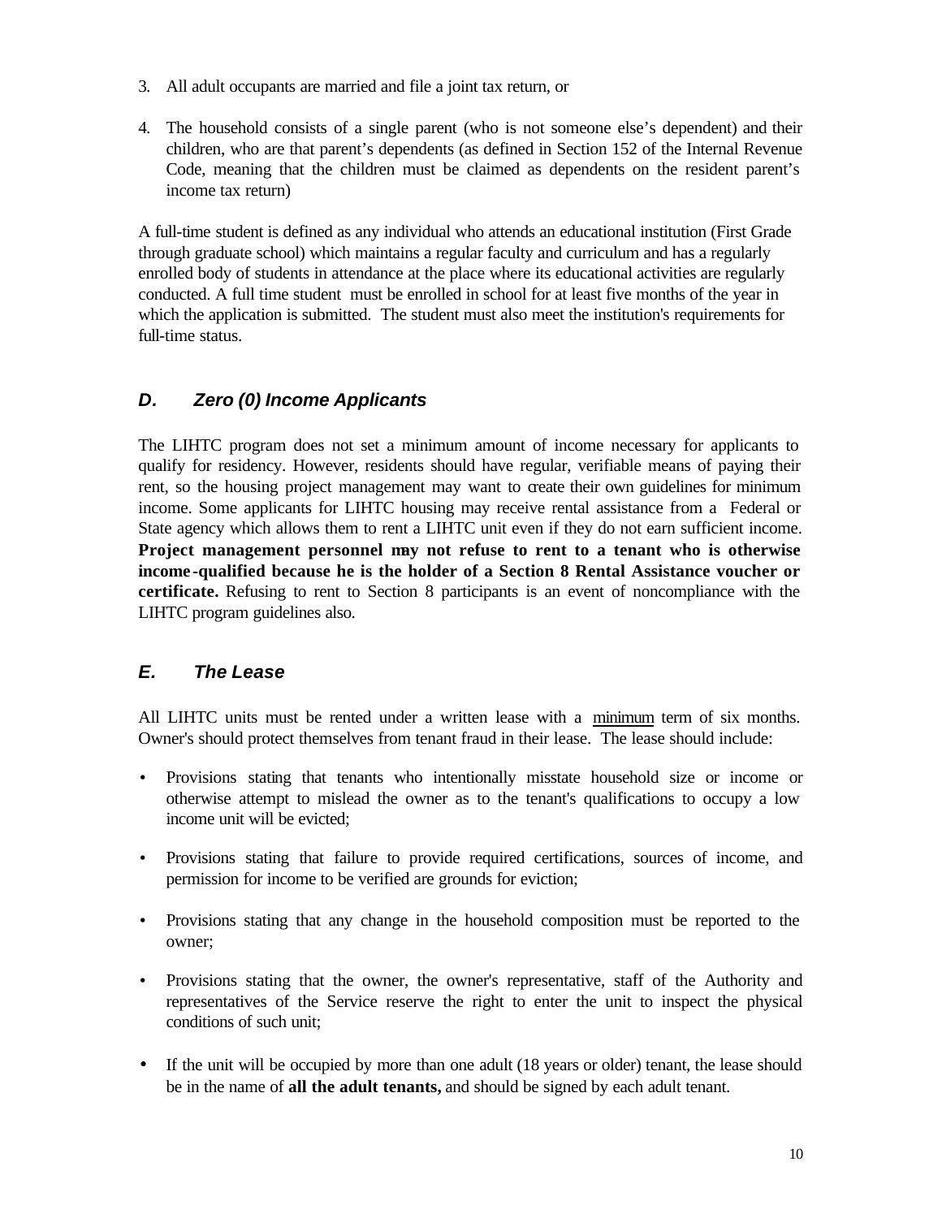3. All adult occupants are married and file a joint tax return, or

4. The household consists of a single parent (who is not someone else's dependent) and their children, who are that parent's dependents (as defined in Section 152 of the Internal Revenue Code, meaning that the children must be claimed as dependents on the resident parent's income tax return)

A full-time student is defined as any individual who attends an educational institution (First Grade through graduate school) which maintains a regular faculty and curriculum and has a regularly enrolled body of students in attendance at the place where its educational activities are regularly conducted. A full time student must be enrolled in school for at least five months of the year in which the application is submitted. The student must also meet the institution's requirements for full-time status.

## *D. Zero (0) Income Applicants*

The LIHTC program does not set a minimum amount of income necessary for applicants to qualify for residency. However, residents should have regular, verifiable means of paying their rent, so the housing project management may want to create their own guidelines for minimum income. Some applicants for LIHTC housing may receive rental assistance from a Federal or State agency which allows them to rent a LIHTC unit even if they do not earn sufficient income. **Project management personnel may not refuse to rent to a tenant who is otherwise income-qualified because he is the holder of a Section 8 Rental Assistance voucher or certificate.** Refusing to rent to Section 8 participants is an event of noncompliance with the LIHTC program guidelines also.

## *E. The Lease*

All LIHTC units must be rented under a written lease with a <u>minimum</u> term of six months. Owner's should protect themselves from tenant fraud in their lease. The lease should include:

- Provisions stating that tenants who intentionally misstate household size or income or otherwise attempt to mislead the owner as to the tenant's qualifications to occupy a low income unit will be evicted;
- Provisions stating that failure to provide required certifications, sources of income, and permission for income to be verified are grounds for eviction;
- Provisions stating that any change in the household composition must be reported to the owner;
- Provisions stating that the owner, the owner's representative, staff of the Authority and representatives of the Service reserve the right to enter the unit to inspect the physical conditions of such unit;
- If the unit will be occupied by more than one adult (18 years or older) tenant, the lease should be in the name of **all the adult tenants,** and should be signed by each adult tenant.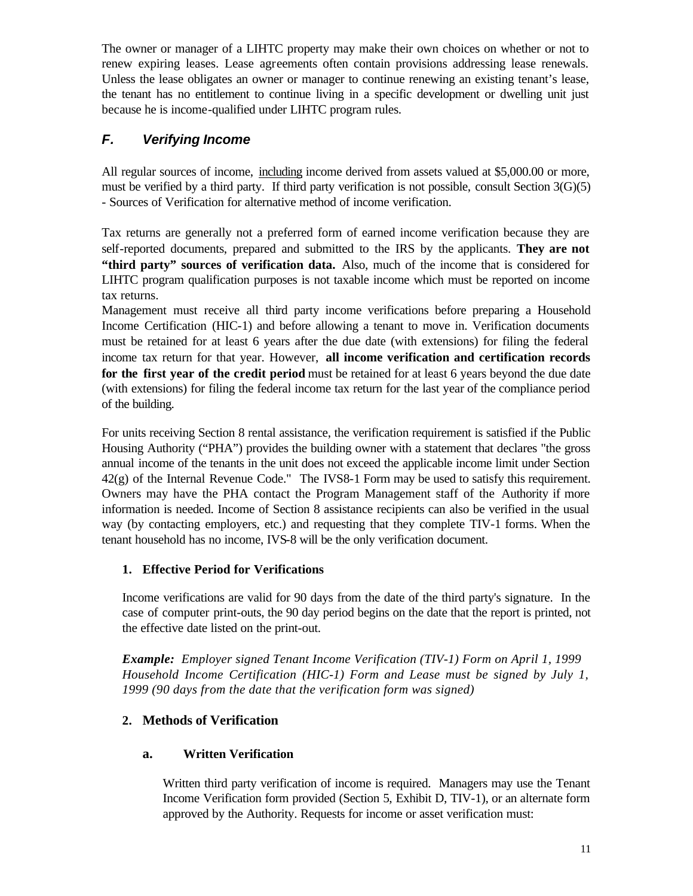The owner or manager of a LIHTC property may make their own choices on whether or not to renew expiring leases. Lease agreements often contain provisions addressing lease renewals. Unless the lease obligates an owner or manager to continue renewing an existing tenant's lease, the tenant has no entitlement to continue living in a specific development or dwelling unit just because he is income-qualified under LIHTC program rules.

## *F. Verifying Income*

All regular sources of income, <u>including</u> income derived from assets valued at $5,000.00 or more, must be verified by a third party. If third party verification is not possible, consult Section 3(G)(5) - Sources of Verification for alternative method of income verification.

Tax returns are generally not a preferred form of earned income verification because they are self-reported documents, prepared and submitted to the IRS by the applicants. **They are not "third party" sources of verification data.** Also, much of the income that is considered for LIHTC program qualification purposes is not taxable income which must be reported on income tax returns.

Management must receive all third party income verifications before preparing a Household Income Certification (HIC-1) and before allowing a tenant to move in. Verification documents must be retained for at least 6 years after the due date (with extensions) for filing the federal income tax return for that year. However, **all income verification and certification records for the first year of the credit period** must be retained for at least 6 years beyond the due date (with extensions) for filing the federal income tax return for the last year of the compliance period of the building.

For units receiving Section 8 rental assistance, the verification requirement is satisfied if the Public Housing Authority ("PHA") provides the building owner with a statement that declares "the gross annual income of the tenants in the unit does not exceed the applicable income limit under Section 42(g) of the Internal Revenue Code." The IVS8-1 Form may be used to satisfy this requirement. Owners may have the PHA contact the Program Management staff of the Authority if more information is needed. Income of Section 8 assistance recipients can also be verified in the usual way (by contacting employers, etc.) and requesting that they complete TIV-1 forms. When the tenant household has no income, IVS-8 will be the only verification document.

### 1. Effective Period for Verifications

Income verifications are valid for 90 days from the date of the third party's signature. In the case of computer print-outs, the 90 day period begins on the date that the report is printed, not the effective date listed on the print-out.

***Example:*** *Employer signed Tenant Income Verification (TIV-1) Form on April 1, 1999 Household Income Certification (HIC-1) Form and Lease must be signed by July 1, 1999 (90 days from the date that the verification form was signed)*

### 2. Methods of Verification

#### a. Written Verification

Written third party verification of income is required. Managers may use the Tenant Income Verification form provided (Section 5, Exhibit D, TIV-1), or an alternate form approved by the Authority. Requests for income or asset verification must: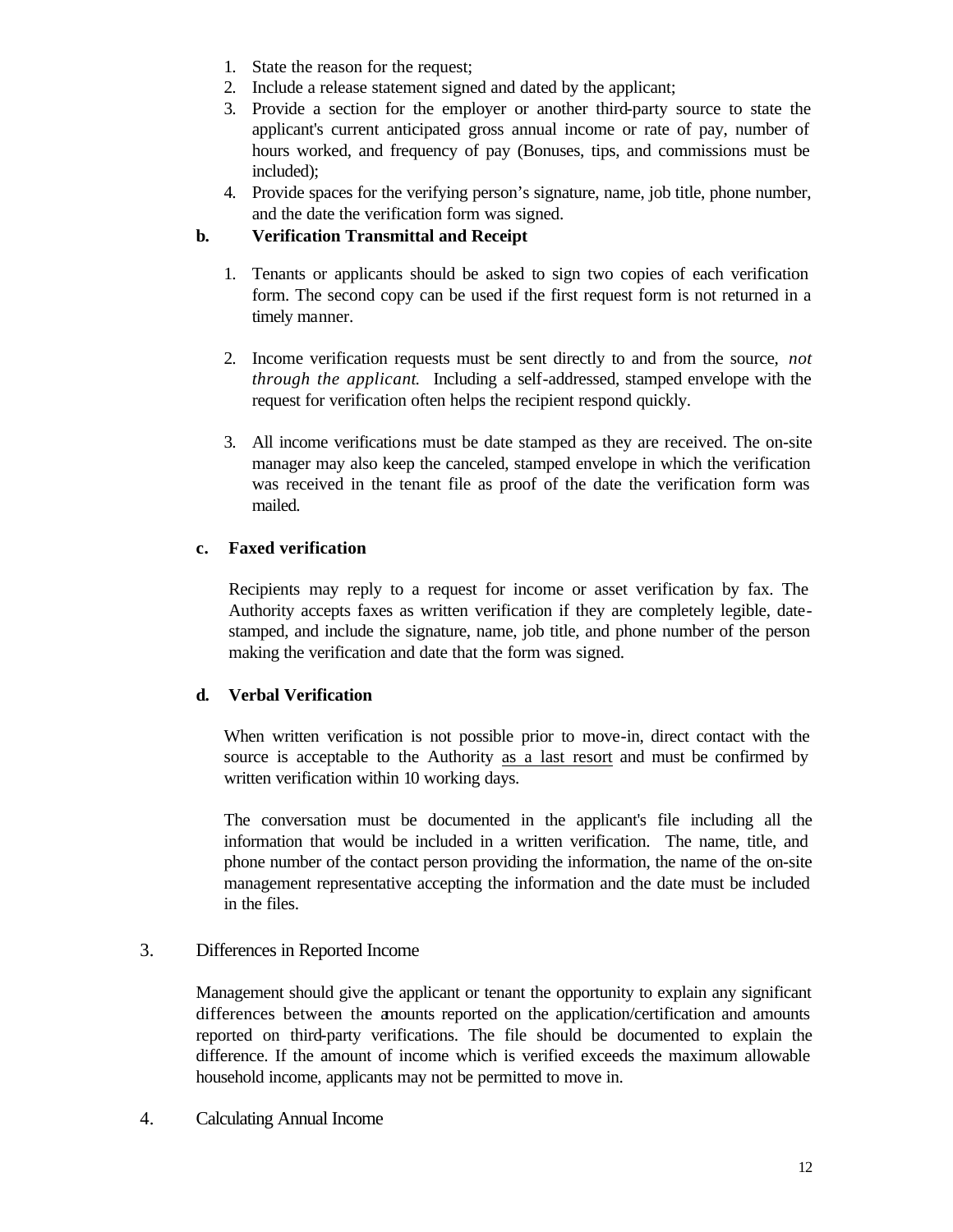1. State the reason for the request;
2. Include a release statement signed and dated by the applicant;
3. Provide a section for the employer or another third-party source to state the applicant's current anticipated gross annual income or rate of pay, number of hours worked, and frequency of pay (Bonuses, tips, and commissions must be included);
4. Provide spaces for the verifying person's signature, name, job title, phone number, and the date the verification form was signed.

**b. Verification Transmittal and Receipt**

1. Tenants or applicants should be asked to sign two copies of each verification form. The second copy can be used if the first request form is not returned in a timely manner.

2. Income verification requests must be sent directly to and from the source, *not through the applicant.* Including a self-addressed, stamped envelope with the request for verification often helps the recipient respond quickly.

3. All income verifications must be date stamped as they are received. The on-site manager may also keep the canceled, stamped envelope in which the verification was received in the tenant file as proof of the date the verification form was mailed.

**c. Faxed verification**

Recipients may reply to a request for income or asset verification by fax. The Authority accepts faxes as written verification if they are completely legible, date-stamped, and include the signature, name, job title, and phone number of the person making the verification and date that the form was signed.

**d. Verbal Verification**

When written verification is not possible prior to move-in, direct contact with the source is acceptable to the Authority as a last resort and must be confirmed by written verification within 10 working days.

The conversation must be documented in the applicant's file including all the information that would be included in a written verification. The name, title, and phone number of the contact person providing the information, the name of the on-site management representative accepting the information and the date must be included in the files.

3. Differences in Reported Income

Management should give the applicant or tenant the opportunity to explain any significant differences between the amounts reported on the application/certification and amounts reported on third-party verifications. The file should be documented to explain the difference. If the amount of income which is verified exceeds the maximum allowable household income, applicants may not be permitted to move in.

4. Calculating Annual Income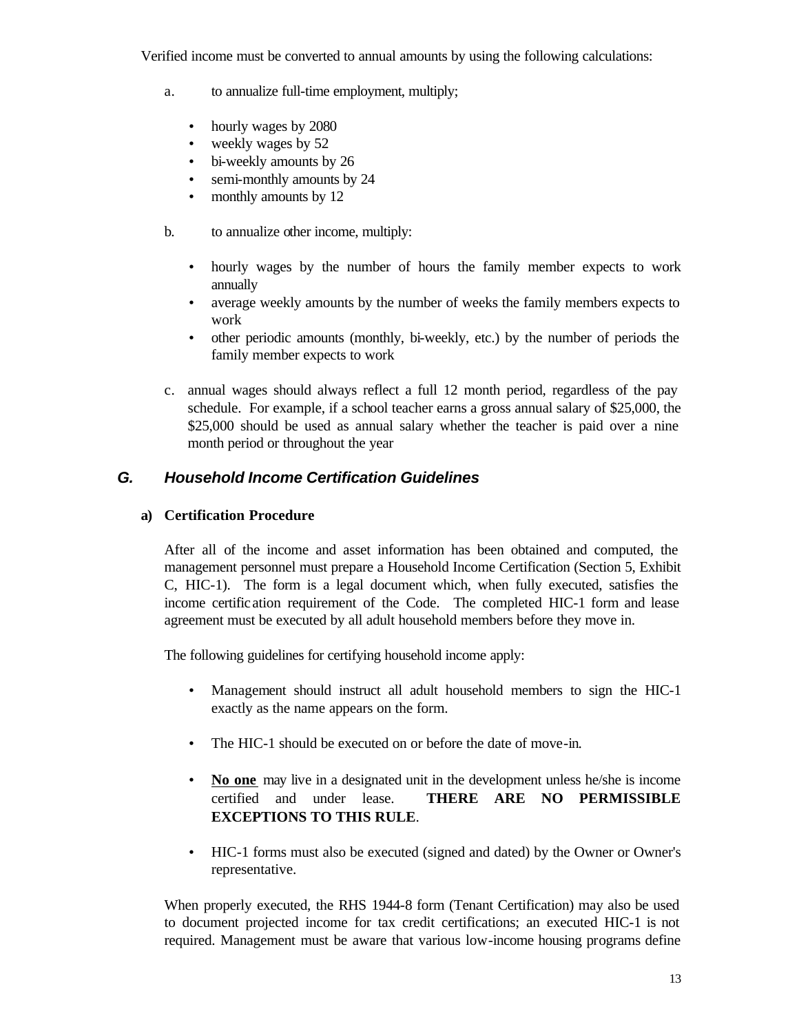Verified income must be converted to annual amounts by using the following calculations:

a. to annualize full-time employment, multiply;

- hourly wages by 2080
- weekly wages by 52
- bi-weekly amounts by 26
- semi-monthly amounts by 24
- monthly amounts by 12

b. to annualize other income, multiply:

- hourly wages by the number of hours the family member expects to work annually
- average weekly amounts by the number of weeks the family members expects to work
- other periodic amounts (monthly, bi-weekly, etc.) by the number of periods the family member expects to work

c. annual wages should always reflect a full 12 month period, regardless of the pay schedule. For example, if a school teacher earns a gross annual salary of $25,000, the $25,000 should be used as annual salary whether the teacher is paid over a nine month period or throughout the year

## *G. Household Income Certification Guidelines*

### a) Certification Procedure

After all of the income and asset information has been obtained and computed, the management personnel must prepare a Household Income Certification (Section 5, Exhibit C, HIC-1). The form is a legal document which, when fully executed, satisfies the income certification requirement of the Code. The completed HIC-1 form and lease agreement must be executed by all adult household members before they move in.

The following guidelines for certifying household income apply:

- Management should instruct all adult household members to sign the HIC-1 exactly as the name appears on the form.
- The HIC-1 should be executed on or before the date of move-in.
- <u>**No one**</u> may live in a designated unit in the development unless he/she is income certified and under lease. **THERE ARE NO PERMISSIBLE EXCEPTIONS TO THIS RULE**.
- HIC-1 forms must also be executed (signed and dated) by the Owner or Owner's representative.

When properly executed, the RHS 1944-8 form (Tenant Certification) may also be used to document projected income for tax credit certifications; an executed HIC-1 is not required. Management must be aware that various low-income housing programs define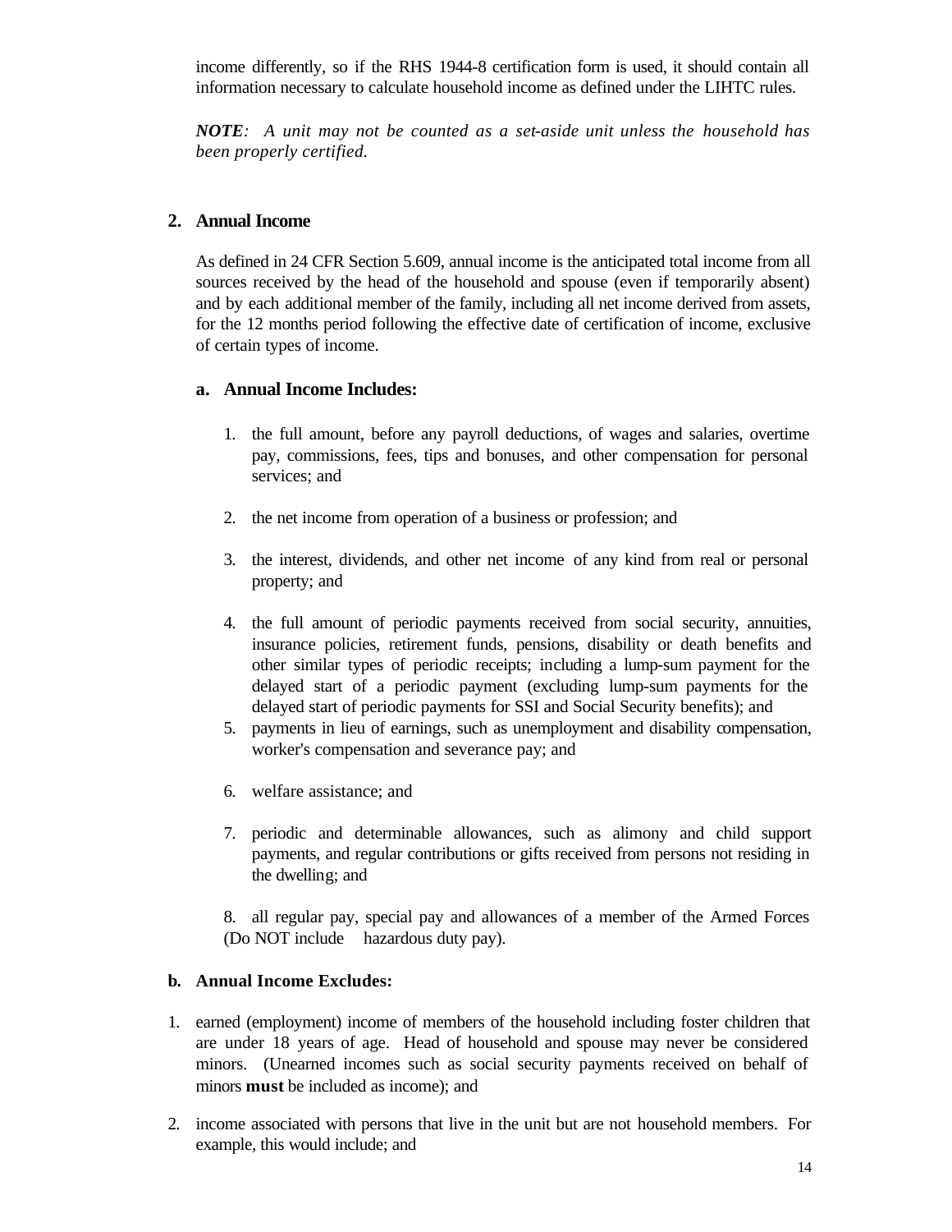income differently, so if the RHS 1944-8 certification form is used, it should contain all information necessary to calculate household income as defined under the LIHTC rules.

***NOTE****: A unit may not be counted as a set-aside unit unless the household has been properly certified.*

## 2. Annual Income

As defined in 24 CFR Section 5.609, annual income is the anticipated total income from all sources received by the head of the household and spouse (even if temporarily absent) and by each additional member of the family, including all net income derived from assets, for the 12 months period following the effective date of certification of income, exclusive of certain types of income.

### a. Annual Income Includes:

1. the full amount, before any payroll deductions, of wages and salaries, overtime pay, commissions, fees, tips and bonuses, and other compensation for personal services; and

2. the net income from operation of a business or profession; and

3. the interest, dividends, and other net income of any kind from real or personal property; and

4. the full amount of periodic payments received from social security, annuities, insurance policies, retirement funds, pensions, disability or death benefits and other similar types of periodic receipts; including a lump-sum payment for the delayed start of a periodic payment (excluding lump-sum payments for the delayed start of periodic payments for SSI and Social Security benefits); and
5. payments in lieu of earnings, such as unemployment and disability compensation, worker's compensation and severance pay; and

6. welfare assistance; and

7. periodic and determinable allowances, such as alimony and child support payments, and regular contributions or gifts received from persons not residing in the dwelling; and

8. all regular pay, special pay and allowances of a member of the Armed Forces (Do NOT include hazardous duty pay).

### b. Annual Income Excludes:

1. earned (employment) income of members of the household including foster children that are under 18 years of age. Head of household and spouse may never be considered minors. (Unearned incomes such as social security payments received on behalf of minors **must** be included as income); and

2. income associated with persons that live in the unit but are not household members. For example, this would include; and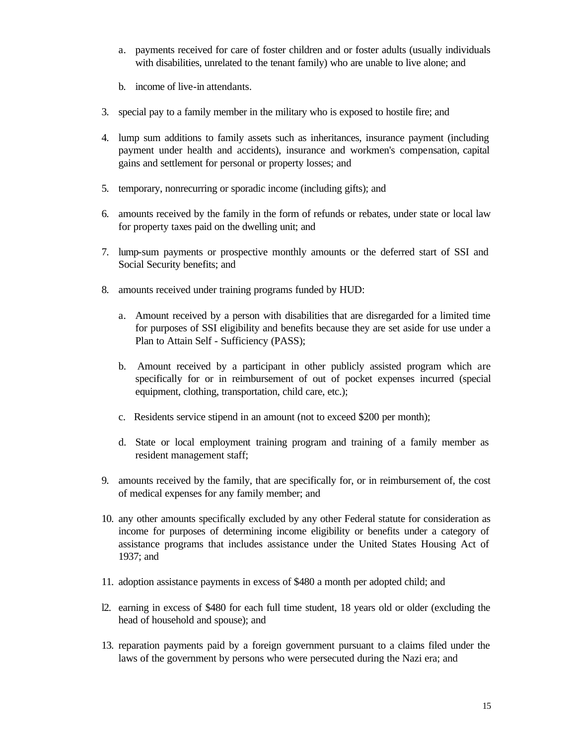a. payments received for care of foster children and or foster adults (usually individuals with disabilities, unrelated to the tenant family) who are unable to live alone; and

   b. income of live-in attendants.

3. special pay to a family member in the military who is exposed to hostile fire; and

4. lump sum additions to family assets such as inheritances, insurance payment (including payment under health and accidents), insurance and workmen's compensation, capital gains and settlement for personal or property losses; and

5. temporary, nonrecurring or sporadic income (including gifts); and

6. amounts received by the family in the form of refunds or rebates, under state or local law for property taxes paid on the dwelling unit; and

7. lump-sum payments or prospective monthly amounts or the deferred start of SSI and Social Security benefits; and

8. amounts received under training programs funded by HUD:

   a. Amount received by a person with disabilities that are disregarded for a limited time for purposes of SSI eligibility and benefits because they are set aside for use under a Plan to Attain Self - Sufficiency (PASS);

   b. Amount received by a participant in other publicly assisted program which are specifically for or in reimbursement of out of pocket expenses incurred (special equipment, clothing, transportation, child care, etc.);

   c. Residents service stipend in an amount (not to exceed $200 per month);

   d. State or local employment training program and training of a family member as resident management staff;

9. amounts received by the family, that are specifically for, or in reimbursement of, the cost of medical expenses for any family member; and

10. any other amounts specifically excluded by any other Federal statute for consideration as income for purposes of determining income eligibility or benefits under a category of assistance programs that includes assistance under the United States Housing Act of 1937; and

11. adoption assistance payments in excess of $480 a month per adopted child; and

12. earning in excess of $480 for each full time student, 18 years old or older (excluding the head of household and spouse); and

13. reparation payments paid by a foreign government pursuant to a claims filed under the laws of the government by persons who were persecuted during the Nazi era; and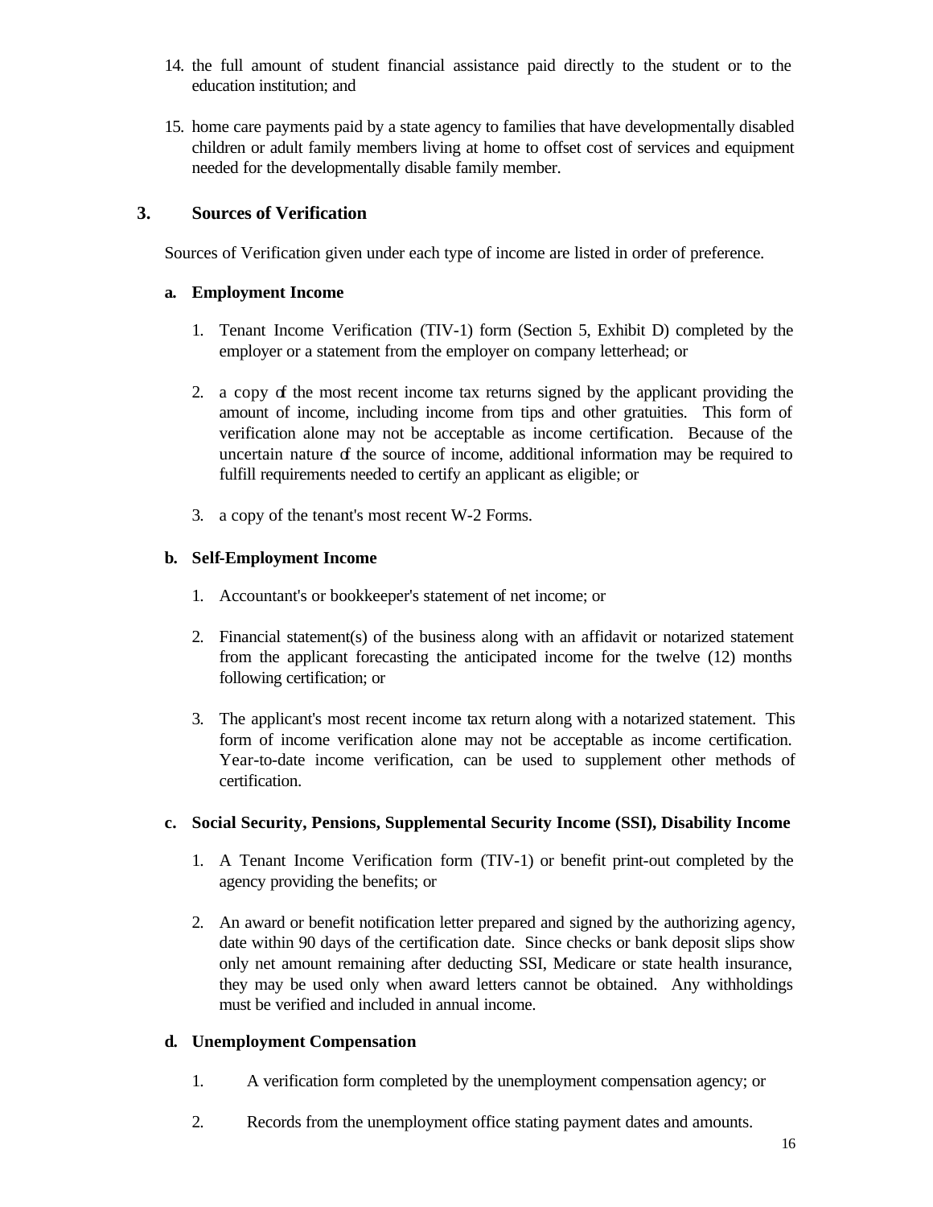14. the full amount of student financial assistance paid directly to the student or to the education institution; and

15. home care payments paid by a state agency to families that have developmentally disabled children or adult family members living at home to offset cost of services and equipment needed for the developmentally disable family member.

## 3. Sources of Verification

Sources of Verification given under each type of income are listed in order of preference.

### a. Employment Income

1. Tenant Income Verification (TIV-1) form (Section 5, Exhibit D) completed by the employer or a statement from the employer on company letterhead; or

2. a copy of the most recent income tax returns signed by the applicant providing the amount of income, including income from tips and other gratuities. This form of verification alone may not be acceptable as income certification. Because of the uncertain nature of the source of income, additional information may be required to fulfill requirements needed to certify an applicant as eligible; or

3. a copy of the tenant's most recent W-2 Forms.

### b. Self-Employment Income

1. Accountant's or bookkeeper's statement of net income; or

2. Financial statement(s) of the business along with an affidavit or notarized statement from the applicant forecasting the anticipated income for the twelve (12) months following certification; or

3. The applicant's most recent income tax return along with a notarized statement. This form of income verification alone may not be acceptable as income certification. Year-to-date income verification, can be used to supplement other methods of certification.

### c. Social Security, Pensions, Supplemental Security Income (SSI), Disability Income

1. A Tenant Income Verification form (TIV-1) or benefit print-out completed by the agency providing the benefits; or

2. An award or benefit notification letter prepared and signed by the authorizing agency, date within 90 days of the certification date. Since checks or bank deposit slips show only net amount remaining after deducting SSI, Medicare or state health insurance, they may be used only when award letters cannot be obtained. Any withholdings must be verified and included in annual income.

### d. Unemployment Compensation

1. A verification form completed by the unemployment compensation agency; or

2. Records from the unemployment office stating payment dates and amounts.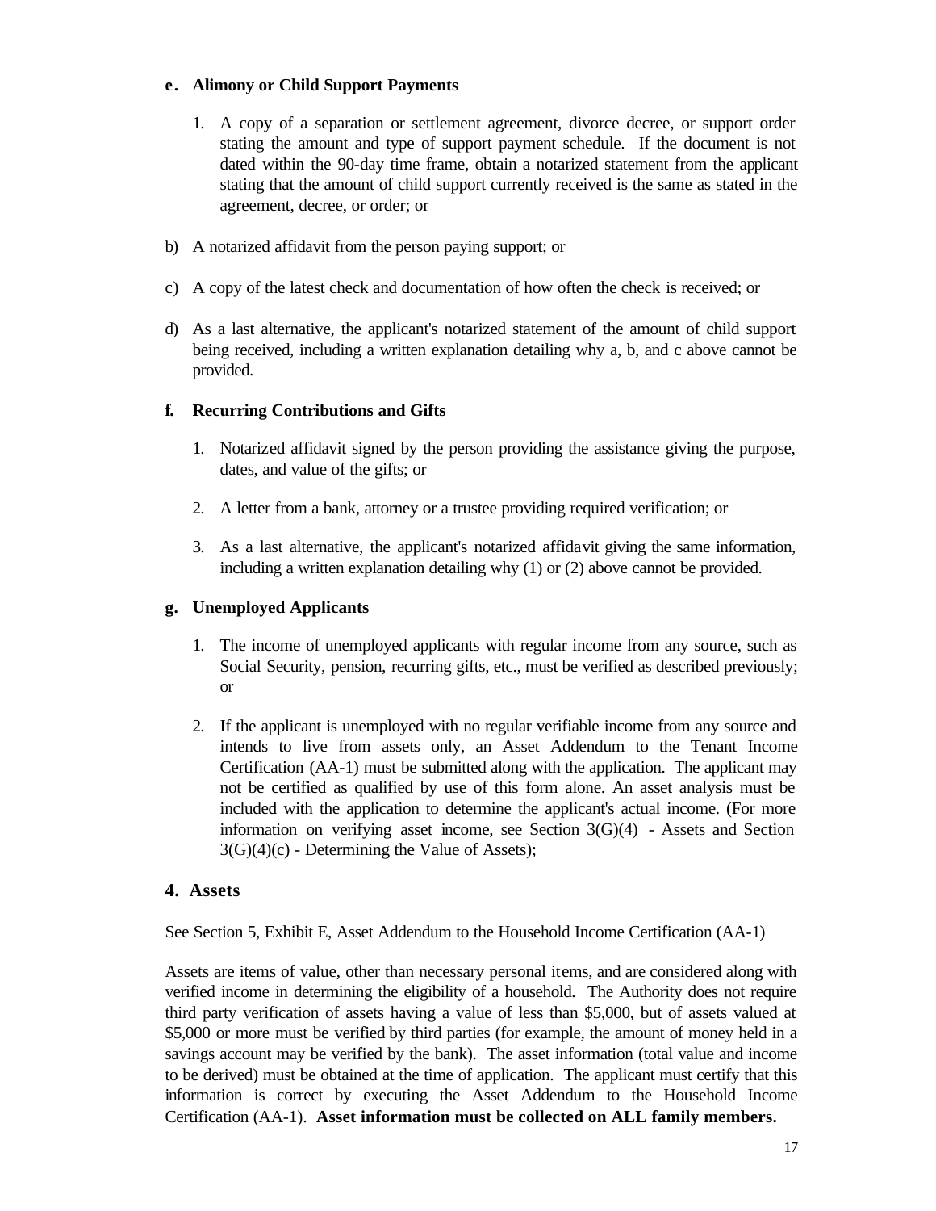#### e. Alimony or Child Support Payments

1. A copy of a separation or settlement agreement, divorce decree, or support order stating the amount and type of support payment schedule. If the document is not dated within the 90-day time frame, obtain a notarized statement from the applicant stating that the amount of child support currently received is the same as stated in the agreement, decree, or order; or

b) A notarized affidavit from the person paying support; or

c) A copy of the latest check and documentation of how often the check is received; or

d) As a last alternative, the applicant's notarized statement of the amount of child support being received, including a written explanation detailing why a, b, and c above cannot be provided.

#### f. Recurring Contributions and Gifts

1. Notarized affidavit signed by the person providing the assistance giving the purpose, dates, and value of the gifts; or

2. A letter from a bank, attorney or a trustee providing required verification; or

3. As a last alternative, the applicant's notarized affidavit giving the same information, including a written explanation detailing why (1) or (2) above cannot be provided.

#### g. Unemployed Applicants

1. The income of unemployed applicants with regular income from any source, such as Social Security, pension, recurring gifts, etc., must be verified as described previously; or

2. If the applicant is unemployed with no regular verifiable income from any source and intends to live from assets only, an Asset Addendum to the Tenant Income Certification (AA-1) must be submitted along with the application. The applicant may not be certified as qualified by use of this form alone. An asset analysis must be included with the application to determine the applicant's actual income. (For more information on verifying asset income, see Section 3(G)(4) - Assets and Section 3(G)(4)(c) - Determining the Value of Assets);

### 4. Assets

See Section 5, Exhibit E, Asset Addendum to the Household Income Certification (AA-1)

Assets are items of value, other than necessary personal items, and are considered along with verified income in determining the eligibility of a household. The Authority does not require third party verification of assets having a value of less than $5,000, but of assets valued at $5,000 or more must be verified by third parties (for example, the amount of money held in a savings account may be verified by the bank). The asset information (total value and income to be derived) must be obtained at the time of application. The applicant must certify that this information is correct by executing the Asset Addendum to the Household Income Certification (AA-1). **Asset information must be collected on ALL family members.**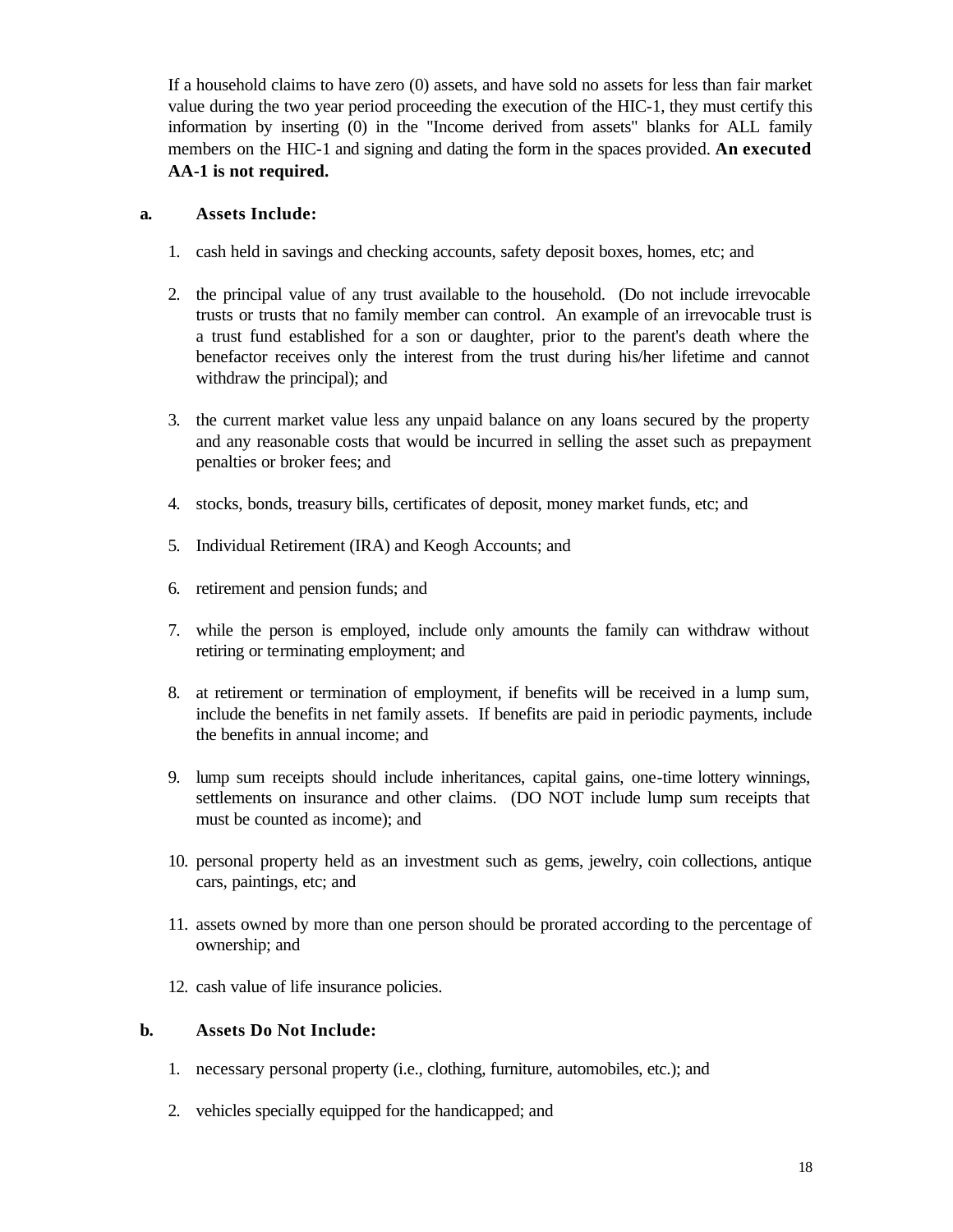If a household claims to have zero (0) assets, and have sold no assets for less than fair market value during the two year period proceeding the execution of the HIC-1, they must certify this information by inserting (0) in the "Income derived from assets" blanks for ALL family members on the HIC-1 and signing and dating the form in the spaces provided. **An executed AA-1 is not required.**

**a. Assets Include:**

1. cash held in savings and checking accounts, safety deposit boxes, homes, etc; and

2. the principal value of any trust available to the household. (Do not include irrevocable trusts or trusts that no family member can control. An example of an irrevocable trust is a trust fund established for a son or daughter, prior to the parent's death where the benefactor receives only the interest from the trust during his/her lifetime and cannot withdraw the principal); and

3. the current market value less any unpaid balance on any loans secured by the property and any reasonable costs that would be incurred in selling the asset such as prepayment penalties or broker fees; and

4. stocks, bonds, treasury bills, certificates of deposit, money market funds, etc; and

5. Individual Retirement (IRA) and Keogh Accounts; and

6. retirement and pension funds; and

7. while the person is employed, include only amounts the family can withdraw without retiring or terminating employment; and

8. at retirement or termination of employment, if benefits will be received in a lump sum, include the benefits in net family assets. If benefits are paid in periodic payments, include the benefits in annual income; and

9. lump sum receipts should include inheritances, capital gains, one-time lottery winnings, settlements on insurance and other claims. (DO NOT include lump sum receipts that must be counted as income); and

10. personal property held as an investment such as gems, jewelry, coin collections, antique cars, paintings, etc; and

11. assets owned by more than one person should be prorated according to the percentage of ownership; and

12. cash value of life insurance policies.

**b. Assets Do Not Include:**

1. necessary personal property (i.e., clothing, furniture, automobiles, etc.); and

2. vehicles specially equipped for the handicapped; and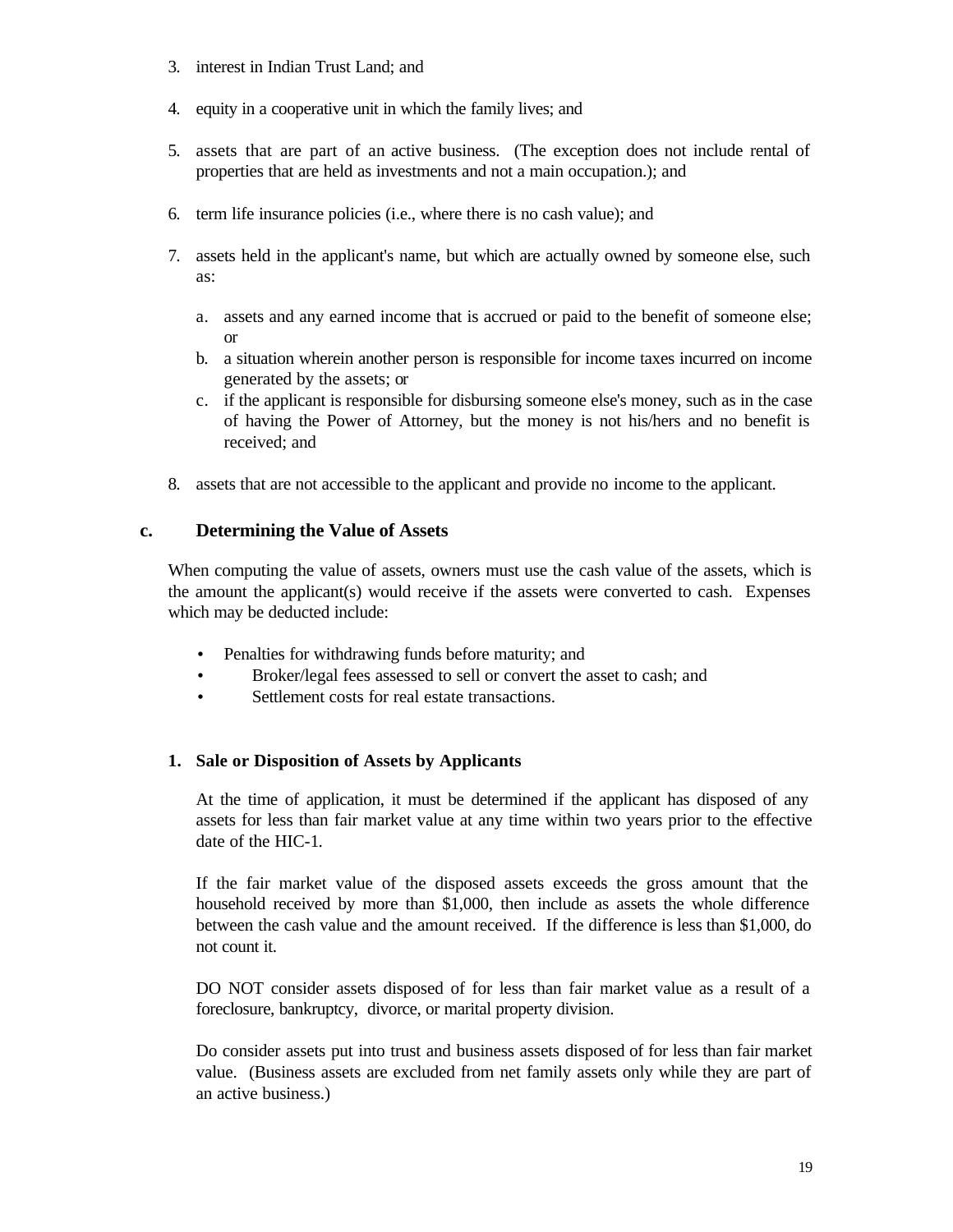3. interest in Indian Trust Land; and

4. equity in a cooperative unit in which the family lives; and

5. assets that are part of an active business. (The exception does not include rental of properties that are held as investments and not a main occupation.); and

6. term life insurance policies (i.e., where there is no cash value); and

7. assets held in the applicant's name, but which are actually owned by someone else, such as:

   a. assets and any earned income that is accrued or paid to the benefit of someone else; or
   b. a situation wherein another person is responsible for income taxes incurred on income generated by the assets; or
   c. if the applicant is responsible for disbursing someone else's money, such as in the case of having the Power of Attorney, but the money is not his/hers and no benefit is received; and

8. assets that are not accessible to the applicant and provide no income to the applicant.

### c. Determining the Value of Assets

When computing the value of assets, owners must use the cash value of the assets, which is the amount the applicant(s) would receive if the assets were converted to cash. Expenses which may be deducted include:

- Penalties for withdrawing funds before maturity; and
- Broker/legal fees assessed to sell or convert the asset to cash; and
- Settlement costs for real estate transactions.

#### 1. Sale or Disposition of Assets by Applicants

At the time of application, it must be determined if the applicant has disposed of any assets for less than fair market value at any time within two years prior to the effective date of the HIC-1.

If the fair market value of the disposed assets exceeds the gross amount that the household received by more than $1,000, then include as assets the whole difference between the cash value and the amount received. If the difference is less than $1,000, do not count it.

DO NOT consider assets disposed of for less than fair market value as a result of a foreclosure, bankruptcy, divorce, or marital property division.

Do consider assets put into trust and business assets disposed of for less than fair market value. (Business assets are excluded from net family assets only while they are part of an active business.)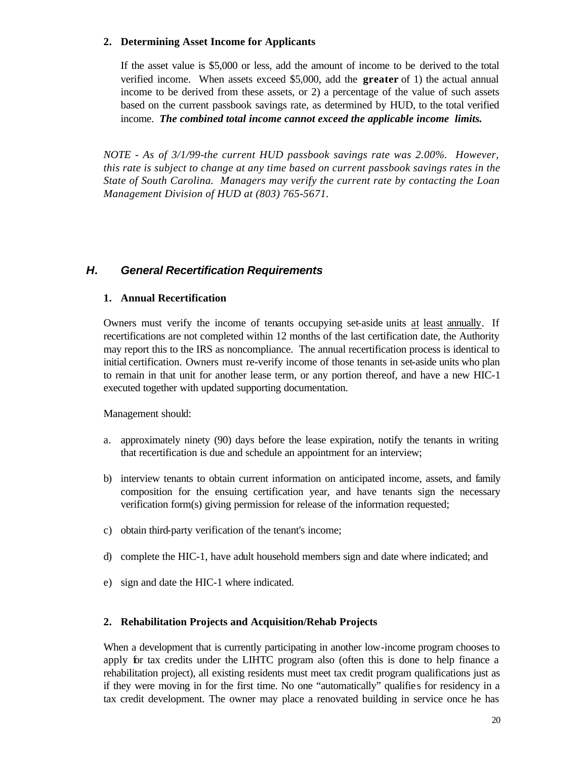### 2. Determining Asset Income for Applicants

If the asset value is $5,000 or less, add the amount of income to be derived to the total verified income. When assets exceed $5,000, add the **greater** of 1) the actual annual income to be derived from these assets, or 2) a percentage of the value of such assets based on the current passbook savings rate, as determined by HUD, to the total verified income. ***The combined total income cannot exceed the applicable income limits.***

*NOTE - As of 3/1/99-the current HUD passbook savings rate was 2.00%. However, this rate is subject to change at any time based on current passbook savings rates in the State of South Carolina. Managers may verify the current rate by contacting the Loan Management Division of HUD at (803) 765-5671.*

## *H. General Recertification Requirements*

### 1. Annual Recertification

Owners must verify the income of tenants occupying set-aside units <u>at</u> <u>least</u> <u>annually</u>. If recertifications are not completed within 12 months of the last certification date, the Authority may report this to the IRS as noncompliance. The annual recertification process is identical to initial certification. Owners must re-verify income of those tenants in set-aside units who plan to remain in that unit for another lease term, or any portion thereof, and have a new HIC-1 executed together with updated supporting documentation.

Management should:

a. approximately ninety (90) days before the lease expiration, notify the tenants in writing that recertification is due and schedule an appointment for an interview;

b) interview tenants to obtain current information on anticipated income, assets, and family composition for the ensuing certification year, and have tenants sign the necessary verification form(s) giving permission for release of the information requested;

c) obtain third-party verification of the tenant's income;

d) complete the HIC-1, have adult household members sign and date where indicated; and

e) sign and date the HIC-1 where indicated.

### 2. Rehabilitation Projects and Acquisition/Rehab Projects

When a development that is currently participating in another low-income program chooses to apply for tax credits under the LIHTC program also (often this is done to help finance a rehabilitation project), all existing residents must meet tax credit program qualifications just as if they were moving in for the first time. No one "automatically" qualifies for residency in a tax credit development. The owner may place a renovated building in service once he has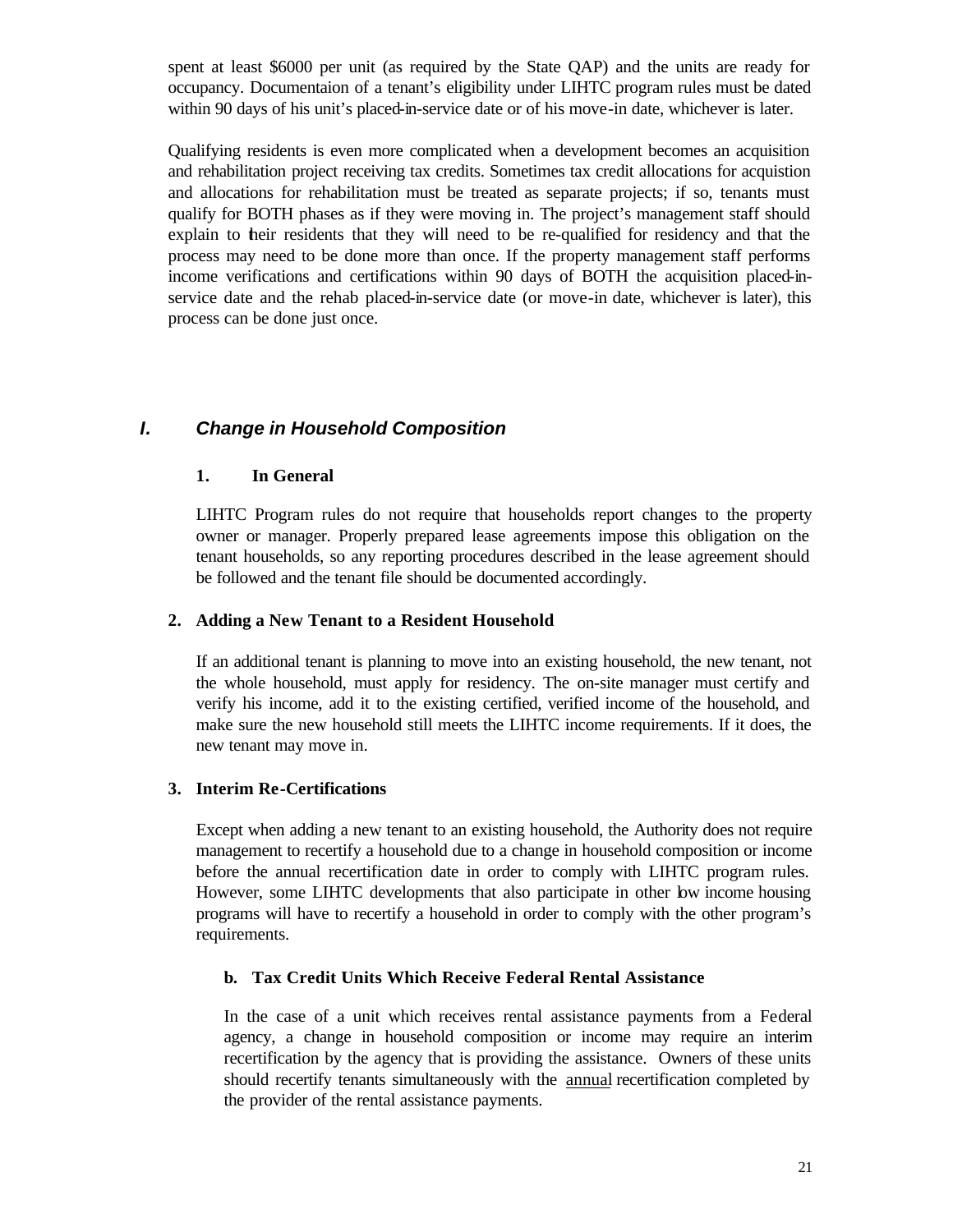spent at least $6000 per unit (as required by the State QAP) and the units are ready for occupancy. Documentaion of a tenant's eligibility under LIHTC program rules must be dated within 90 days of his unit's placed-in-service date or of his move-in date, whichever is later.

Qualifying residents is even more complicated when a development becomes an acquisition and rehabilitation project receiving tax credits. Sometimes tax credit allocations for acquistion and allocations for rehabilitation must be treated as separate projects; if so, tenants must qualify for BOTH phases as if they were moving in. The project's management staff should explain to their residents that they will need to be re-qualified for residency and that the process may need to be done more than once. If the property management staff performs income verifications and certifications within 90 days of BOTH the acquisition placed-in-service date and the rehab placed-in-service date (or move-in date, whichever is later), this process can be done just once.

## *I. Change in Household Composition*

### 1. In General

LIHTC Program rules do not require that households report changes to the property owner or manager. Properly prepared lease agreements impose this obligation on the tenant households, so any reporting procedures described in the lease agreement should be followed and the tenant file should be documented accordingly.

### 2. Adding a New Tenant to a Resident Household

If an additional tenant is planning to move into an existing household, the new tenant, not the whole household, must apply for residency. The on-site manager must certify and verify his income, add it to the existing certified, verified income of the household, and make sure the new household still meets the LIHTC income requirements. If it does, the new tenant may move in.

### 3. Interim Re-Certifications

Except when adding a new tenant to an existing household, the Authority does not require management to recertify a household due to a change in household composition or income before the annual recertification date in order to comply with LIHTC program rules. However, some LIHTC developments that also participate in other low income housing programs will have to recertify a household in order to comply with the other program's requirements.

#### b. Tax Credit Units Which Receive Federal Rental Assistance

In the case of a unit which receives rental assistance payments from a Federal agency, a change in household composition or income may require an interim recertification by the agency that is providing the assistance. Owners of these units should recertify tenants simultaneously with the annual recertification completed by the provider of the rental assistance payments.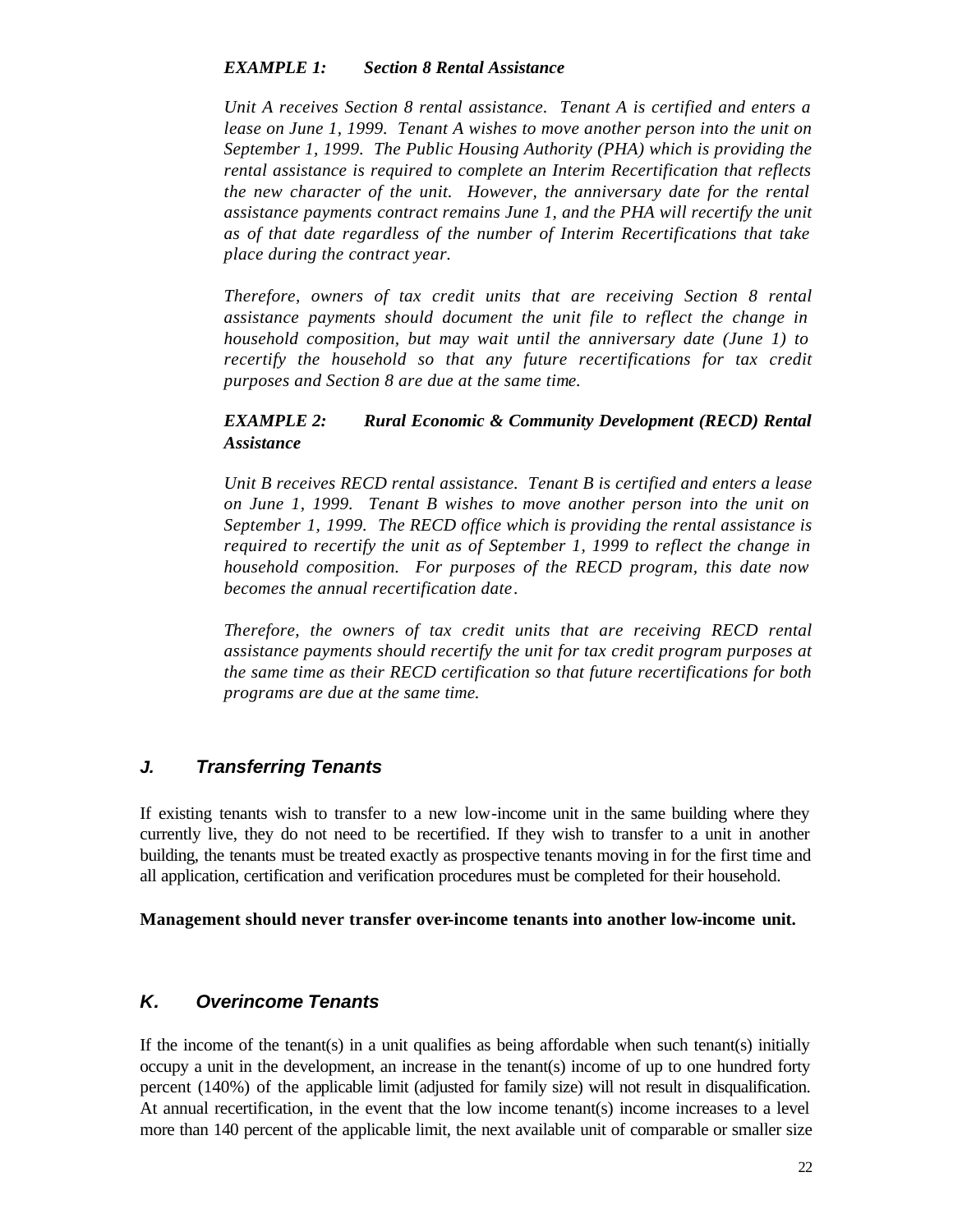***EXAMPLE 1: Section 8 Rental Assistance***

*Unit A receives Section 8 rental assistance. Tenant A is certified and enters a lease on June 1, 1999. Tenant A wishes to move another person into the unit on September 1, 1999. The Public Housing Authority (PHA) which is providing the rental assistance is required to complete an Interim Recertification that reflects the new character of the unit. However, the anniversary date for the rental assistance payments contract remains June 1, and the PHA will recertify the unit as of that date regardless of the number of Interim Recertifications that take place during the contract year.*

*Therefore, owners of tax credit units that are receiving Section 8 rental assistance payments should document the unit file to reflect the change in household composition, but may wait until the anniversary date (June 1) to recertify the household so that any future recertifications for tax credit purposes and Section 8 are due at the same time.*

***EXAMPLE 2: Rural Economic & Community Development (RECD) Rental Assistance***

*Unit B receives RECD rental assistance. Tenant B is certified and enters a lease on June 1, 1999. Tenant B wishes to move another person into the unit on September 1, 1999. The RECD office which is providing the rental assistance is required to recertify the unit as of September 1, 1999 to reflect the change in household composition. For purposes of the RECD program, this date now becomes the annual recertification date.*

*Therefore, the owners of tax credit units that are receiving RECD rental assistance payments should recertify the unit for tax credit program purposes at the same time as their RECD certification so that future recertifications for both programs are due at the same time.*

### *J. Transferring Tenants*

If existing tenants wish to transfer to a new low-income unit in the same building where they currently live, they do not need to be recertified. If they wish to transfer to a unit in another building, the tenants must be treated exactly as prospective tenants moving in for the first time and all application, certification and verification procedures must be completed for their household.

**Management should never transfer over-income tenants into another low-income unit.**

### *K. Overincome Tenants*

If the income of the tenant(s) in a unit qualifies as being affordable when such tenant(s) initially occupy a unit in the development, an increase in the tenant(s) income of up to one hundred forty percent (140%) of the applicable limit (adjusted for family size) will not result in disqualification. At annual recertification, in the event that the low income tenant(s) income increases to a level more than 140 percent of the applicable limit, the next available unit of comparable or smaller size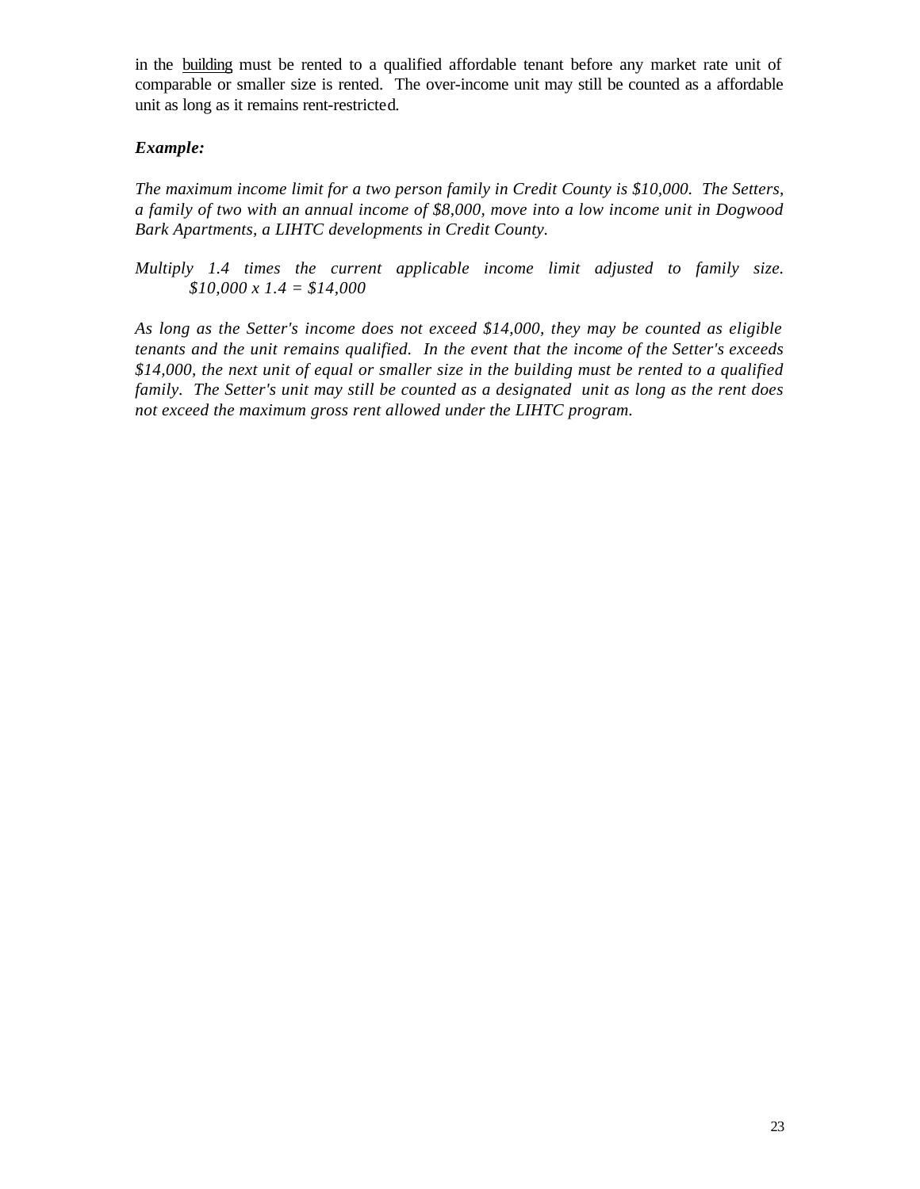in the building must be rented to a qualified affordable tenant before any market rate unit of comparable or smaller size is rented. The over-income unit may still be counted as a affordable unit as long as it remains rent-restricted.

***Example:***

*The maximum income limit for a two person family in Credit County is $10,000. The Setters, a family of two with an annual income of $8,000, move into a low income unit in Dogwood Bark Apartments, a LIHTC developments in Credit County.*

*Multiply 1.4 times the current applicable income limit adjusted to family size.*
*$10,000 x 1.4 = $14,000*

*As long as the Setter's income does not exceed $14,000, they may be counted as eligible tenants and the unit remains qualified. In the event that the income of the Setter's exceeds $14,000, the next unit of equal or smaller size in the building must be rented to a qualified family. The Setter's unit may still be counted as a designated unit as long as the rent does not exceed the maximum gross rent allowed under the LIHTC program.*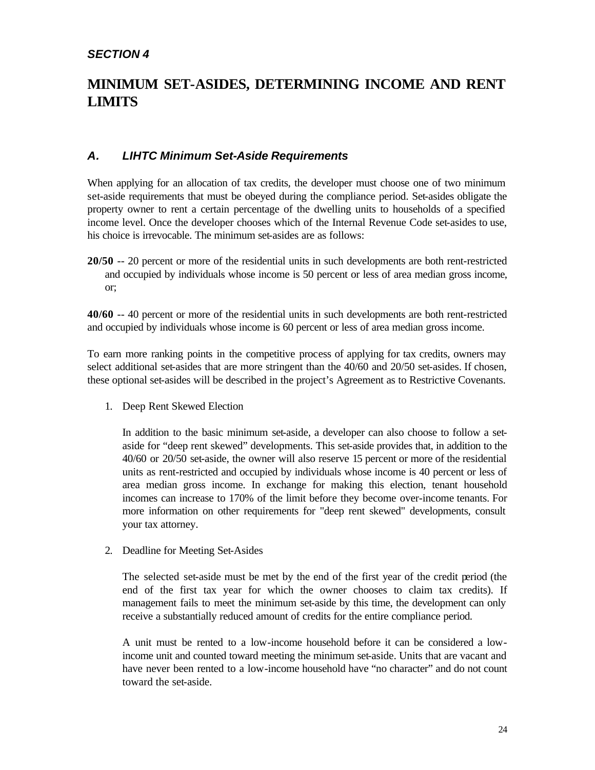*SECTION 4*

# MINIMUM SET-ASIDES, DETERMINING INCOME AND RENT LIMITS

## *A. LIHTC Minimum Set-Aside Requirements*

When applying for an allocation of tax credits, the developer must choose one of two minimum set-aside requirements that must be obeyed during the compliance period. Set-asides obligate the property owner to rent a certain percentage of the dwelling units to households of a specified income level. Once the developer chooses which of the Internal Revenue Code set-asides to use, his choice is irrevocable. The minimum set-asides are as follows:

**20/50** -- 20 percent or more of the residential units in such developments are both rent-restricted and occupied by individuals whose income is 50 percent or less of area median gross income, or;

**40/60** -- 40 percent or more of the residential units in such developments are both rent-restricted and occupied by individuals whose income is 60 percent or less of area median gross income.

To earn more ranking points in the competitive process of applying for tax credits, owners may select additional set-asides that are more stringent than the 40/60 and 20/50 set-asides. If chosen, these optional set-asides will be described in the project's Agreement as to Restrictive Covenants.

1. Deep Rent Skewed Election

   In addition to the basic minimum set-aside, a developer can also choose to follow a set-aside for "deep rent skewed" developments. This set-aside provides that, in addition to the 40/60 or 20/50 set-aside, the owner will also reserve 15 percent or more of the residential units as rent-restricted and occupied by individuals whose income is 40 percent or less of area median gross income. In exchange for making this election, tenant household incomes can increase to 170% of the limit before they become over-income tenants. For more information on other requirements for "deep rent skewed" developments, consult your tax attorney.

2. Deadline for Meeting Set-Asides

   The selected set-aside must be met by the end of the first year of the credit period (the end of the first tax year for which the owner chooses to claim tax credits). If management fails to meet the minimum set-aside by this time, the development can only receive a substantially reduced amount of credits for the entire compliance period.

   A unit must be rented to a low-income household before it can be considered a low-income unit and counted toward meeting the minimum set-aside. Units that are vacant and have never been rented to a low-income household have "no character" and do not count toward the set-aside.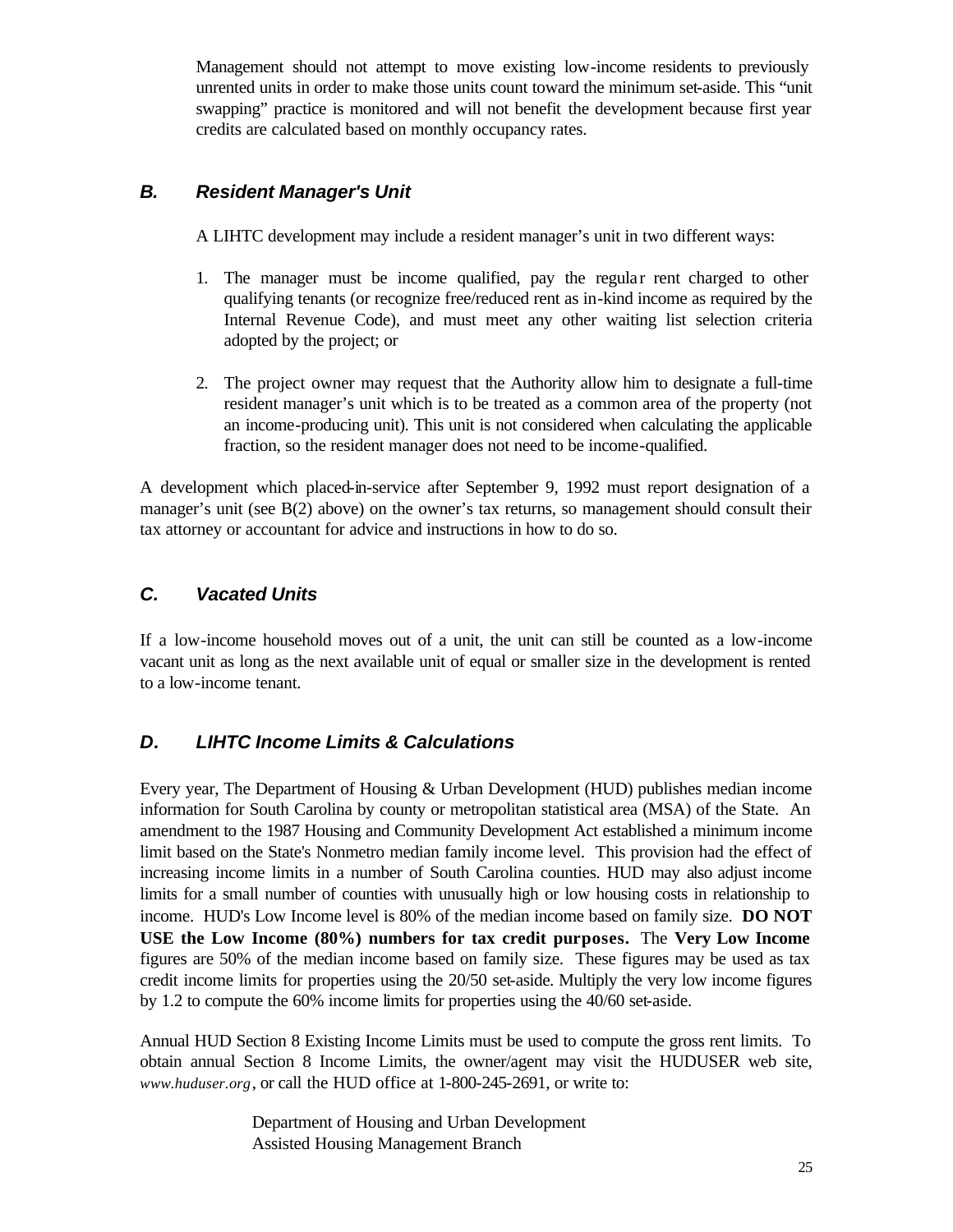Management should not attempt to move existing low-income residents to previously unrented units in order to make those units count toward the minimum set-aside. This "unit swapping" practice is monitored and will not benefit the development because first year credits are calculated based on monthly occupancy rates.

### *B. Resident Manager's Unit*

A LIHTC development may include a resident manager's unit in two different ways:

1. The manager must be income qualified, pay the regular rent charged to other qualifying tenants (or recognize free/reduced rent as in-kind income as required by the Internal Revenue Code), and must meet any other waiting list selection criteria adopted by the project; or

2. The project owner may request that the Authority allow him to designate a full-time resident manager's unit which is to be treated as a common area of the property (not an income-producing unit). This unit is not considered when calculating the applicable fraction, so the resident manager does not need to be income-qualified.

A development which placed-in-service after September 9, 1992 must report designation of a manager's unit (see B(2) above) on the owner's tax returns, so management should consult their tax attorney or accountant for advice and instructions in how to do so.

### *C. Vacated Units*

If a low-income household moves out of a unit, the unit can still be counted as a low-income vacant unit as long as the next available unit of equal or smaller size in the development is rented to a low-income tenant.

### *D. LIHTC Income Limits & Calculations*

Every year, The Department of Housing & Urban Development (HUD) publishes median income information for South Carolina by county or metropolitan statistical area (MSA) of the State. An amendment to the 1987 Housing and Community Development Act established a minimum income limit based on the State's Nonmetro median family income level. This provision had the effect of increasing income limits in a number of South Carolina counties. HUD may also adjust income limits for a small number of counties with unusually high or low housing costs in relationship to income. HUD's Low Income level is 80% of the median income based on family size. **DO NOT USE the Low Income (80%) numbers for tax credit purposes.** The **Very Low Income** figures are 50% of the median income based on family size. These figures may be used as tax credit income limits for properties using the 20/50 set-aside. Multiply the very low income figures by 1.2 to compute the 60% income limits for properties using the 40/60 set-aside.

Annual HUD Section 8 Existing Income Limits must be used to compute the gross rent limits. To obtain annual Section 8 Income Limits, the owner/agent may visit the HUDUSER web site, *www.huduser.org*, or call the HUD office at 1-800-245-2691, or write to:

Department of Housing and Urban Development
Assisted Housing Management Branch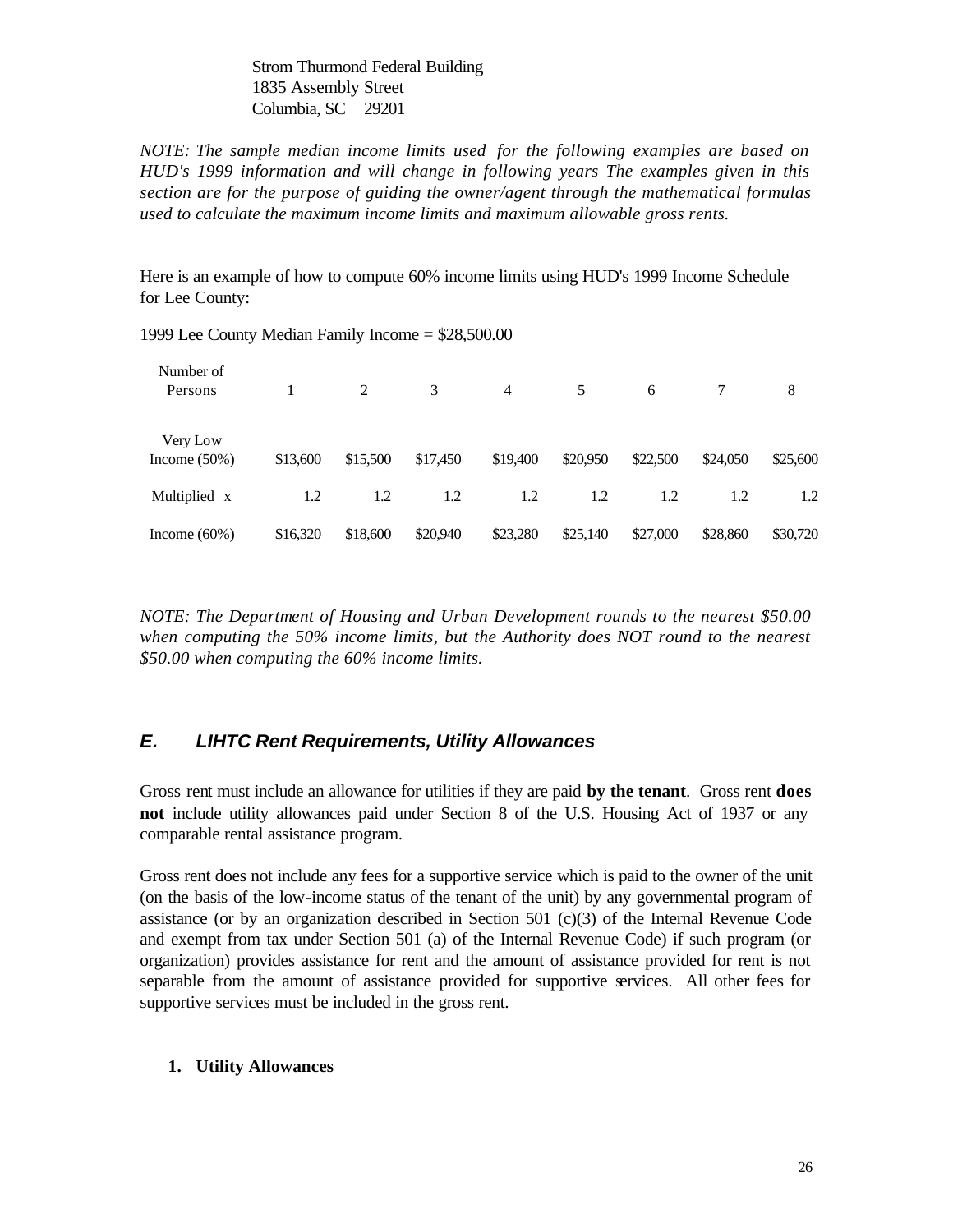Strom Thurmond Federal Building
1835 Assembly Street
Columbia, SC 29201

*NOTE: The sample median income limits used for the following examples are based on HUD's 1999 information and will change in following years The examples given in this section are for the purpose of guiding the owner/agent through the mathematical formulas used to calculate the maximum income limits and maximum allowable gross rents.*

Here is an example of how to compute 60% income limits using HUD's 1999 Income Schedule for Lee County:

1999 Lee County Median Family Income = $28,500.00

| Number of Persons | 1 | 2 | 3 | 4 | 5 | 6 | 7 | 8 |
|---|---|---|---|---|---|---|---|---|
| Very Low Income (50%) | $13,600 | $15,500 | $17,450 | $19,400 | $20,950 | $22,500 | $24,050 | $25,600 |
| Multiplied x | 1.2 | 1.2 | 1.2 | 1.2 | 1.2 | 1.2 | 1.2 | 1.2 |
| Income (60%) | $16,320 | $18,600 | $20,940 | $23,280 | $25,140 | $27,000 | $28,860 | $30,720 |

*NOTE: The Department of Housing and Urban Development rounds to the nearest $50.00 when computing the 50% income limits, but the Authority does NOT round to the nearest $50.00 when computing the 60% income limits.*

## E. LIHTC Rent Requirements, Utility Allowances

Gross rent must include an allowance for utilities if they are paid **by the tenant**. Gross rent **does not** include utility allowances paid under Section 8 of the U.S. Housing Act of 1937 or any comparable rental assistance program.

Gross rent does not include any fees for a supportive service which is paid to the owner of the unit (on the basis of the low-income status of the tenant of the unit) by any governmental program of assistance (or by an organization described in Section 501 (c)(3) of the Internal Revenue Code and exempt from tax under Section 501 (a) of the Internal Revenue Code) if such program (or organization) provides assistance for rent and the amount of assistance provided for rent is not separable from the amount of assistance provided for supportive services. All other fees for supportive services must be included in the gross rent.

**1. Utility Allowances**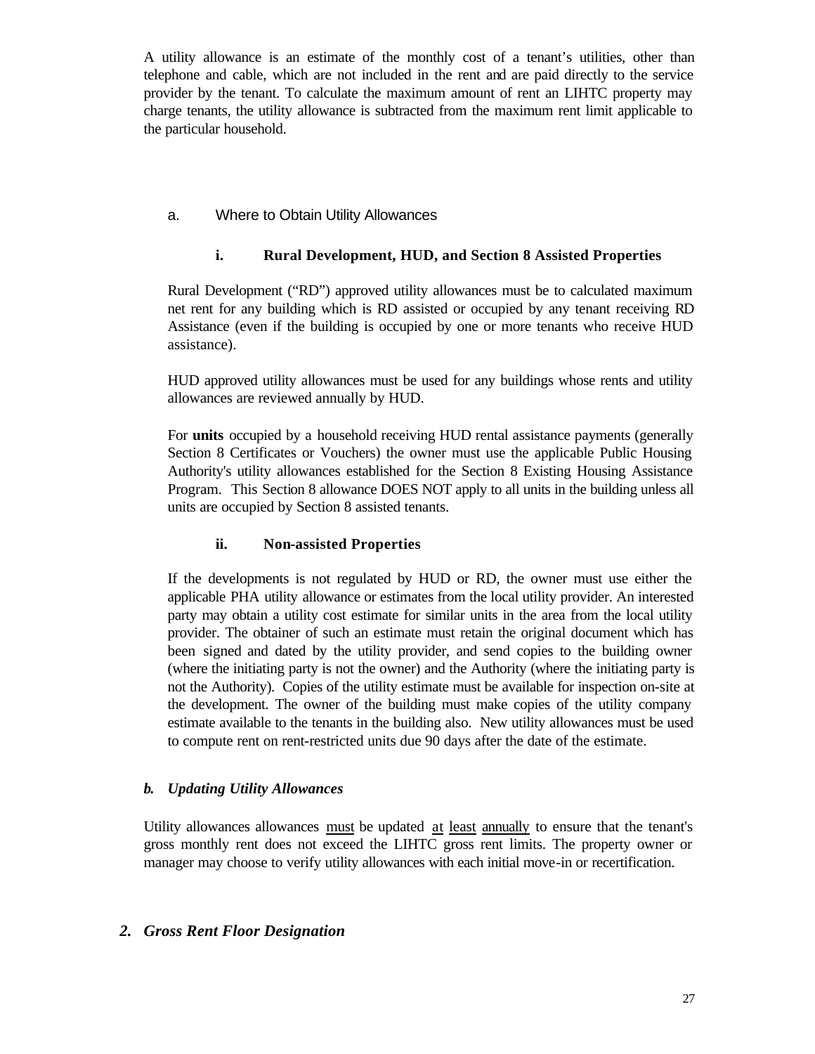A utility allowance is an estimate of the monthly cost of a tenant's utilities, other than telephone and cable, which are not included in the rent and are paid directly to the service provider by the tenant. To calculate the maximum amount of rent an LIHTC property may charge tenants, the utility allowance is subtracted from the maximum rent limit applicable to the particular household.

### a. Where to Obtain Utility Allowances

#### i. Rural Development, HUD, and Section 8 Assisted Properties

Rural Development ("RD") approved utility allowances must be to calculated maximum net rent for any building which is RD assisted or occupied by any tenant receiving RD Assistance (even if the building is occupied by one or more tenants who receive HUD assistance).

HUD approved utility allowances must be used for any buildings whose rents and utility allowances are reviewed annually by HUD.

For **units** occupied by a household receiving HUD rental assistance payments (generally Section 8 Certificates or Vouchers) the owner must use the applicable Public Housing Authority's utility allowances established for the Section 8 Existing Housing Assistance Program. This Section 8 allowance DOES NOT apply to all units in the building unless all units are occupied by Section 8 assisted tenants.

#### ii. Non-assisted Properties

If the developments is not regulated by HUD or RD, the owner must use either the applicable PHA utility allowance or estimates from the local utility provider. An interested party may obtain a utility cost estimate for similar units in the area from the local utility provider. The obtainer of such an estimate must retain the original document which has been signed and dated by the utility provider, and send copies to the building owner (where the initiating party is not the owner) and the Authority (where the initiating party is not the Authority). Copies of the utility estimate must be available for inspection on-site at the development. The owner of the building must make copies of the utility company estimate available to the tenants in the building also. New utility allowances must be used to compute rent on rent-restricted units due 90 days after the date of the estimate.

### *b. Updating Utility Allowances*

Utility allowances allowances <u>must</u> be updated <u>at least annually</u> to ensure that the tenant's gross monthly rent does not exceed the LIHTC gross rent limits. The property owner or manager may choose to verify utility allowances with each initial move-in or recertification.

## *2. Gross Rent Floor Designation*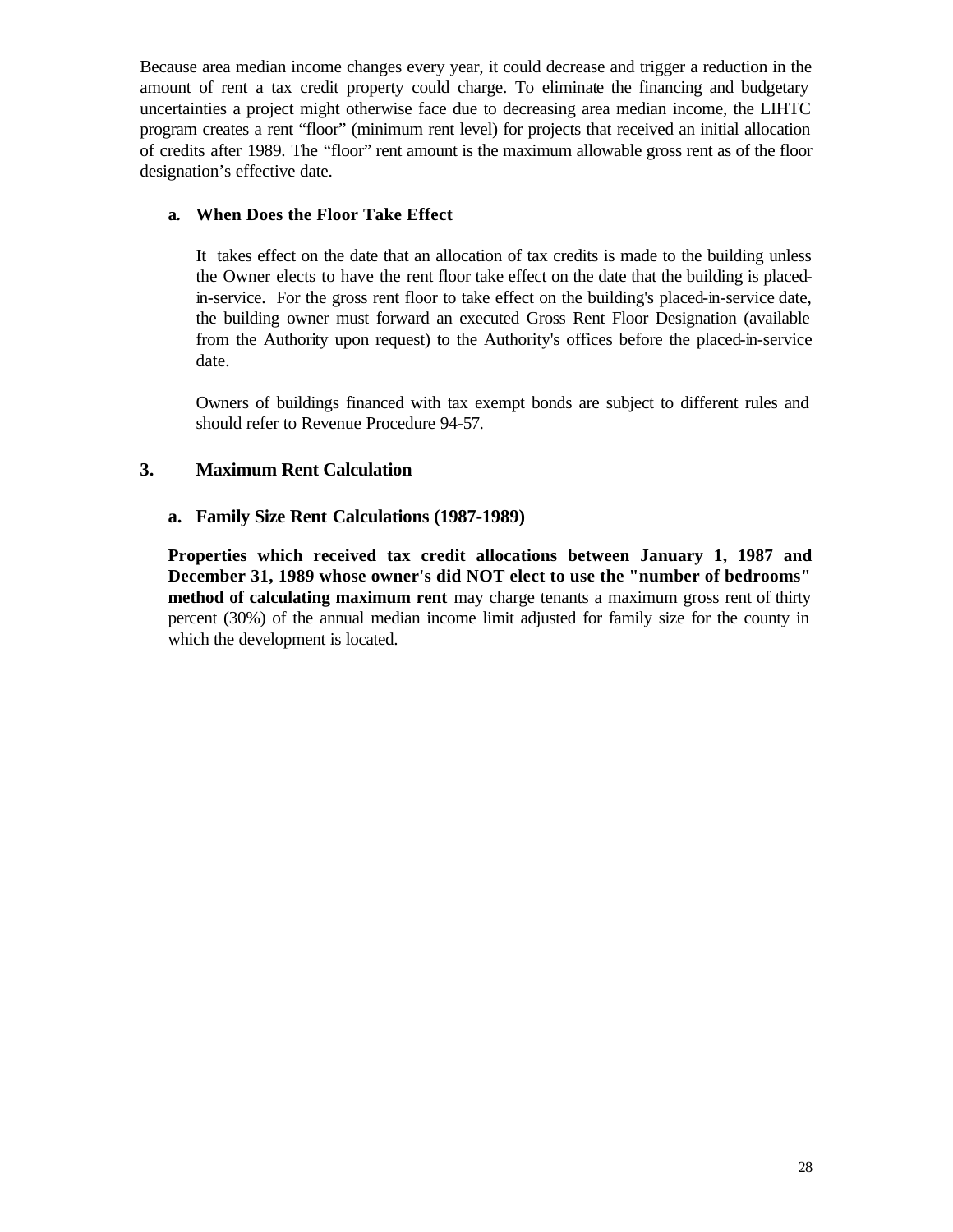Because area median income changes every year, it could decrease and trigger a reduction in the amount of rent a tax credit property could charge. To eliminate the financing and budgetary uncertainties a project might otherwise face due to decreasing area median income, the LIHTC program creates a rent "floor" (minimum rent level) for projects that received an initial allocation of credits after 1989. The "floor" rent amount is the maximum allowable gross rent as of the floor designation's effective date.

#### a. When Does the Floor Take Effect

It takes effect on the date that an allocation of tax credits is made to the building unless the Owner elects to have the rent floor take effect on the date that the building is placed-in-service. For the gross rent floor to take effect on the building's placed-in-service date, the building owner must forward an executed Gross Rent Floor Designation (available from the Authority upon request) to the Authority's offices before the placed-in-service date.

Owners of buildings financed with tax exempt bonds are subject to different rules and should refer to Revenue Procedure 94-57.

### 3. Maximum Rent Calculation

#### a. Family Size Rent Calculations (1987-1989)

**Properties which received tax credit allocations between January 1, 1987 and December 31, 1989 whose owner's did NOT elect to use the "number of bedrooms" method of calculating maximum rent** may charge tenants a maximum gross rent of thirty percent (30%) of the annual median income limit adjusted for family size for the county in which the development is located.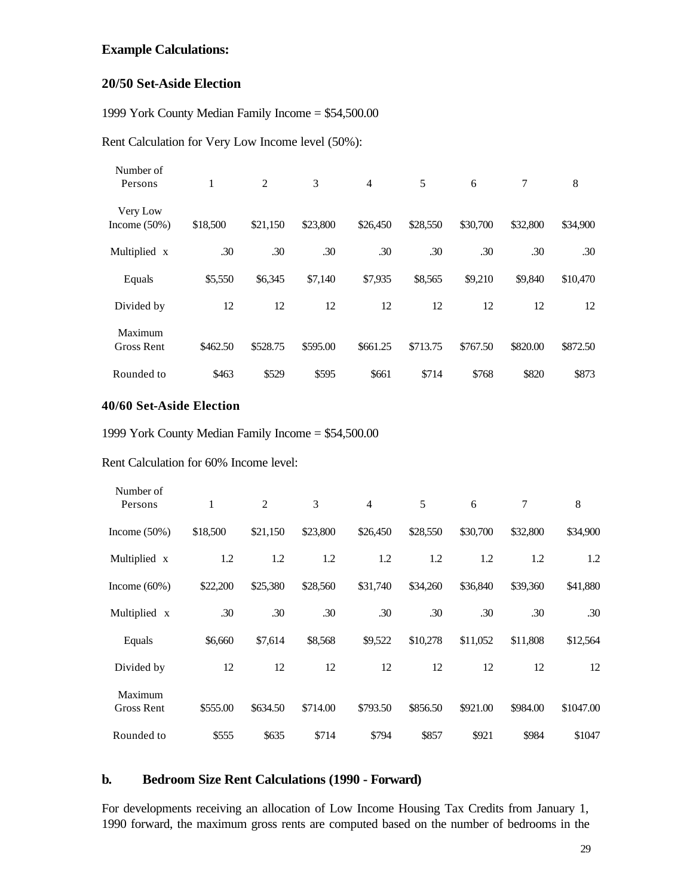**Example Calculations:**

**20/50 Set-Aside Election**

1999 York County Median Family Income = $54,500.00

Rent Calculation for Very Low Income level (50%):

| Number of Persons | 1 | 2 | 3 | 4 | 5 | 6 | 7 | 8 |
|---|---|---|---|---|---|---|---|---|
| Very Low Income (50%) | $18,500 | $21,150 | $23,800 | $26,450 | $28,550 | $30,700 | $32,800 | $34,900 |
| Multiplied x | .30 | .30 | .30 | .30 | .30 | .30 | .30 | .30 |
| Equals | $5,550 | $6,345 | $7,140 | $7,935 | $8,565 | $9,210 | $9,840 | $10,470 |
| Divided by | 12 | 12 | 12 | 12 | 12 | 12 | 12 | 12 |
| Maximum Gross Rent | $462.50 | $528.75 | $595.00 | $661.25 | $713.75 | $767.50 | $820.00 | $872.50 |
| Rounded to | $463 | $529 | $595 | $661 | $714 | $768 | $820 | $873 |

**40/60 Set-Aside Election**

1999 York County Median Family Income = $54,500.00

Rent Calculation for 60% Income level:

| Number of Persons | 1 | 2 | 3 | 4 | 5 | 6 | 7 | 8 |
|---|---|---|---|---|---|---|---|---|
| Income (50%) | $18,500 | $21,150 | $23,800 | $26,450 | $28,550 | $30,700 | $32,800 | $34,900 |
| Multiplied x | 1.2 | 1.2 | 1.2 | 1.2 | 1.2 | 1.2 | 1.2 | 1.2 |
| Income (60%) | $22,200 | $25,380 | $28,560 | $31,740 | $34,260 | $36,840 | $39,360 | $41,880 |
| Multiplied x | .30 | .30 | .30 | .30 | .30 | .30 | .30 | .30 |
| Equals | $6,660 | $7,614 | $8,568 | $9,522 | $10,278 | $11,052 | $11,808 | $12,564 |
| Divided by | 12 | 12 | 12 | 12 | 12 | 12 | 12 | 12 |
| Maximum Gross Rent | $555.00 | $634.50 | $714.00 | $793.50 | $856.50 | $921.00 | $984.00 | $1047.00 |
| Rounded to | $555 | $635 | $714 | $794 | $857 | $921 | $984 | $1047 |

**b. Bedroom Size Rent Calculations (1990 - Forward)**

For developments receiving an allocation of Low Income Housing Tax Credits from January 1, 1990 forward, the maximum gross rents are computed based on the number of bedrooms in the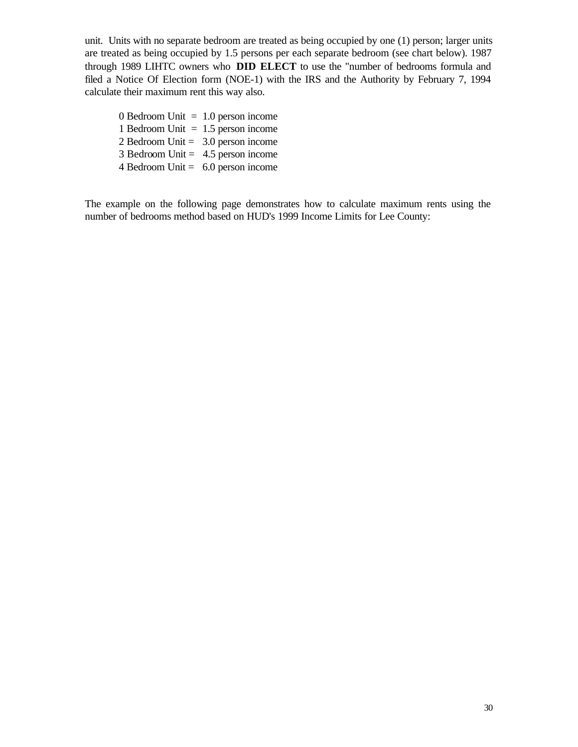unit. Units with no separate bedroom are treated as being occupied by one (1) person; larger units are treated as being occupied by 1.5 persons per each separate bedroom (see chart below). 1987 through 1989 LIHTC owners who **DID ELECT** to use the "number of bedrooms formula and filed a Notice Of Election form (NOE-1) with the IRS and the Authority by February 7, 1994 calculate their maximum rent this way also.

0 Bedroom Unit = 1.0 person income
1 Bedroom Unit = 1.5 person income
2 Bedroom Unit = 3.0 person income
3 Bedroom Unit = 4.5 person income
4 Bedroom Unit = 6.0 person income

The example on the following page demonstrates how to calculate maximum rents using the number of bedrooms method based on HUD's 1999 Income Limits for Lee County: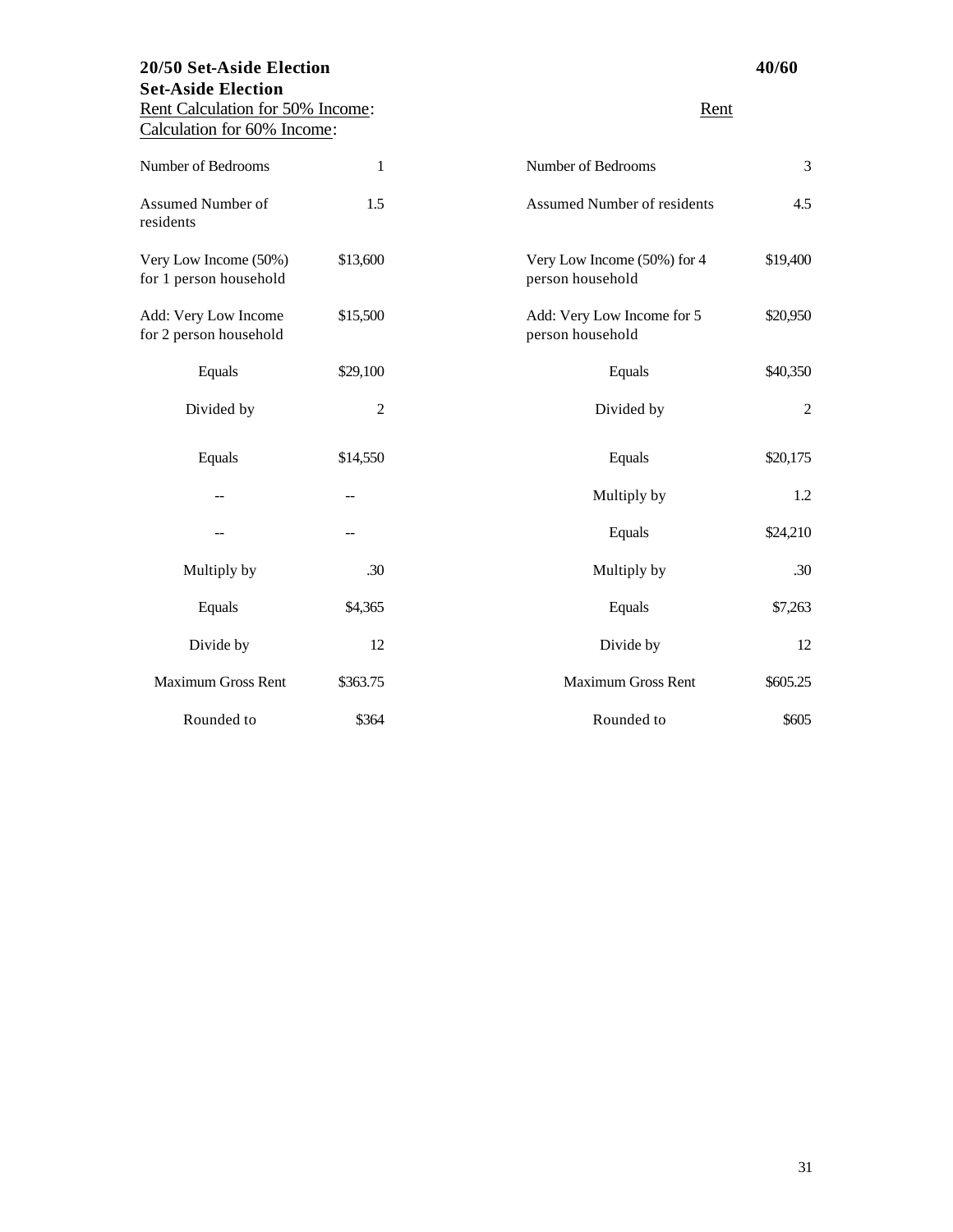**20/50 Set-Aside Election**

Rent Calculation for 50% Income:

| Number of Bedrooms | 1 |
|---|---|
| Assumed Number of residents | 1.5 |
| Very Low Income (50%) for 1 person household | $13,600 |
| Add: Very Low Income for 2 person household | $15,500 |
| Equals | $29,100 |
| Divided by | 2 |
| Equals | $14,550 |
| -- | -- |
| -- | -- |
| Multiply by | .30 |
| Equals | $4,365 |
| Divide by | 12 |
| Maximum Gross Rent | $363.75 |
| Rounded to | $364 |

**40/60 Set-Aside Election**

Rent Calculation for 60% Income:

| Number of Bedrooms | 3 |
|---|---|
| Assumed Number of residents | 4.5 |
| Very Low Income (50%) for 4 person household | $19,400 |
| Add: Very Low Income for 5 person household | $20,950 |
| Equals | $40,350 |
| Divided by | 2 |
| Equals | $20,175 |
| Multiply by | 1.2 |
| Equals | $24,210 |
| Multiply by | .30 |
| Equals | $7,263 |
| Divide by | 12 |
| Maximum Gross Rent | $605.25 |
| Rounded to | $605 |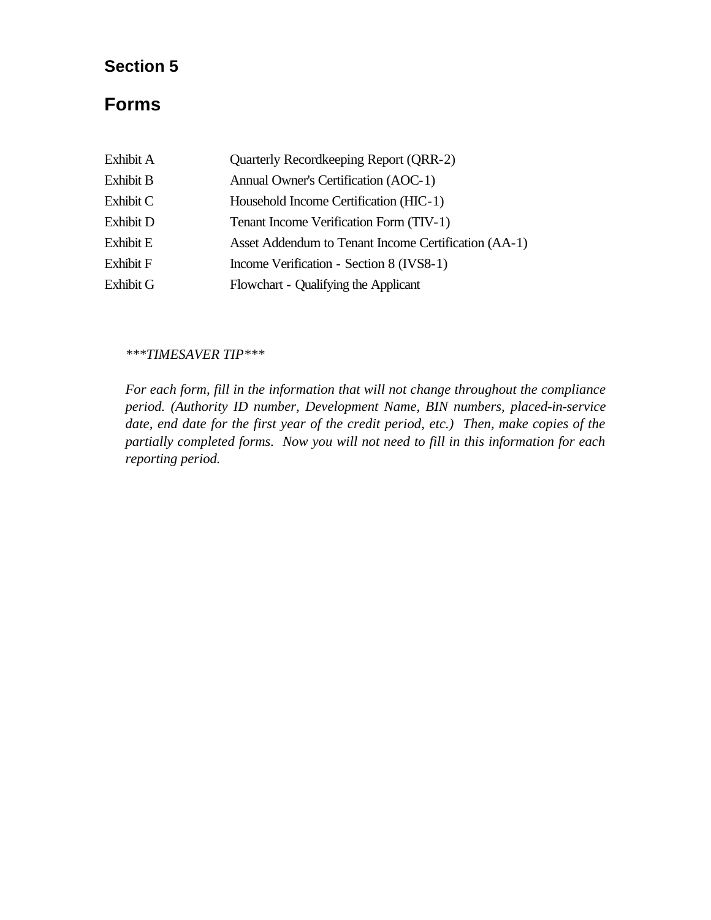# Section 5

## Forms

| | |
|---|---|
| Exhibit A | Quarterly Recordkeeping Report (QRR-2) |
| Exhibit B | Annual Owner's Certification (AOC-1) |
| Exhibit C | Household Income Certification (HIC-1) |
| Exhibit D | Tenant Income Verification Form (TIV-1) |
| Exhibit E | Asset Addendum to Tenant Income Certification (AA-1) |
| Exhibit F | Income Verification - Section 8 (IVS8-1) |
| Exhibit G | Flowchart - Qualifying the Applicant |

*\*\*\*TIMESAVER TIP\*\*\**

*For each form, fill in the information that will not change throughout the compliance period. (Authority ID number, Development Name, BIN numbers, placed-in-service date, end date for the first year of the credit period, etc.) Then, make copies of the partially completed forms. Now you will not need to fill in this information for each reporting period.*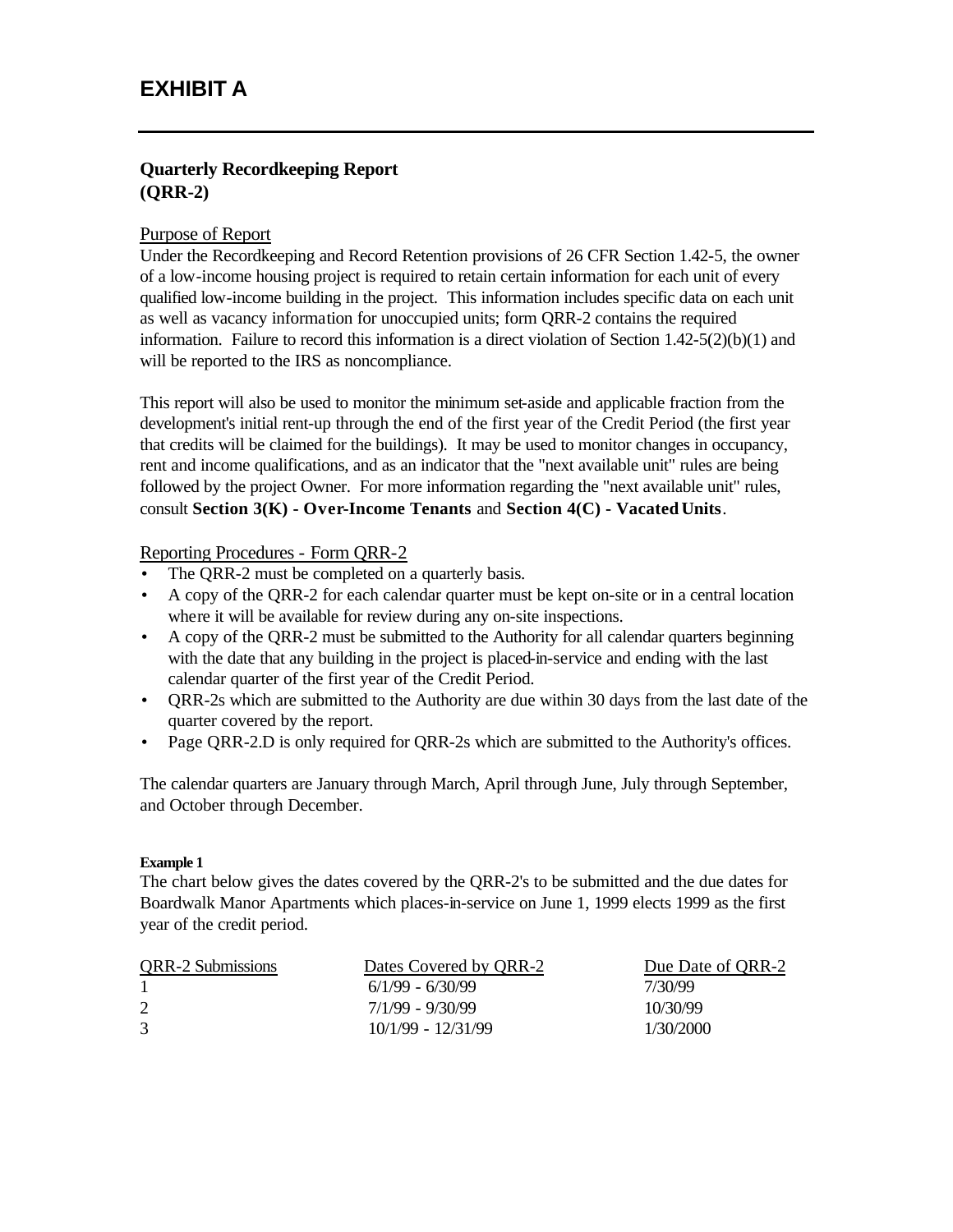# EXHIBIT A

---

## Quarterly Recordkeeping Report (QRR-2)

Purpose of Report

Under the Recordkeeping and Record Retention provisions of 26 CFR Section 1.42-5, the owner of a low-income housing project is required to retain certain information for each unit of every qualified low-income building in the project. This information includes specific data on each unit as well as vacancy information for unoccupied units; form QRR-2 contains the required information. Failure to record this information is a direct violation of Section 1.42-5(2)(b)(1) and will be reported to the IRS as noncompliance.

This report will also be used to monitor the minimum set-aside and applicable fraction from the development's initial rent-up through the end of the first year of the Credit Period (the first year that credits will be claimed for the buildings). It may be used to monitor changes in occupancy, rent and income qualifications, and as an indicator that the "next available unit" rules are being followed by the project Owner. For more information regarding the "next available unit" rules, consult **Section 3(K) - Over-Income Tenants** and **Section 4(C) - Vacated Units**.

Reporting Procedures - Form QRR-2

- The QRR-2 must be completed on a quarterly basis.
- A copy of the QRR-2 for each calendar quarter must be kept on-site or in a central location where it will be available for review during any on-site inspections.
- A copy of the QRR-2 must be submitted to the Authority for all calendar quarters beginning with the date that any building in the project is placed-in-service and ending with the last calendar quarter of the first year of the Credit Period.
- QRR-2s which are submitted to the Authority are due within 30 days from the last date of the quarter covered by the report.
- Page QRR-2.D is only required for QRR-2s which are submitted to the Authority's offices.

The calendar quarters are January through March, April through June, July through September, and October through December.

**Example 1**

The chart below gives the dates covered by the QRR-2's to be submitted and the due dates for Boardwalk Manor Apartments which places-in-service on June 1, 1999 elects 1999 as the first year of the credit period.

| QRR-2 Submissions | Dates Covered by QRR-2 | Due Date of QRR-2 |
|---|---|---|
| 1 | 6/1/99 - 6/30/99 | 7/30/99 |
| 2 | 7/1/99 - 9/30/99 | 10/30/99 |
| 3 | 10/1/99 - 12/31/99 | 1/30/2000 |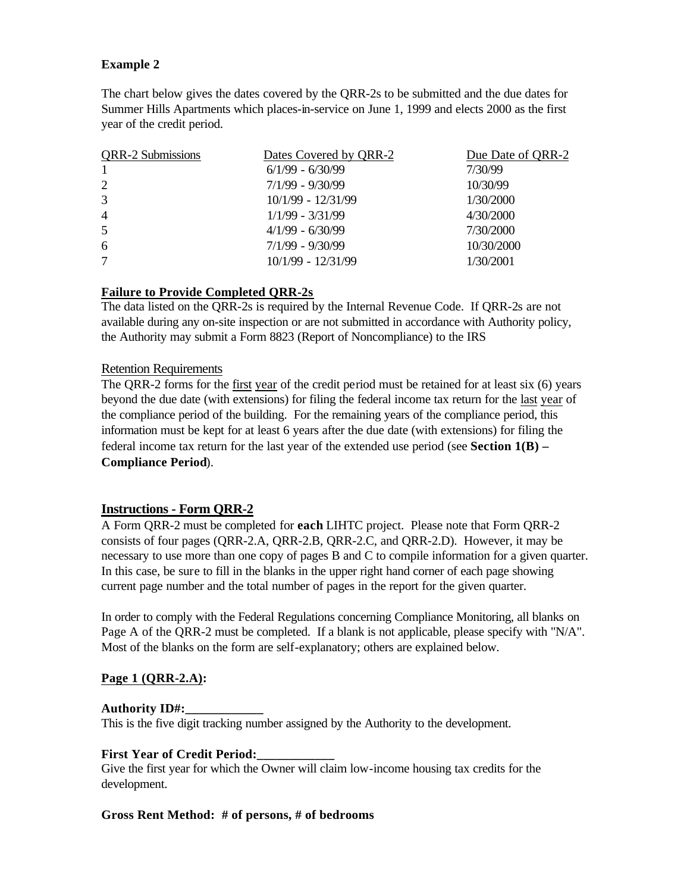**Example 2**

The chart below gives the dates covered by the QRR-2s to be submitted and the due dates for Summer Hills Apartments which places-in-service on June 1, 1999 and elects 2000 as the first year of the credit period.

| QRR-2 Submissions | Dates Covered by QRR-2 | Due Date of QRR-2 |
|---|---|---|
| 1 | 6/1/99 - 6/30/99 | 7/30/99 |
| 2 | 7/1/99 - 9/30/99 | 10/30/99 |
| 3 | 10/1/99 - 12/31/99 | 1/30/2000 |
| 4 | 1/1/99 - 3/31/99 | 4/30/2000 |
| 5 | 4/1/99 - 6/30/99 | 7/30/2000 |
| 6 | 7/1/99 - 9/30/99 | 10/30/2000 |
| 7 | 10/1/99 - 12/31/99 | 1/30/2001 |

**Failure to Provide Completed QRR-2s**

The data listed on the QRR-2s is required by the Internal Revenue Code. If QRR-2s are not available during any on-site inspection or are not submitted in accordance with Authority policy, the Authority may submit a Form 8823 (Report of Noncompliance) to the IRS

Retention Requirements

The QRR-2 forms for the first year of the credit period must be retained for at least six (6) years beyond the due date (with extensions) for filing the federal income tax return for the last year of the compliance period of the building. For the remaining years of the compliance period, this information must be kept for at least 6 years after the due date (with extensions) for filing the federal income tax return for the last year of the extended use period (see **Section 1(B) – Compliance Period**).

**Instructions - Form QRR-2**

A Form QRR-2 must be completed for **each** LIHTC project. Please note that Form QRR-2 consists of four pages (QRR-2.A, QRR-2.B, QRR-2.C, and QRR-2.D). However, it may be necessary to use more than one copy of pages B and C to compile information for a given quarter. In this case, be sure to fill in the blanks in the upper right hand corner of each page showing current page number and the total number of pages in the report for the given quarter.

In order to comply with the Federal Regulations concerning Compliance Monitoring, all blanks on Page A of the QRR-2 must be completed. If a blank is not applicable, please specify with "N/A". Most of the blanks on the form are self-explanatory; others are explained below.

**Page 1 (QRR-2.A):**

**Authority ID#:____________**

This is the five digit tracking number assigned by the Authority to the development.

**First Year of Credit Period:____________**

Give the first year for which the Owner will claim low-income housing tax credits for the development.

**Gross Rent Method: # of persons, # of bedrooms**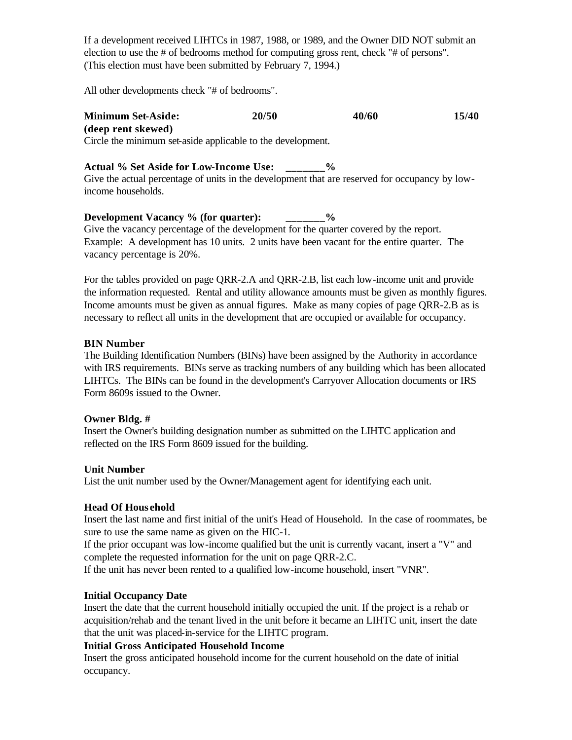If a development received LIHTCs in 1987, 1988, or 1989, and the Owner DID NOT submit an election to use the # of bedrooms method for computing gross rent, check "# of persons". (This election must have been submitted by February 7, 1994.)

All other developments check "# of bedrooms".

**Minimum Set-Aside: 20/50 40/60 15/40**
**(deep rent skewed)**
Circle the minimum set-aside applicable to the development.

**Actual % Set Aside for Low-Income Use: _______%**
Give the actual percentage of units in the development that are reserved for occupancy by low-income households.

**Development Vacancy % (for quarter): _______%**
Give the vacancy percentage of the development for the quarter covered by the report. Example: A development has 10 units. 2 units have been vacant for the entire quarter. The vacancy percentage is 20%.

For the tables provided on page QRR-2.A and QRR-2.B, list each low-income unit and provide the information requested. Rental and utility allowance amounts must be given as monthly figures. Income amounts must be given as annual figures. Make as many copies of page QRR-2.B as is necessary to reflect all units in the development that are occupied or available for occupancy.

**BIN Number**
The Building Identification Numbers (BINs) have been assigned by the Authority in accordance with IRS requirements. BINs serve as tracking numbers of any building which has been allocated LIHTCs. The BINs can be found in the development's Carryover Allocation documents or IRS Form 8609s issued to the Owner.

**Owner Bldg. #**
Insert the Owner's building designation number as submitted on the LIHTC application and reflected on the IRS Form 8609 issued for the building.

**Unit Number**
List the unit number used by the Owner/Management agent for identifying each unit.

**Head Of Household**
Insert the last name and first initial of the unit's Head of Household. In the case of roommates, be sure to use the same name as given on the HIC-1.
If the prior occupant was low-income qualified but the unit is currently vacant, insert a "V" and complete the requested information for the unit on page QRR-2.C.
If the unit has never been rented to a qualified low-income household, insert "VNR".

**Initial Occupancy Date**
Insert the date that the current household initially occupied the unit. If the project is a rehab or acquisition/rehab and the tenant lived in the unit before it became an LIHTC unit, insert the date that the unit was placed-in-service for the LIHTC program.

**Initial Gross Anticipated Household Income**
Insert the gross anticipated household income for the current household on the date of initial occupancy.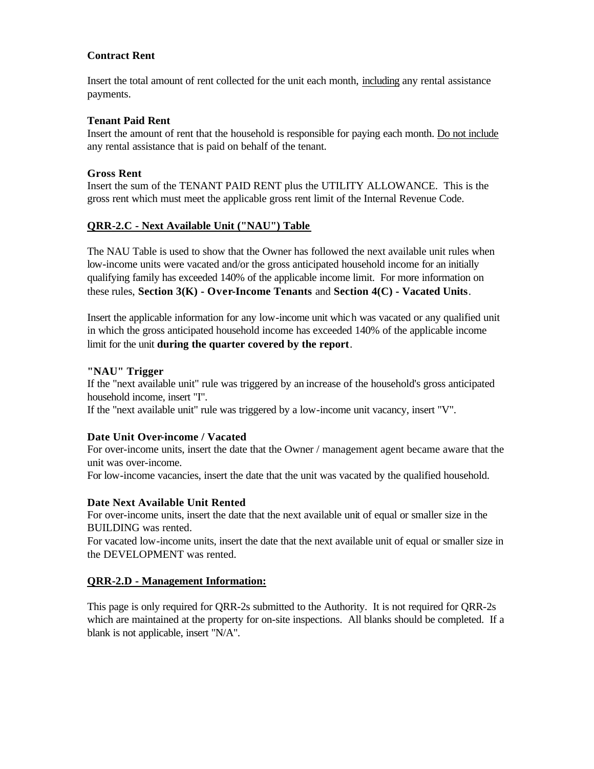**Contract Rent**

Insert the total amount of rent collected for the unit each month, <u>including</u> any rental assistance payments.

**Tenant Paid Rent**

Insert the amount of rent that the household is responsible for paying each month. <u>Do not include</u> any rental assistance that is paid on behalf of the tenant.

**Gross Rent**

Insert the sum of the TENANT PAID RENT plus the UTILITY ALLOWANCE. This is the gross rent which must meet the applicable gross rent limit of the Internal Revenue Code.

## <u>QRR-2.C - Next Available Unit ("NAU") Table</u>

The NAU Table is used to show that the Owner has followed the next available unit rules when low-income units were vacated and/or the gross anticipated household income for an initially qualifying family has exceeded 140% of the applicable income limit. For more information on these rules, **Section 3(K) - Over-Income Tenants** and **Section 4(C) - Vacated Units**.

Insert the applicable information for any low-income unit which was vacated or any qualified unit in which the gross anticipated household income has exceeded 140% of the applicable income limit for the unit **during the quarter covered by the report**.

**"NAU" Trigger**

If the "next available unit" rule was triggered by an increase of the household's gross anticipated household income, insert "I".

If the "next available unit" rule was triggered by a low-income unit vacancy, insert "V".

**Date Unit Over-income / Vacated**

For over-income units, insert the date that the Owner / management agent became aware that the unit was over-income.

For low-income vacancies, insert the date that the unit was vacated by the qualified household.

**Date Next Available Unit Rented**

For over-income units, insert the date that the next available unit of equal or smaller size in the BUILDING was rented.

For vacated low-income units, insert the date that the next available unit of equal or smaller size in the DEVELOPMENT was rented.

## <u>QRR-2.D - Management Information:</u>

This page is only required for QRR-2s submitted to the Authority. It is not required for QRR-2s which are maintained at the property for on-site inspections. All blanks should be completed. If a blank is not applicable, insert "N/A".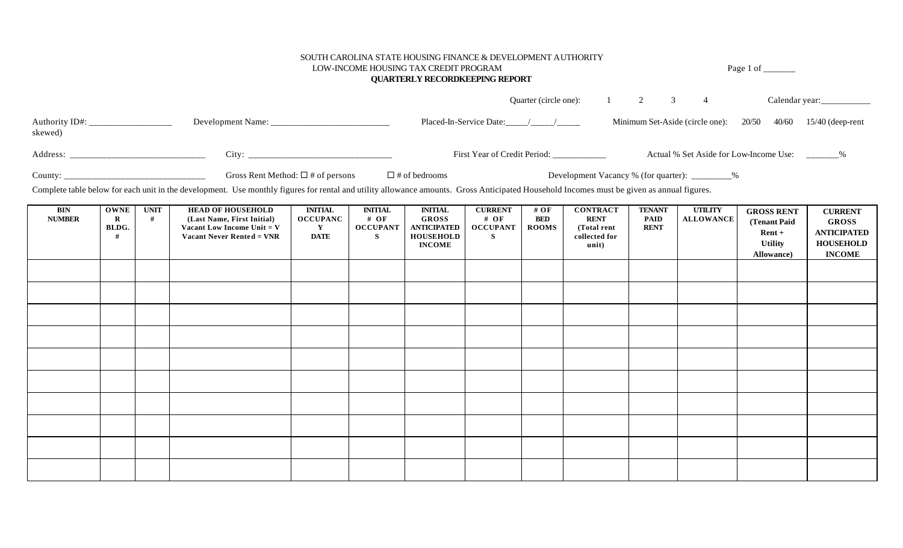SOUTH CAROLINA STATE HOUSING FINANCE & DEVELOPMENT AUTHORITY
LOW-INCOME HOUSING TAX CREDIT PROGRAM
**QUARTERLY RECORDKEEPING REPORT**

Page 1 of _______

Quarter (circle one): 1 2 3 4 Calendar year:___________

Authority ID#: __________________ Development Name: __________________________ Placed-In-Service Date:_____/_____/_____ Minimum Set-Aside (circle one): 20/50 40/60 15/40 (deep-rent skewed)

Address: ______________________________ City: ________________________________ First Year of Credit Period: ____________ Actual % Set Aside for Low-Income Use: _______%

County: _______________________________ Gross Rent Method: ☐ # of persons ☐ # of bedrooms Development Vacancy % (for quarter): _________%

Complete table below for each unit in the development. Use monthly figures for rental and utility allowance amounts. Gross Anticipated Household Incomes must be given as annual figures.

| BIN NUMBER | OWNER BLDG. # | UNIT # | HEAD OF HOUSEHOLD (Last Name, First Initial) Vacant Low Income Unit = V Vacant Never Rented = VNR | INITIAL OCCUPANCY DATE | INITIAL # OF OCCUPANTS | INITIAL GROSS ANTICIPATED HOUSEHOLD INCOME | CURRENT # OF OCCUPANTS | # OF BED ROOMS | CONTRACT RENT (Total rent collected for unit) | TENANT PAID RENT | UTILITY ALLOWANCE | GROSS RENT (Tenant Paid Rent + Utility Allowance) | CURRENT GROSS ANTICIPATED HOUSEHOLD INCOME |
|---|---|---|---|---|---|---|---|---|---|---|---|---|---|
| | | | | | | | | | | | | | |
| | | | | | | | | | | | | | |
| | | | | | | | | | | | | | |
| | | | | | | | | | | | | | |
| | | | | | | | | | | | | | |
| | | | | | | | | | | | | | |
| | | | | | | | | | | | | | |
| | | | | | | | | | | | | | |
| | | | | | | | | | | | | | |
| | | | | | | | | | | | | | |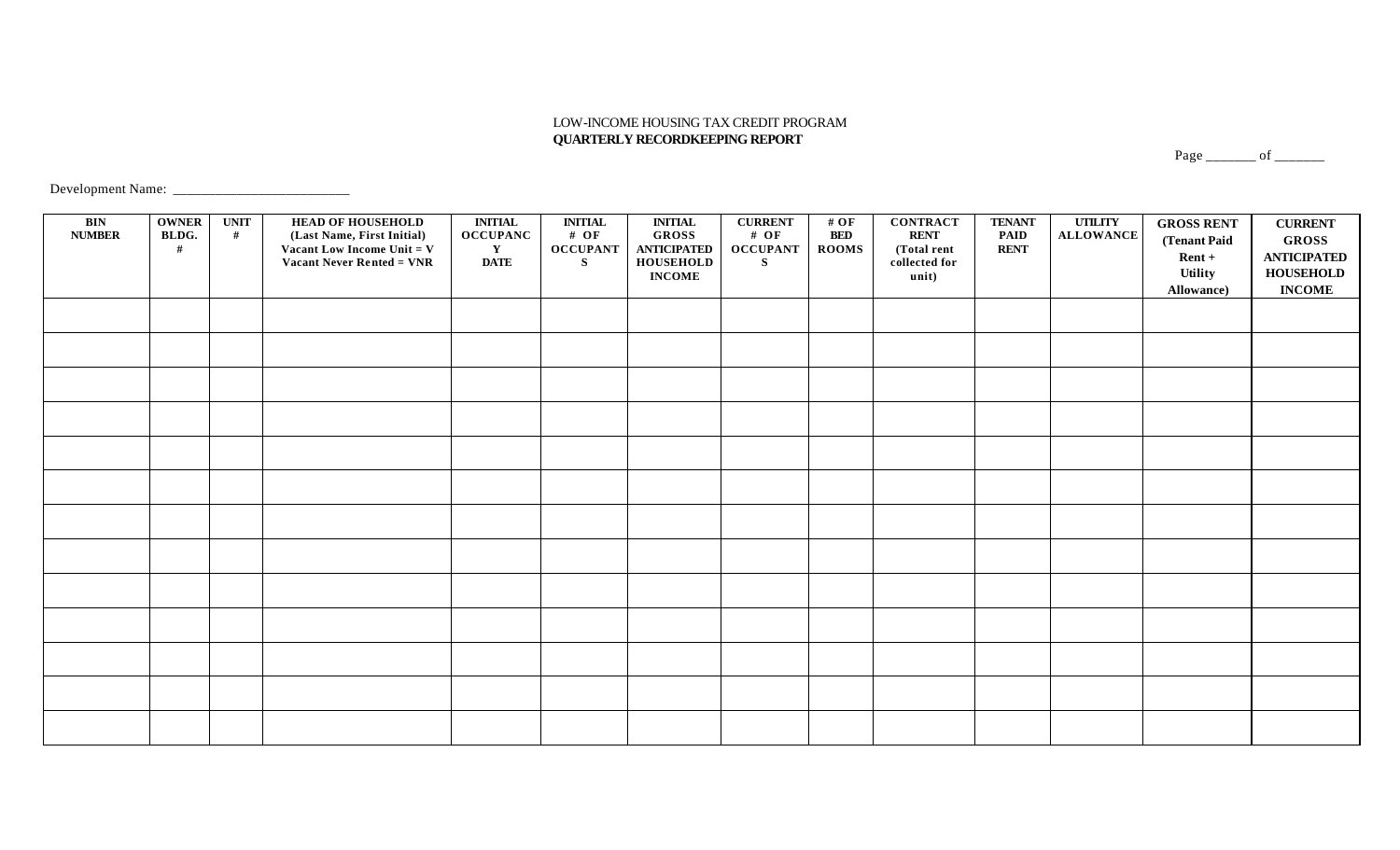LOW-INCOME HOUSING TAX CREDIT PROGRAM

**QUARTERLY RECORDKEEPING REPORT**

Page _______ of _______

Development Name: _________________________

| BIN NUMBER | OWNER BLDG. # | UNIT # | HEAD OF HOUSEHOLD (Last Name, First Initial) Vacant Low Income Unit = V Vacant Never Rented = VNR | INITIAL OCCUPANCY DATE | INITIAL # OF OCCUPANTS | INITIAL GROSS ANTICIPATED HOUSEHOLD INCOME | CURRENT # OF OCCUPANTS | # OF BED ROOMS | CONTRACT RENT (Total rent collected for unit) | TENANT PAID RENT | UTILITY ALLOWANCE | GROSS RENT (Tenant Paid Rent + Utility Allowance) | CURRENT GROSS ANTICIPATED HOUSEHOLD INCOME |
|---|---|---|---|---|---|---|---|---|---|---|---|---|---|
| | | | | | | | | | | | | | |
| | | | | | | | | | | | | | |
| | | | | | | | | | | | | | |
| | | | | | | | | | | | | | |
| | | | | | | | | | | | | | |
| | | | | | | | | | | | | | |
| | | | | | | | | | | | | | |
| | | | | | | | | | | | | | |
| | | | | | | | | | | | | | |
| | | | | | | | | | | | | | |
| | | | | | | | | | | | | | |
| | | | | | | | | | | | | | |
| | | | | | | | | | | | | | |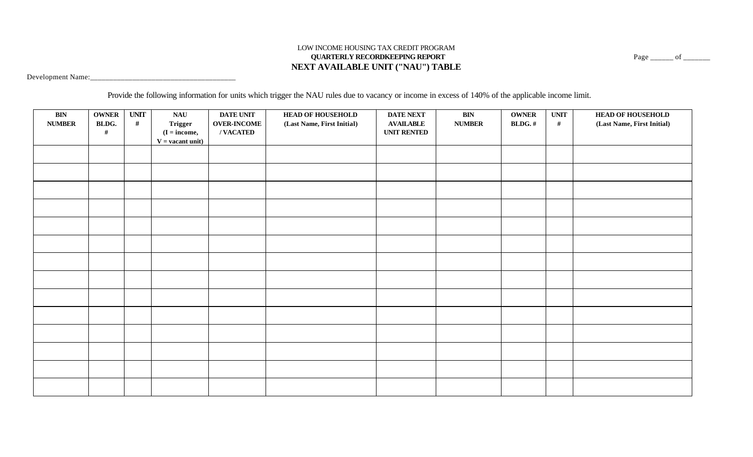LOW INCOME HOUSING TAX CREDIT PROGRAM

**QUARTERLY RECORDKEEPING REPORT**

**NEXT AVAILABLE UNIT ("NAU") TABLE**

Page ______ of _______

Development Name:_____________________________________

Provide the following information for units which trigger the NAU rules due to vacancy or income in excess of 140% of the applicable income limit.

| BIN NUMBER | OWNER BLDG. # | UNIT # | NAU Trigger (I = income, V = vacant unit) | DATE UNIT OVER-INCOME / VACATED | HEAD OF HOUSEHOLD (Last Name, First Initial) | DATE NEXT AVAILABLE UNIT RENTED | BIN NUMBER | OWNER BLDG. # | UNIT # | HEAD OF HOUSEHOLD (Last Name, First Initial) |
|---|---|---|---|---|---|---|---|---|---|---|
| | | | | | | | | | | |
| | | | | | | | | | | |
| | | | | | | | | | | |
| | | | | | | | | | | |
| | | | | | | | | | | |
| | | | | | | | | | | |
| | | | | | | | | | | |
| | | | | | | | | | | |
| | | | | | | | | | | |
| | | | | | | | | | | |
| | | | | | | | | | | |
| | | | | | | | | | | |
| | | | | | | | | | | |
| | | | | | | | | | | |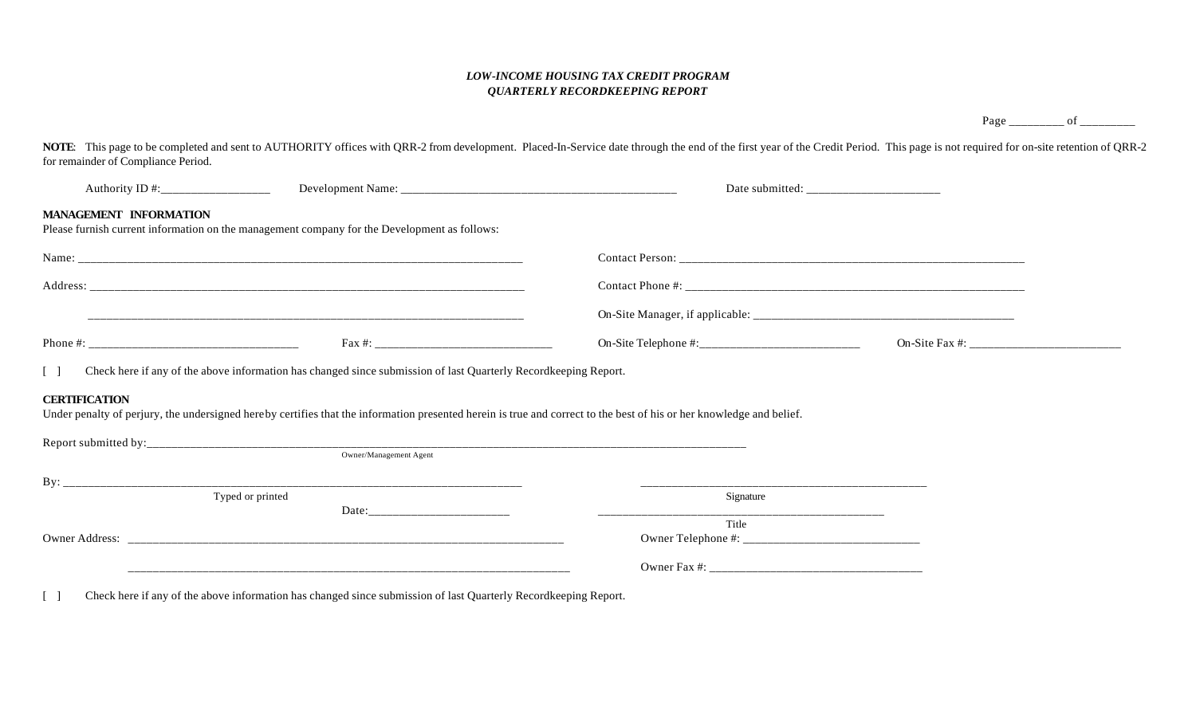***LOW-INCOME HOUSING TAX CREDIT PROGRAM***
***QUARTERLY RECORDKEEPING REPORT***

Page _________ of _________

**NOTE**: This page to be completed and sent to AUTHORITY offices with QRR-2 from development. Placed-In-Service date through the end of the first year of the Credit Period. This page is not required for on-site retention of QRR-2 for remainder of Compliance Period.

Authority ID #:__________________ Development Name: _______________________________________________ Date submitted: ______________________

**MANAGEMENT INFORMATION**

Please furnish current information on the management company for the Development as follows:

Name: ____________________________________________________________________________

Contact Person: ____________________________________________________________

Address: __________________________________________________________________________

____________________________________________________________________________

Contact Phone #: ____________________________________________________________

On-Site Manager, if applicable: ______________________________________________

Phone #: ___________________________________ Fax #: ______________________________

On-Site Telephone #:___________________________ On-Site Fax #: __________________________

[ ] Check here if any of the above information has changed since submission of last Quarterly Recordkeeping Report.

**CERTIFICATION**

Under penalty of perjury, the undersigned hereby certifies that the information presented herein is true and correct to the best of his or her knowledge and belief.

Report submitted by:______________________________________________________________________________________________________________
Owner/Management Agent

By: ________________________________________________________________________________
Typed or printed

__________________________________________________
Signature

Date:________________________

__________________________________________________
Title

Owner Address: ___________________________________________________________________________

___________________________________________________________________________

Owner Telephone #: ______________________________

Owner Fax #: ____________________________________

[ ] Check here if any of the above information has changed since submission of last Quarterly Recordkeeping Report.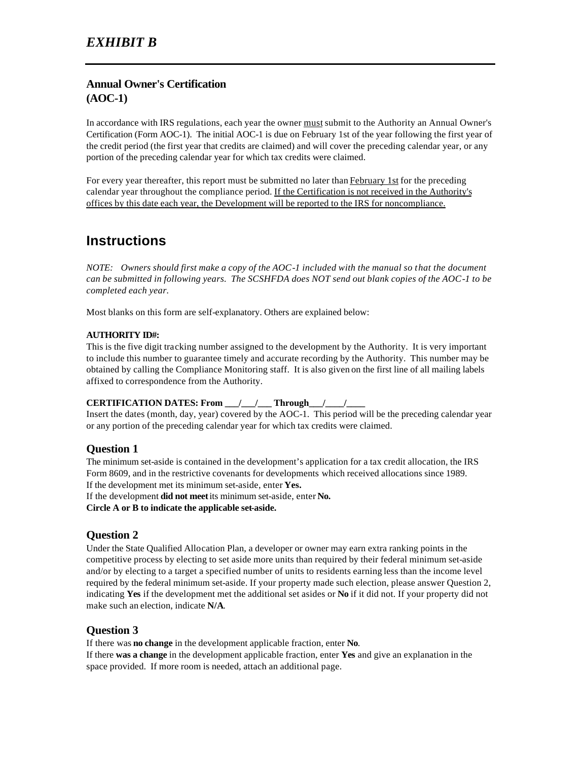# *EXHIBIT B*

---

### Annual Owner's Certification (AOC-1)

In accordance with IRS regulations, each year the owner must submit to the Authority an Annual Owner's Certification (Form AOC-1). The initial AOC-1 is due on February 1st of the year following the first year of the credit period (the first year that credits are claimed) and will cover the preceding calendar year, or any portion of the preceding calendar year for which tax credits were claimed.

For every year thereafter, this report must be submitted no later than February 1st for the preceding calendar year throughout the compliance period. If the Certification is not received in the Authority's offices by this date each year, the Development will be reported to the IRS for noncompliance.

## Instructions

*NOTE: Owners should first make a copy of the AOC-1 included with the manual so that the document can be submitted in following years. The SCSHFDA does NOT send out blank copies of the AOC-1 to be completed each year.*

Most blanks on this form are self-explanatory. Others are explained below:

**AUTHORITY ID#:**

This is the five digit tracking number assigned to the development by the Authority. It is very important to include this number to guarantee timely and accurate recording by the Authority. This number may be obtained by calling the Compliance Monitoring staff. It is also given on the first line of all mailing labels affixed to correspondence from the Authority.

**CERTIFICATION DATES: From ___/___/___ Through___/____/____**

Insert the dates (month, day, year) covered by the AOC-1. This period will be the preceding calendar year or any portion of the preceding calendar year for which tax credits were claimed.

### Question 1

The minimum set-aside is contained in the development's application for a tax credit allocation, the IRS Form 8609, and in the restrictive covenants for developments which received allocations since 1989.
If the development met its minimum set-aside, enter **Yes.**
If the development **did not meet** its minimum set-aside, enter **No.**
**Circle A or B to indicate the applicable set-aside.**

### Question 2

Under the State Qualified Allocation Plan, a developer or owner may earn extra ranking points in the competitive process by electing to set aside more units than required by their federal minimum set-aside and/or by electing to a target a specified number of units to residents earning less than the income level required by the federal minimum set-aside. If your property made such election, please answer Question 2, indicating **Yes** if the development met the additional set asides or **No** if it did not. If your property did not make such an election, indicate **N/A**.

### Question 3

If there was **no change** in the development applicable fraction, enter **No**.
If there **was a change** in the development applicable fraction, enter **Yes** and give an explanation in the space provided. If more room is needed, attach an additional page.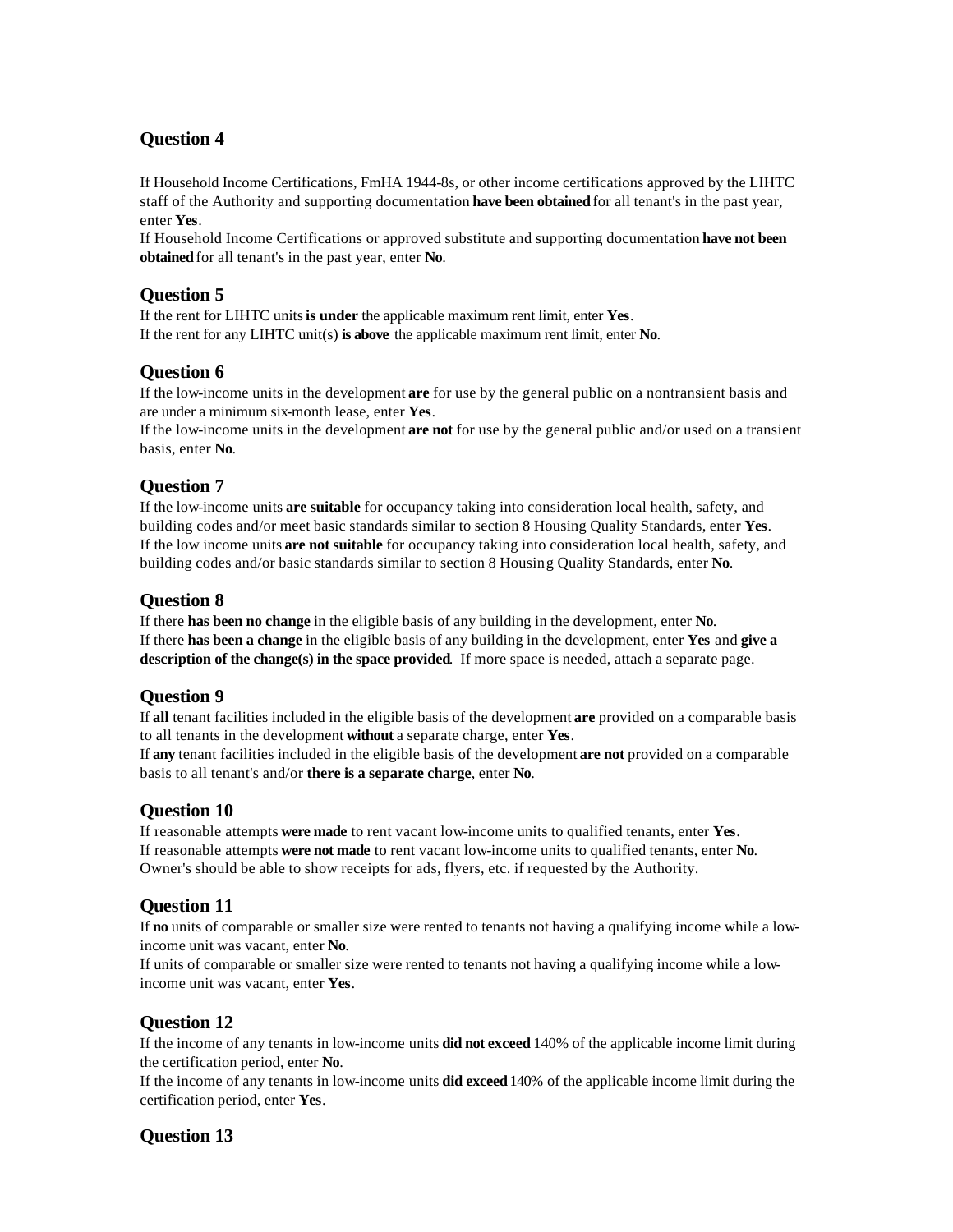## Question 4

If Household Income Certifications, FmHA 1944-8s, or other income certifications approved by the LIHTC staff of the Authority and supporting documentation **have been obtained** for all tenant's in the past year, enter **Yes**.
If Household Income Certifications or approved substitute and supporting documentation **have not been obtained** for all tenant's in the past year, enter **No**.

## Question 5

If the rent for LIHTC units **is under** the applicable maximum rent limit, enter **Yes**.
If the rent for any LIHTC unit(s) **is above** the applicable maximum rent limit, enter **No**.

## Question 6

If the low-income units in the development **are** for use by the general public on a nontransient basis and are under a minimum six-month lease, enter **Yes**.
If the low-income units in the development **are not** for use by the general public and/or used on a transient basis, enter **No**.

## Question 7

If the low-income units **are suitable** for occupancy taking into consideration local health, safety, and building codes and/or meet basic standards similar to section 8 Housing Quality Standards, enter **Yes**.
If the low income units **are not suitable** for occupancy taking into consideration local health, safety, and building codes and/or basic standards similar to section 8 Housing Quality Standards, enter **No**.

## Question 8

If there **has been no change** in the eligible basis of any building in the development, enter **No**.
If there **has been a change** in the eligible basis of any building in the development, enter **Yes** and **give a description of the change(s) in the space provided**. If more space is needed, attach a separate page.

## Question 9

If **all** tenant facilities included in the eligible basis of the development **are** provided on a comparable basis to all tenants in the development **without** a separate charge, enter **Yes**.
If **any** tenant facilities included in the eligible basis of the development **are not** provided on a comparable basis to all tenant's and/or **there is a separate charge**, enter **No**.

## Question 10

If reasonable attempts **were made** to rent vacant low-income units to qualified tenants, enter **Yes**.
If reasonable attempts **were not made** to rent vacant low-income units to qualified tenants, enter **No**.
Owner's should be able to show receipts for ads, flyers, etc. if requested by the Authority.

## Question 11

If **no** units of comparable or smaller size were rented to tenants not having a qualifying income while a low-income unit was vacant, enter **No**.
If units of comparable or smaller size were rented to tenants not having a qualifying income while a low-income unit was vacant, enter **Yes**.

## Question 12

If the income of any tenants in low-income units **did not exceed** 140% of the applicable income limit during the certification period, enter **No**.
If the income of any tenants in low-income units **did exceed** 140% of the applicable income limit during the certification period, enter **Yes**.

## Question 13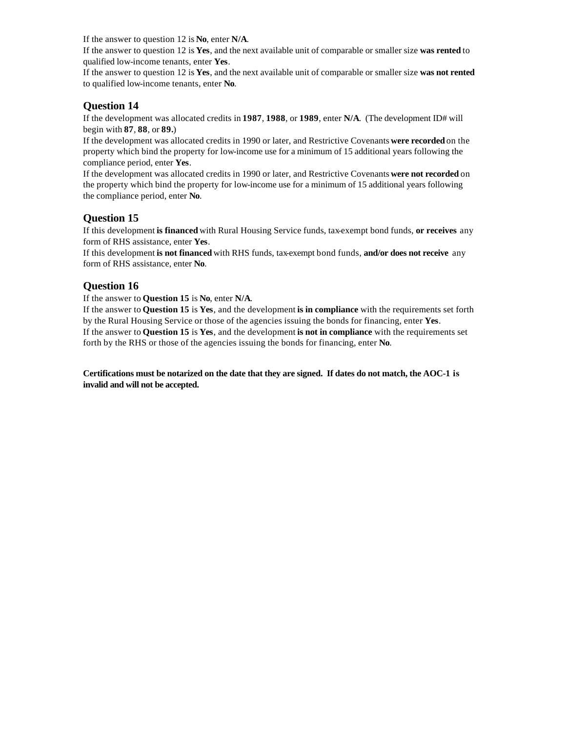If the answer to question 12 is **No**, enter **N/A**.
If the answer to question 12 is **Yes**, and the next available unit of comparable or smaller size **was rented** to qualified low-income tenants, enter **Yes**.
If the answer to question 12 is **Yes**, and the next available unit of comparable or smaller size **was not rented** to qualified low-income tenants, enter **No**.

## Question 14

If the development was allocated credits in **1987**, **1988**, or **1989**, enter **N/A**. (The development ID# will begin with **87**, **88**, or **89.**)
If the development was allocated credits in 1990 or later, and Restrictive Covenants **were recorded** on the property which bind the property for low-income use for a minimum of 15 additional years following the compliance period, enter **Yes**.
If the development was allocated credits in 1990 or later, and Restrictive Covenants **were not recorded** on the property which bind the property for low-income use for a minimum of 15 additional years following the compliance period, enter **No**.

## Question 15

If this development **is financed** with Rural Housing Service funds, tax-exempt bond funds, **or receives** any form of RHS assistance, enter **Yes**.
If this development **is not financed** with RHS funds, tax-exempt bond funds, **and/or does not receive** any form of RHS assistance, enter **No**.

## Question 16

If the answer to **Question 15** is **No**, enter **N/A**.
If the answer to **Question 15** is **Yes**, and the development **is in compliance** with the requirements set forth by the Rural Housing Service or those of the agencies issuing the bonds for financing, enter **Yes**.
If the answer to **Question 15** is **Yes**, and the development **is not in compliance** with the requirements set forth by the RHS or those of the agencies issuing the bonds for financing, enter **No**.

**Certifications must be notarized on the date that they are signed. If dates do not match, the AOC-1 is invalid and will not be accepted.**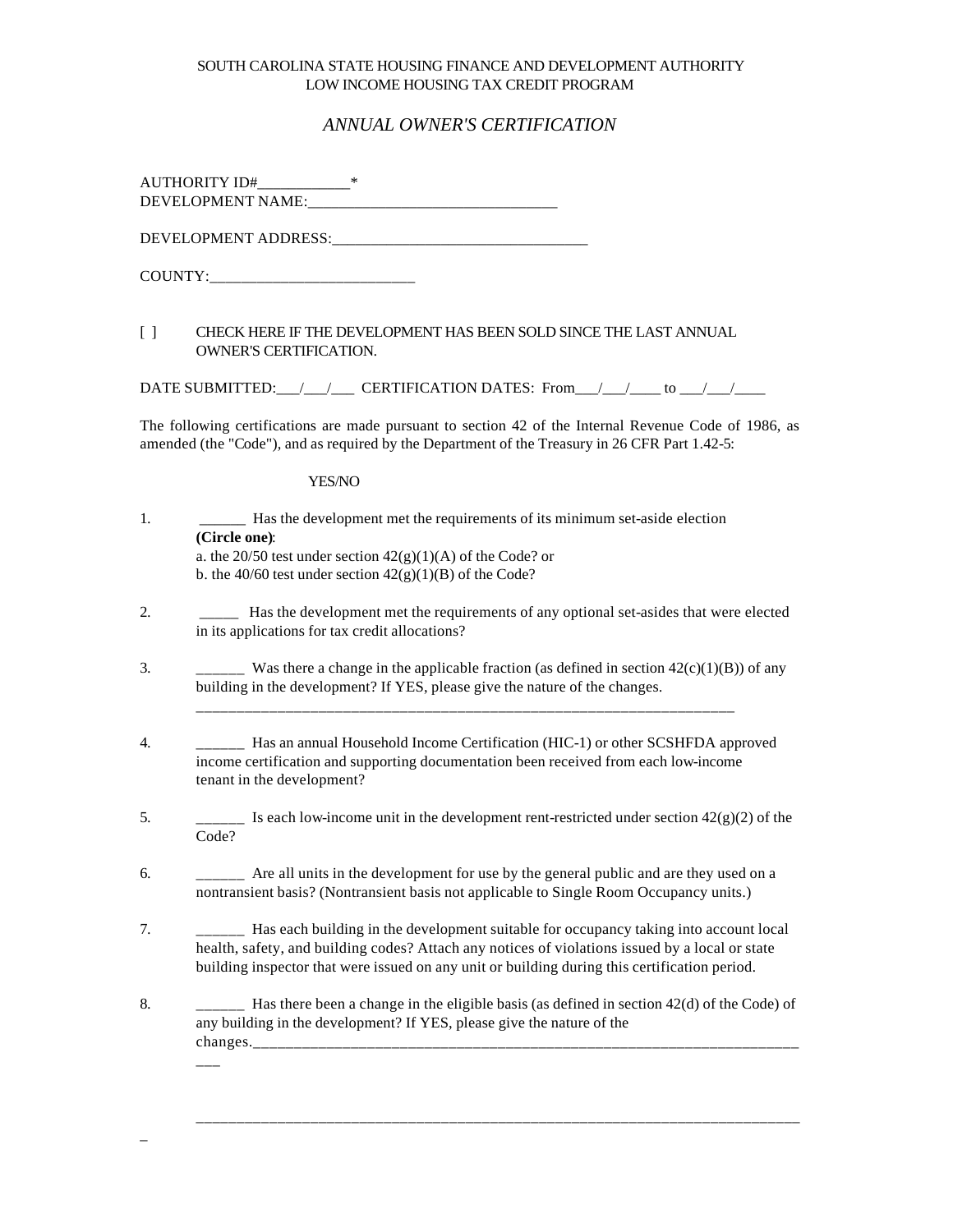SOUTH CAROLINA STATE HOUSING FINANCE AND DEVELOPMENT AUTHORITY
LOW INCOME HOUSING TAX CREDIT PROGRAM

*ANNUAL OWNER'S CERTIFICATION*

AUTHORITY ID#____________*
DEVELOPMENT NAME:________________________________

DEVELOPMENT ADDRESS:_________________________________

COUNTY:__________________________

[ ] CHECK HERE IF THE DEVELOPMENT HAS BEEN SOLD SINCE THE LAST ANNUAL OWNER'S CERTIFICATION.

DATE SUBMITTED:___/___/___ CERTIFICATION DATES: From___/___/____ to ___/___/____

The following certifications are made pursuant to section 42 of the Internal Revenue Code of 1986, as amended (the "Code"), and as required by the Department of the Treasury in 26 CFR Part 1.42-5:

YES/NO

1. ______ Has the development met the requirements of its minimum set-aside election **(Circle one)**:
   a. the 20/50 test under section 42(g)(1)(A) of the Code? or
   b. the 40/60 test under section 42(g)(1)(B) of the Code?

2. _____ Has the development met the requirements of any optional set-asides that were elected in its applications for tax credit allocations?

3. ______ Was there a change in the applicable fraction (as defined in section 42(c)(1)(B)) of any building in the development? If YES, please give the nature of the changes.
   ________________________________________________________________________

4. ______ Has an annual Household Income Certification (HIC-1) or other SCSHFDA approved income certification and supporting documentation been received from each low-income tenant in the development?

5. ______ Is each low-income unit in the development rent-restricted under section 42(g)(2) of the Code?

6. ______ Are all units in the development for use by the general public and are they used on a nontransient basis? (Nontransient basis not applicable to Single Room Occupancy units.)

7. ______ Has each building in the development suitable for occupancy taking into account local health, safety, and building codes? Attach any notices of violations issued by a local or state building inspector that were issued on any unit or building during this certification period.

8. ______ Has there been a change in the eligible basis (as defined in section 42(d) of the Code) of any building in the development? If YES, please give the nature of the changes.___________________________________________________________________________

   ___________________________________________________________________________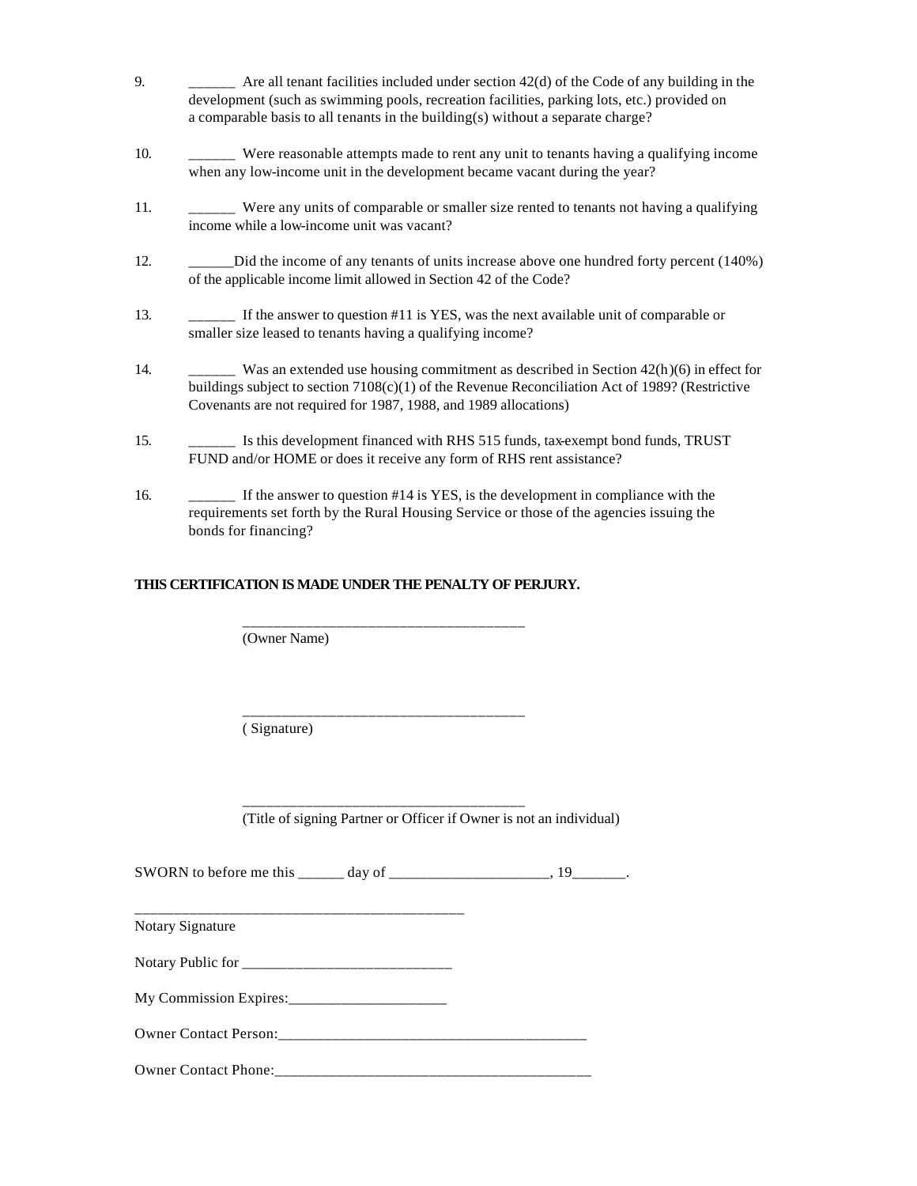9. ______ Are all tenant facilities included under section 42(d) of the Code of any building in the development (such as swimming pools, recreation facilities, parking lots, etc.) provided on a comparable basis to all tenants in the building(s) without a separate charge?

10. ______ Were reasonable attempts made to rent any unit to tenants having a qualifying income when any low-income unit in the development became vacant during the year?

11. ______ Were any units of comparable or smaller size rented to tenants not having a qualifying income while a low-income unit was vacant?

12. ______Did the income of any tenants of units increase above one hundred forty percent (140%) of the applicable income limit allowed in Section 42 of the Code?

13. ______ If the answer to question #11 is YES, was the next available unit of comparable or smaller size leased to tenants having a qualifying income?

14. ______ Was an extended use housing commitment as described in Section 42(h)(6) in effect for buildings subject to section 7108(c)(1) of the Revenue Reconciliation Act of 1989? (Restrictive Covenants are not required for 1987, 1988, and 1989 allocations)

15. ______ Is this development financed with RHS 515 funds, tax-exempt bond funds, TRUST FUND and/or HOME or does it receive any form of RHS rent assistance?

16. ______ If the answer to question #14 is YES, is the development in compliance with the requirements set forth by the Rural Housing Service or those of the agencies issuing the bonds for financing?

**THIS CERTIFICATION IS MADE UNDER THE PENALTY OF PERJURY.**

______________________________________
(Owner Name)

______________________________________
( Signature)

______________________________________
(Title of signing Partner or Officer if Owner is not an individual)

SWORN to before me this ______ day of _____________________, 19_______.

_____________________________________________
Notary Signature

Notary Public for ____________________________

My Commission Expires:_____________________

Owner Contact Person:__________________________________________

Owner Contact Phone:___________________________________________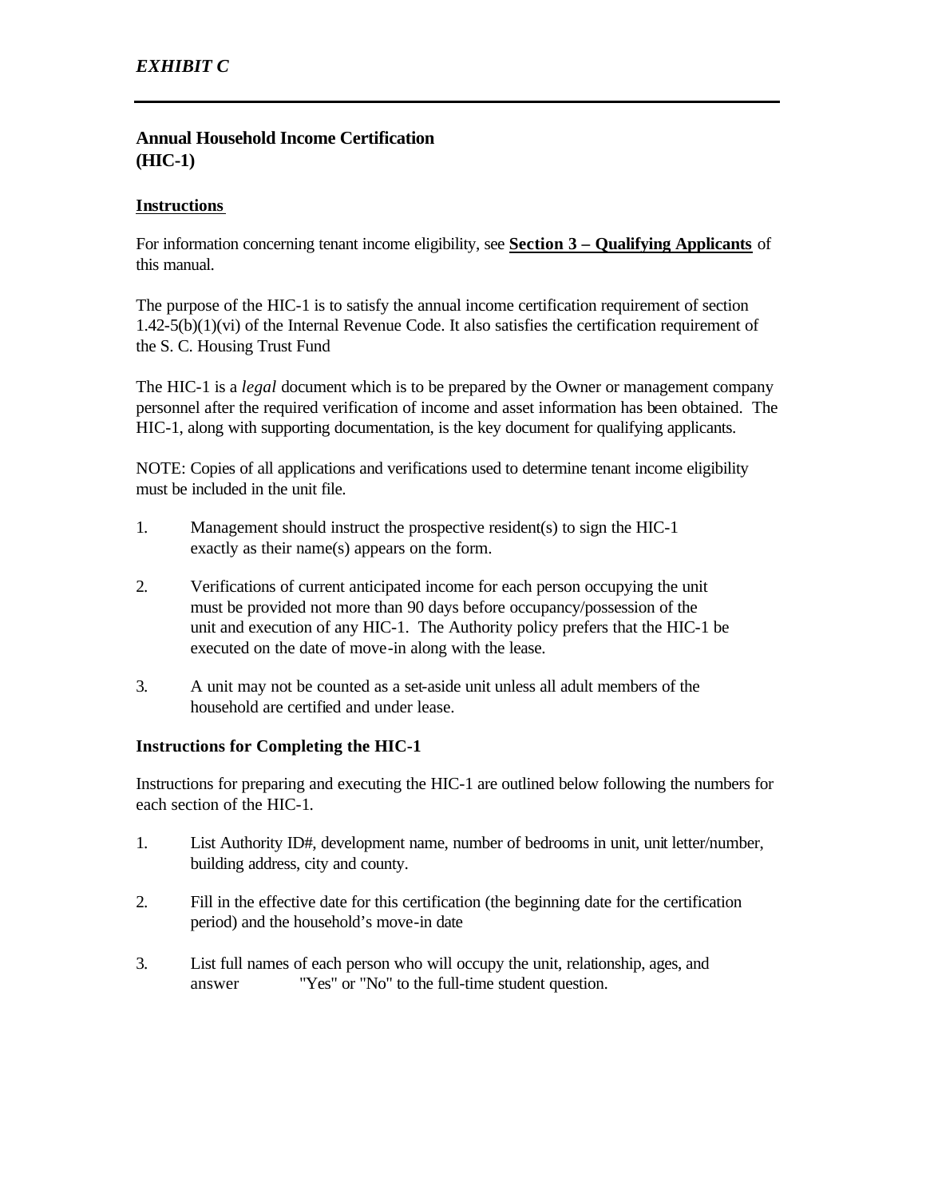*EXHIBIT C*

---

### Annual Household Income Certification (HIC-1)

**Instructions**

For information concerning tenant income eligibility, see **Section 3 – Qualifying Applicants** of this manual.

The purpose of the HIC-1 is to satisfy the annual income certification requirement of section 1.42-5(b)(1)(vi) of the Internal Revenue Code. It also satisfies the certification requirement of the S. C. Housing Trust Fund

The HIC-1 is a *legal* document which is to be prepared by the Owner or management company personnel after the required verification of income and asset information has been obtained. The HIC-1, along with supporting documentation, is the key document for qualifying applicants.

NOTE: Copies of all applications and verifications used to determine tenant income eligibility must be included in the unit file.

1. Management should instruct the prospective resident(s) to sign the HIC-1 exactly as their name(s) appears on the form.

2. Verifications of current anticipated income for each person occupying the unit must be provided not more than 90 days before occupancy/possession of the unit and execution of any HIC-1. The Authority policy prefers that the HIC-1 be executed on the date of move-in along with the lease.

3. A unit may not be counted as a set-aside unit unless all adult members of the household are certified and under lease.

**Instructions for Completing the HIC-1**

Instructions for preparing and executing the HIC-1 are outlined below following the numbers for each section of the HIC-1.

1. List Authority ID#, development name, number of bedrooms in unit, unit letter/number, building address, city and county.

2. Fill in the effective date for this certification (the beginning date for the certification period) and the household's move-in date

3. List full names of each person who will occupy the unit, relationship, ages, and answer "Yes" or "No" to the full-time student question.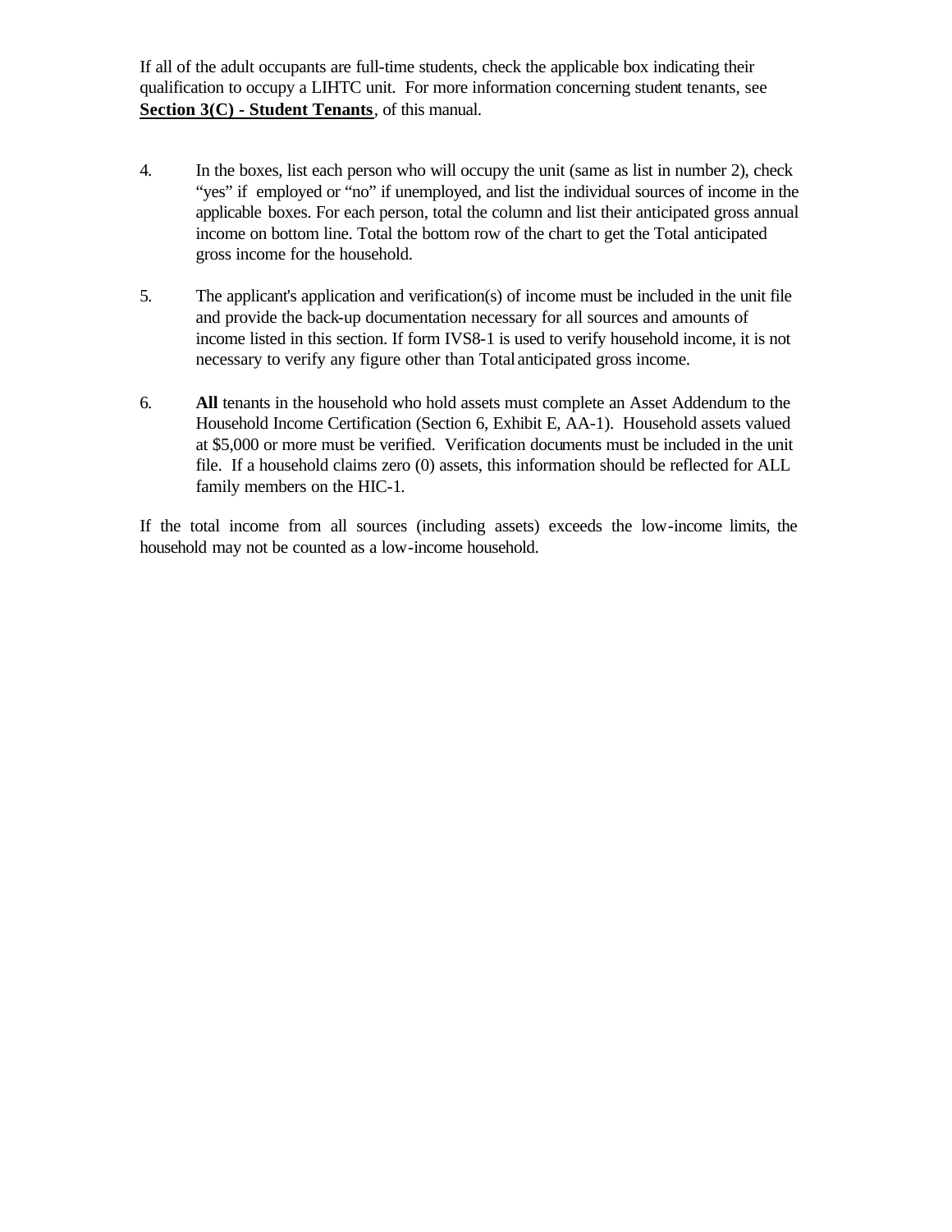If all of the adult occupants are full-time students, check the applicable box indicating their qualification to occupy a LIHTC unit. For more information concerning student tenants, see **Section 3(C) - Student Tenants**, of this manual.

4. In the boxes, list each person who will occupy the unit (same as list in number 2), check "yes" if employed or "no" if unemployed, and list the individual sources of income in the applicable boxes. For each person, total the column and list their anticipated gross annual income on bottom line. Total the bottom row of the chart to get the Total anticipated gross income for the household.

5. The applicant's application and verification(s) of income must be included in the unit file and provide the back-up documentation necessary for all sources and amounts of income listed in this section. If form IVS8-1 is used to verify household income, it is not necessary to verify any figure other than Total anticipated gross income.

6. **All** tenants in the household who hold assets must complete an Asset Addendum to the Household Income Certification (Section 6, Exhibit E, AA-1). Household assets valued at $5,000 or more must be verified. Verification documents must be included in the unit file. If a household claims zero (0) assets, this information should be reflected for ALL family members on the HIC-1.

If the total income from all sources (including assets) exceeds the low-income limits, the household may not be counted as a low-income household.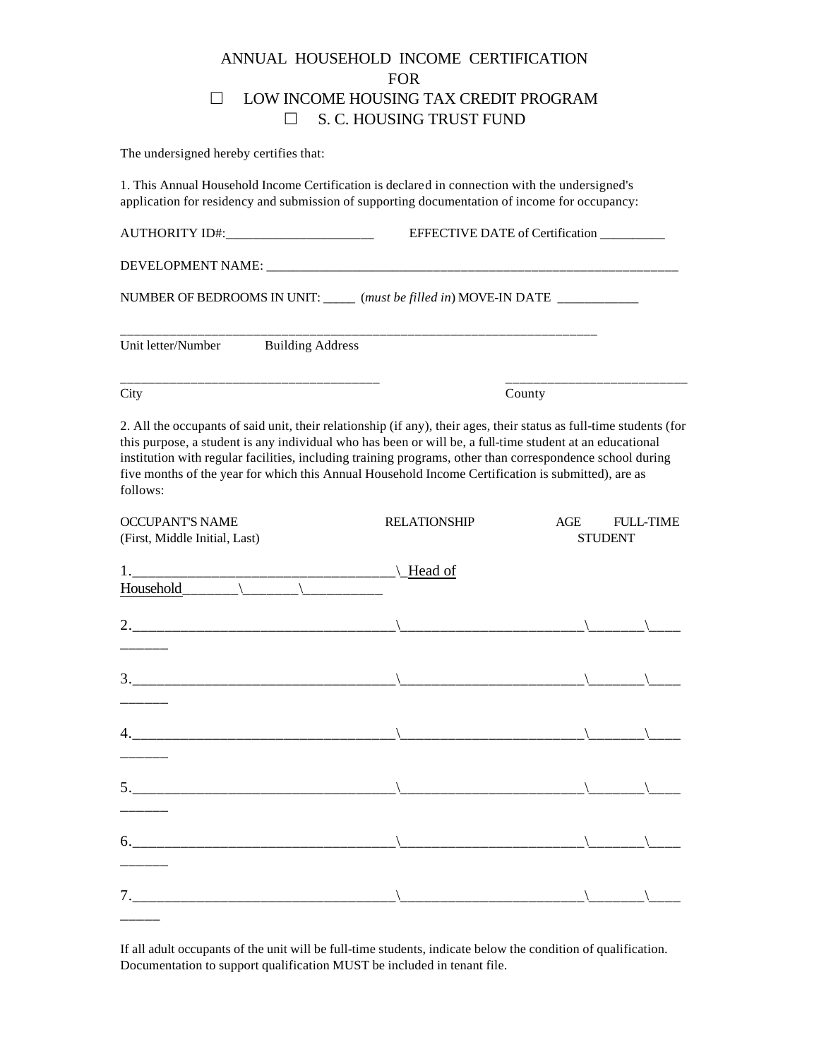# ANNUAL HOUSEHOLD INCOME CERTIFICATION
# FOR
# ☐ LOW INCOME HOUSING TAX CREDIT PROGRAM
# ☐ S. C. HOUSING TRUST FUND

The undersigned hereby certifies that:

1. This Annual Household Income Certification is declared in connection with the undersigned's application for residency and submission of supporting documentation of income for occupancy:

AUTHORITY ID#:______________________ EFFECTIVE DATE of Certification __________

DEVELOPMENT NAME: ________________________________________________________________

NUMBER OF BEDROOMS IN UNIT: _____ (*must be filled in*) MOVE-IN DATE ____________

___________________________________________________________________________
Unit letter/Number Building Address

_____________________________________ __________________________
City County

2. All the occupants of said unit, their relationship (if any), their ages, their status as full-time students (for this purpose, a student is any individual who has been or will be, a full-time student at an educational institution with regular facilities, including training programs, other than correspondence school during five months of the year for which this Annual Household Income Certification is submitted), are as follows:

| OCCUPANT'S NAME (First, Middle Initial, Last) | RELATIONSHIP | AGE | FULL-TIME STUDENT |
|---|---|---|---|
| 1. | Head of Household | | |
| 2. | | | |
| 3. | | | |
| 4. | | | |
| 5. | | | |
| 6. | | | |
| 7. | | | |

If all adult occupants of the unit will be full-time students, indicate below the condition of qualification. Documentation to support qualification MUST be included in tenant file.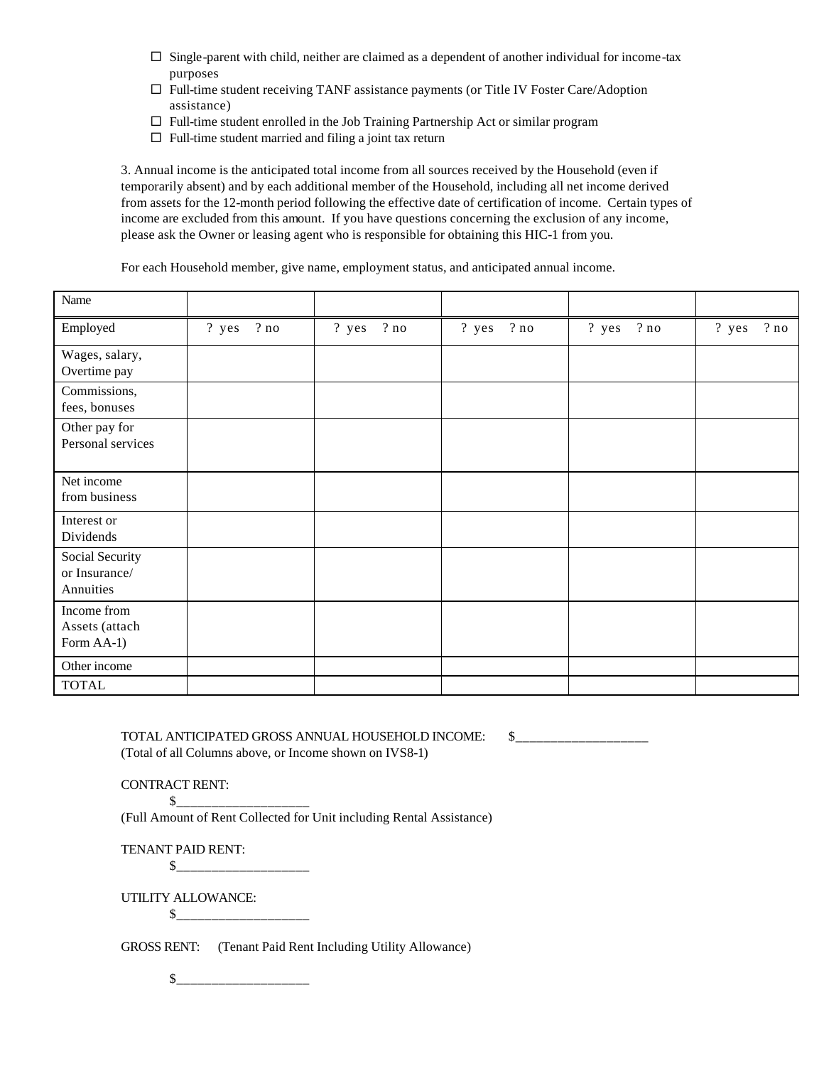- ☐ Single-parent with child, neither are claimed as a dependent of another individual for income-tax purposes
- ☐ Full-time student receiving TANF assistance payments (or Title IV Foster Care/Adoption assistance)
- ☐ Full-time student enrolled in the Job Training Partnership Act or similar program
- ☐ Full-time student married and filing a joint tax return

3. Annual income is the anticipated total income from all sources received by the Household (even if temporarily absent) and by each additional member of the Household, including all net income derived from assets for the 12-month period following the effective date of certification of income. Certain types of income are excluded from this amount. If you have questions concerning the exclusion of any income, please ask the Owner or leasing agent who is responsible for obtaining this HIC-1 from you.

For each Household member, give name, employment status, and anticipated annual income.

| Name | | | | | |
|---|---|---|---|---|---|
| Employed | ? yes ? no | ? yes ? no | ? yes ? no | ? yes ? no | ? yes ? no |
| Wages, salary, Overtime pay | | | | | |
| Commissions, fees, bonuses | | | | | |
| Other pay for Personal services | | | | | |
| Net income from business | | | | | |
| Interest or Dividends | | | | | |
| Social Security or Insurance/ Annuities | | | | | |
| Income from Assets (attach Form AA-1) | | | | | |
| Other income | | | | | |
| TOTAL | | | | | |

TOTAL ANTICIPATED GROSS ANNUAL HOUSEHOLD INCOME: $____________________
(Total of all Columns above, or Income shown on IVS8-1)

CONTRACT RENT:
$____________________
(Full Amount of Rent Collected for Unit including Rental Assistance)

TENANT PAID RENT:
$____________________

UTILITY ALLOWANCE:
$____________________

GROSS RENT: (Tenant Paid Rent Including Utility Allowance)

$____________________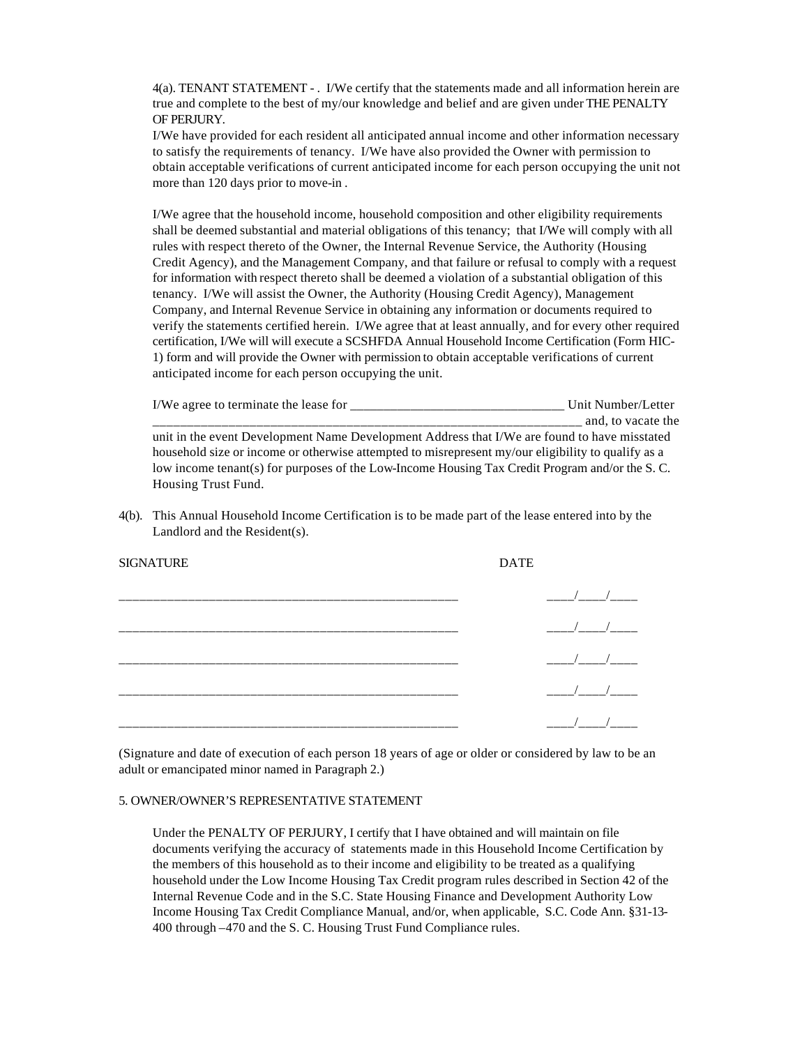4(a). TENANT STATEMENT - . I/We certify that the statements made and all information herein are true and complete to the best of my/our knowledge and belief and are given under THE PENALTY OF PERJURY.

I/We have provided for each resident all anticipated annual income and other information necessary to satisfy the requirements of tenancy. I/We have also provided the Owner with permission to obtain acceptable verifications of current anticipated income for each person occupying the unit not more than 120 days prior to move-in .

I/We agree that the household income, household composition and other eligibility requirements shall be deemed substantial and material obligations of this tenancy; that I/We will comply with all rules with respect thereto of the Owner, the Internal Revenue Service, the Authority (Housing Credit Agency), and the Management Company, and that failure or refusal to comply with a request for information with respect thereto shall be deemed a violation of a substantial obligation of this tenancy. I/We will assist the Owner, the Authority (Housing Credit Agency), Management Company, and Internal Revenue Service in obtaining any information or documents required to verify the statements certified herein. I/We agree that at least annually, and for every other required certification, I/We will will execute a SCSHFDA Annual Household Income Certification (Form HIC-1) form and will provide the Owner with permission to obtain acceptable verifications of current anticipated income for each person occupying the unit.

I/We agree to terminate the lease for _______________________________ Unit Number/Letter _________________________________________________________________ and, to vacate the unit in the event Development Name Development Address that I/We are found to have misstated household size or income or otherwise attempted to misrepresent my/our eligibility to qualify as a low income tenant(s) for purposes of the Low-Income Housing Tax Credit Program and/or the S. C. Housing Trust Fund.

4(b). This Annual Household Income Certification is to be made part of the lease entered into by the Landlord and the Resident(s).

| SIGNATURE | DATE |
|---|---|
| ____________________________________________________ | ____/____/____ |
| ____________________________________________________ | ____/____/____ |
| ____________________________________________________ | ____/____/____ |
| ____________________________________________________ | ____/____/____ |
| ____________________________________________________ | ____/____/____ |

(Signature and date of execution of each person 18 years of age or older or considered by law to be an adult or emancipated minor named in Paragraph 2.)

5. OWNER/OWNER'S REPRESENTATIVE STATEMENT

Under the PENALTY OF PERJURY, I certify that I have obtained and will maintain on file documents verifying the accuracy of statements made in this Household Income Certification by the members of this household as to their income and eligibility to be treated as a qualifying household under the Low Income Housing Tax Credit program rules described in Section 42 of the Internal Revenue Code and in the S.C. State Housing Finance and Development Authority Low Income Housing Tax Credit Compliance Manual, and/or, when applicable, S.C. Code Ann. §31-13-400 through –470 and the S. C. Housing Trust Fund Compliance rules.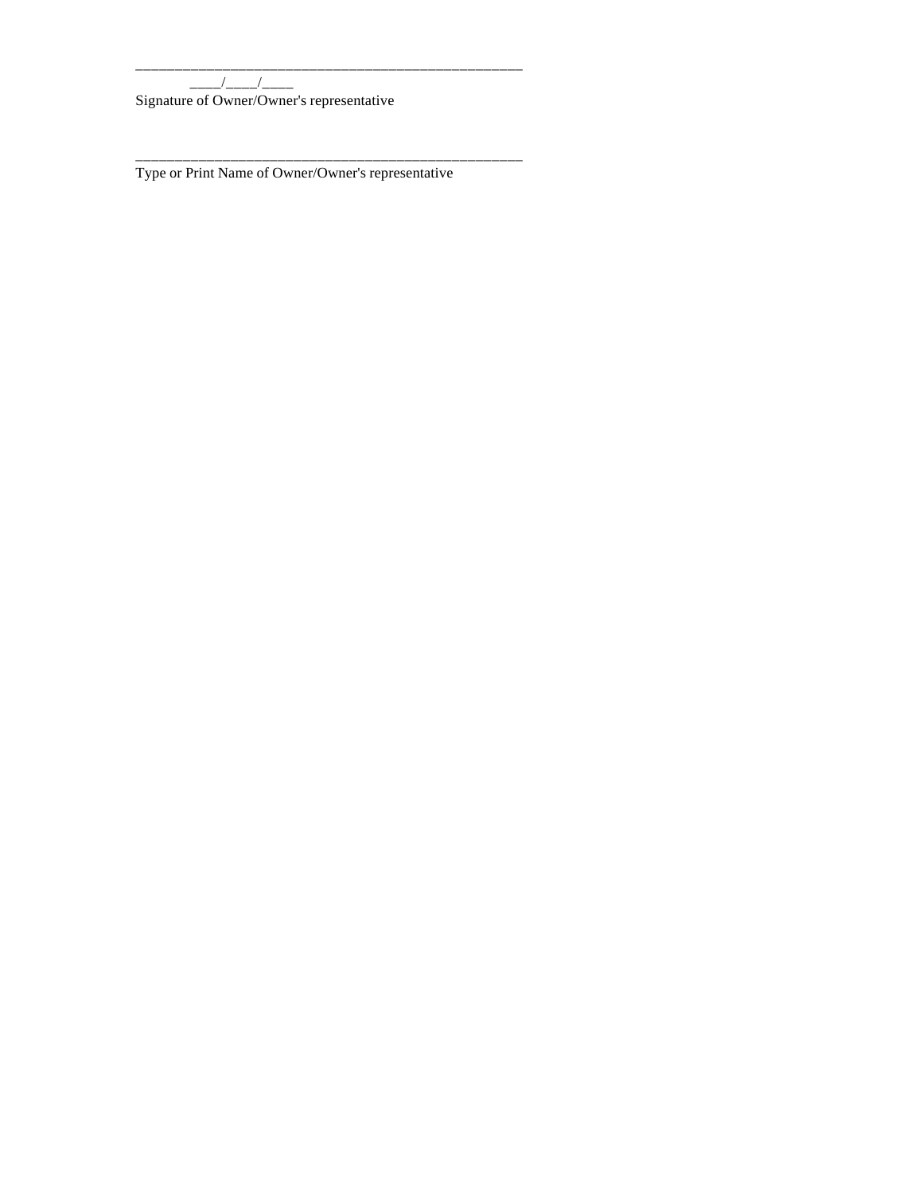_______________________________________________________
_____/_____/_____
Signature of Owner/Owner's representative

_______________________________________________________
Type or Print Name of Owner/Owner's representative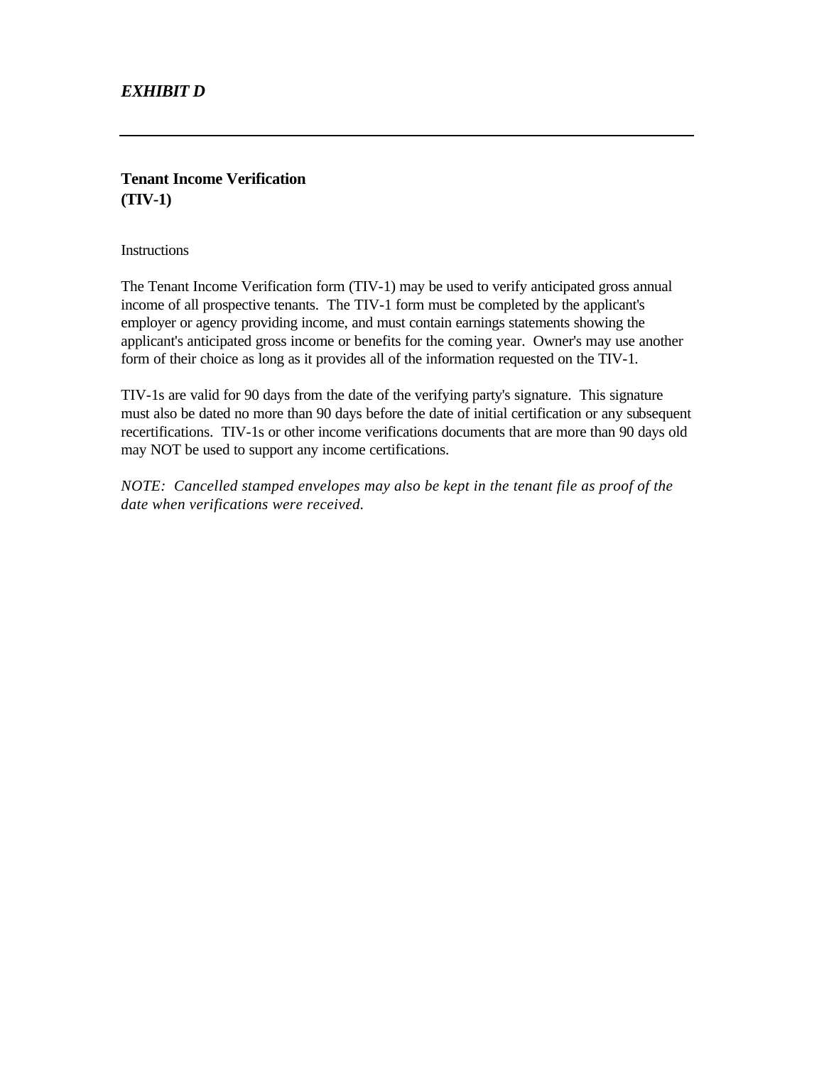*EXHIBIT D*

---

## Tenant Income Verification
## (TIV-1)

Instructions

The Tenant Income Verification form (TIV-1) may be used to verify anticipated gross annual income of all prospective tenants. The TIV-1 form must be completed by the applicant's employer or agency providing income, and must contain earnings statements showing the applicant's anticipated gross income or benefits for the coming year. Owner's may use another form of their choice as long as it provides all of the information requested on the TIV-1.

TIV-1s are valid for 90 days from the date of the verifying party's signature. This signature must also be dated no more than 90 days before the date of initial certification or any subsequent recertifications. TIV-1s or other income verifications documents that are more than 90 days old may NOT be used to support any income certifications.

*NOTE: Cancelled stamped envelopes may also be kept in the tenant file as proof of the date when verifications were received.*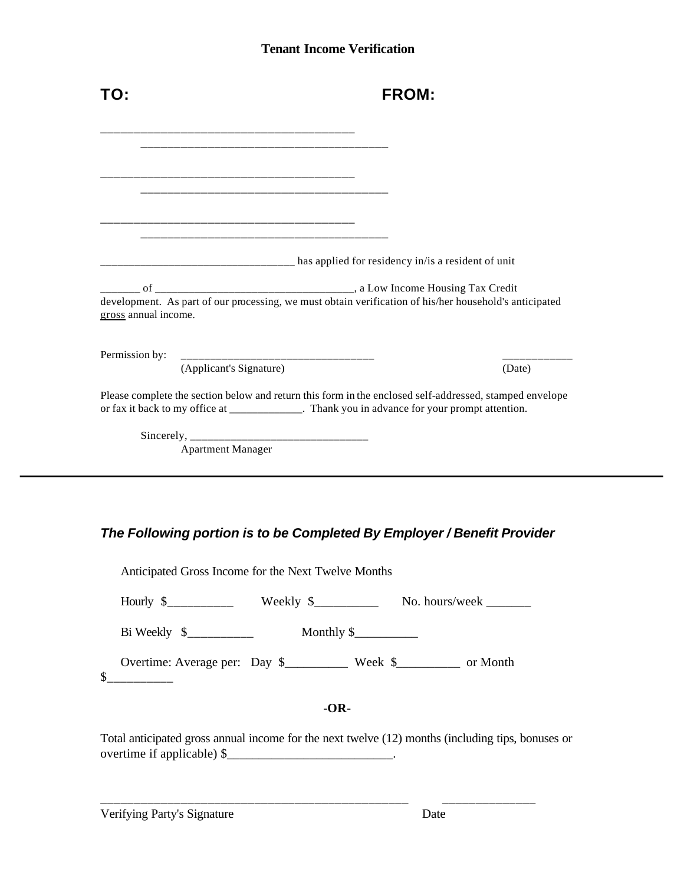## Tenant Income Verification

**TO:** **FROM:**

__________________________________________
__________________________________________

__________________________________________
__________________________________________

__________________________________________
__________________________________________

_________________________________ has applied for residency in/is a resident of unit

_______ of __________________________________, a Low Income Housing Tax Credit development. As part of our processing, we must obtain verification of his/her household's anticipated gross annual income.

Permission by: _________________________________ ____________
(Applicant's Signature) (Date)

Please complete the section below and return this form in the enclosed self-addressed, stamped envelope or fax it back to my office at _____________. Thank you in advance for your prompt attention.

Sincerely, _______________________________
Apartment Manager

---

### *The Following portion is to be Completed By Employer / Benefit Provider*

Anticipated Gross Income for the Next Twelve Months

Hourly $__________ Weekly $__________ No. hours/week _______

Bi Weekly $__________ Monthly $__________

Overtime: Average per: Day $__________ Week $__________ or Month $__________

**-OR-**

Total anticipated gross annual income for the next twelve (12) months (including tips, bonuses or overtime if applicable) $__________________________.

___________________________________________________ _______________
Verifying Party's Signature Date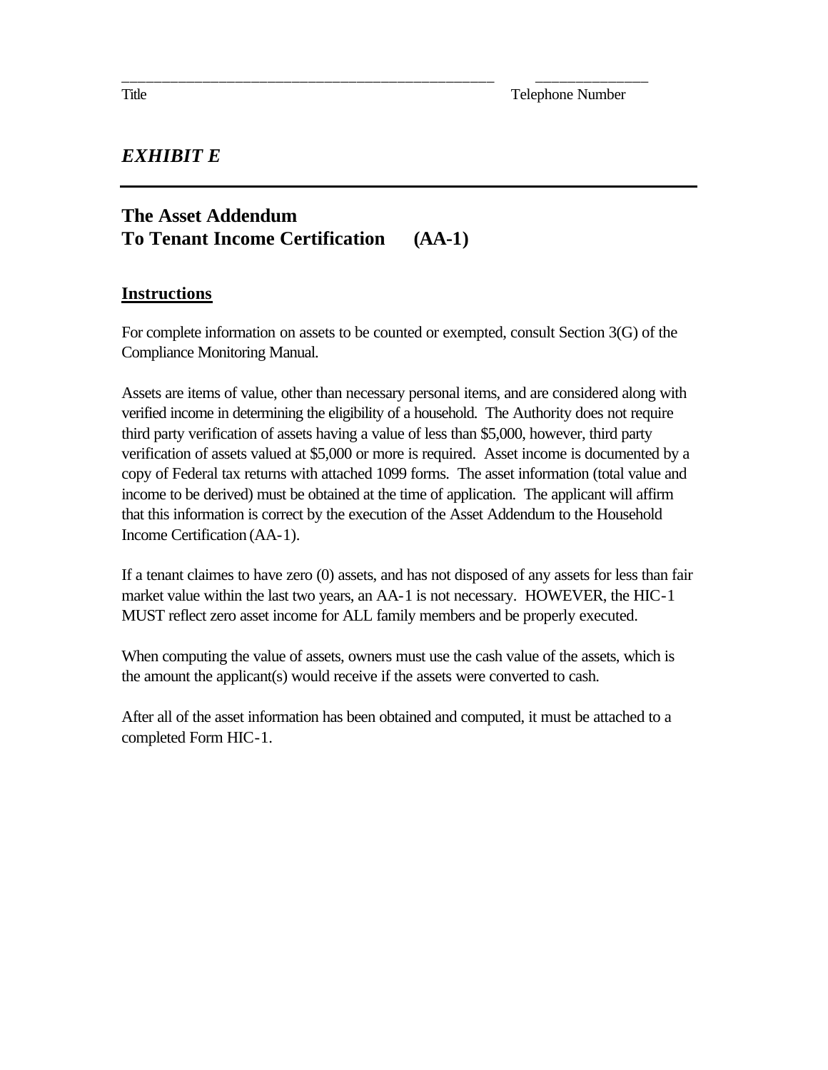\_\_\_\_\_\_\_\_\_\_\_\_\_\_\_\_\_\_\_\_\_\_\_\_\_\_\_\_\_\_\_\_\_\_\_\_\_\_\_\_\_\_\_\_\_\_ \_\_\_\_\_\_\_\_\_\_\_\_\_\_
Title Telephone Number

***EXHIBIT E***

---

## The Asset Addendum
## To Tenant Income Certification (AA-1)

**Instructions**

For complete information on assets to be counted or exempted, consult Section 3(G) of the Compliance Monitoring Manual.

Assets are items of value, other than necessary personal items, and are considered along with verified income in determining the eligibility of a household. The Authority does not require third party verification of assets having a value of less than $5,000, however, third party verification of assets valued at $5,000 or more is required. Asset income is documented by a copy of Federal tax returns with attached 1099 forms. The asset information (total value and income to be derived) must be obtained at the time of application. The applicant will affirm that this information is correct by the execution of the Asset Addendum to the Household Income Certification (AA-1).

If a tenant claimes to have zero (0) assets, and has not disposed of any assets for less than fair market value within the last two years, an AA-1 is not necessary. HOWEVER, the HIC-1 MUST reflect zero asset income for ALL family members and be properly executed.

When computing the value of assets, owners must use the cash value of the assets, which is the amount the applicant(s) would receive if the assets were converted to cash.

After all of the asset information has been obtained and computed, it must be attached to a completed Form HIC-1.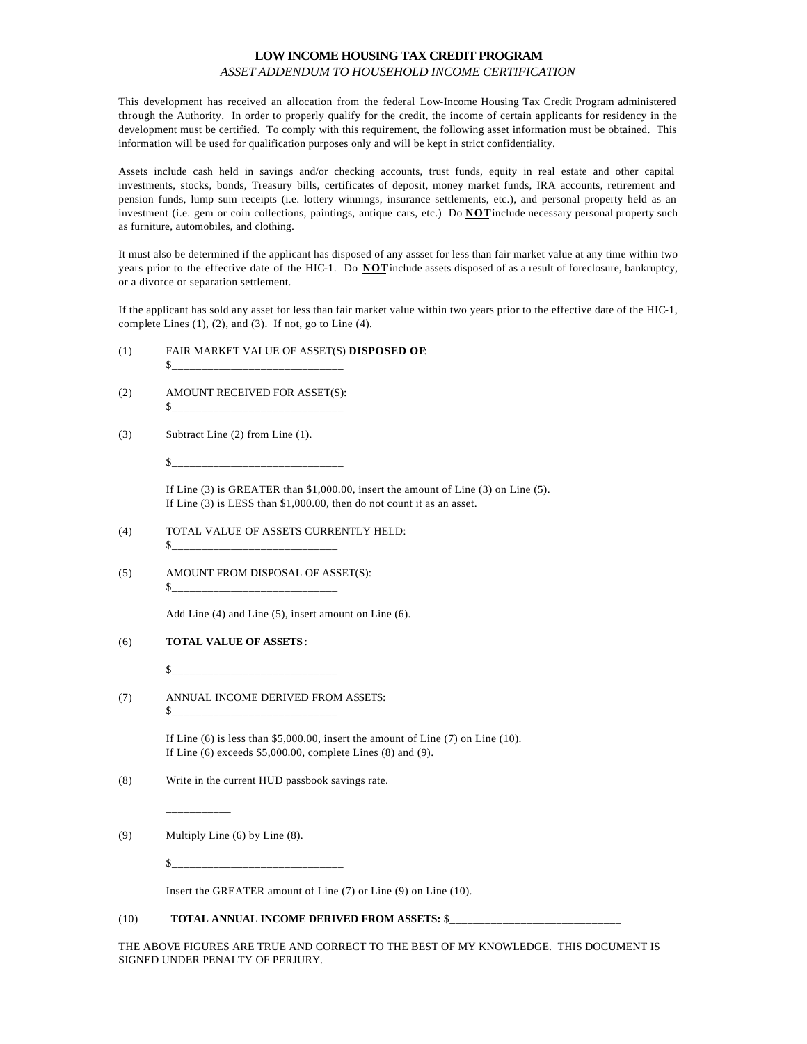# LOW INCOME HOUSING TAX CREDIT PROGRAM

*ASSET ADDENDUM TO HOUSEHOLD INCOME CERTIFICATION*

This development has received an allocation from the federal Low-Income Housing Tax Credit Program administered through the Authority. In order to properly qualify for the credit, the income of certain applicants for residency in the development must be certified. To comply with this requirement, the following asset information must be obtained. This information will be used for qualification purposes only and will be kept in strict confidentiality.

Assets include cash held in savings and/or checking accounts, trust funds, equity in real estate and other capital investments, stocks, bonds, Treasury bills, certificates of deposit, money market funds, IRA accounts, retirement and pension funds, lump sum receipts (i.e. lottery winnings, insurance settlements, etc.), and personal property held as an investment (i.e. gem or coin collections, paintings, antique cars, etc.) Do **NOT** include necessary personal property such as furniture, automobiles, and clothing.

It must also be determined if the applicant has disposed of any assset for less than fair market value at any time within two years prior to the effective date of the HIC-1. Do **NOT** include assets disposed of as a result of foreclosure, bankruptcy, or a divorce or separation settlement.

If the applicant has sold any asset for less than fair market value within two years prior to the effective date of the HIC-1, complete Lines (1), (2), and (3). If not, go to Line (4).

(1) FAIR MARKET VALUE OF ASSET(S) **DISPOSED OF**:
$______________________________

(2) AMOUNT RECEIVED FOR ASSET(S):
$______________________________

(3) Subtract Line (2) from Line (1).

$______________________________

If Line (3) is GREATER than $1,000.00, insert the amount of Line (3) on Line (5).
If Line (3) is LESS than $1,000.00, then do not count it as an asset.

(4) TOTAL VALUE OF ASSETS CURRENTLY HELD:
$_____________________________

(5) AMOUNT FROM DISPOSAL OF ASSET(S):
$_____________________________

Add Line (4) and Line (5), insert amount on Line (6).

(6) **TOTAL VALUE OF ASSETS**:

$_____________________________

(7) ANNUAL INCOME DERIVED FROM ASSETS:
$_____________________________

If Line (6) is less than $5,000.00, insert the amount of Line (7) on Line (10).
If Line (6) exceeds $5,000.00, complete Lines (8) and (9).

(8) Write in the current HUD passbook savings rate.

___________

(9) Multiply Line (6) by Line (8).

$______________________________

Insert the GREATER amount of Line (7) or Line (9) on Line (10).

(10) **TOTAL ANNUAL INCOME DERIVED FROM ASSETS:** $______________________________

THE ABOVE FIGURES ARE TRUE AND CORRECT TO THE BEST OF MY KNOWLEDGE. THIS DOCUMENT IS SIGNED UNDER PENALTY OF PERJURY.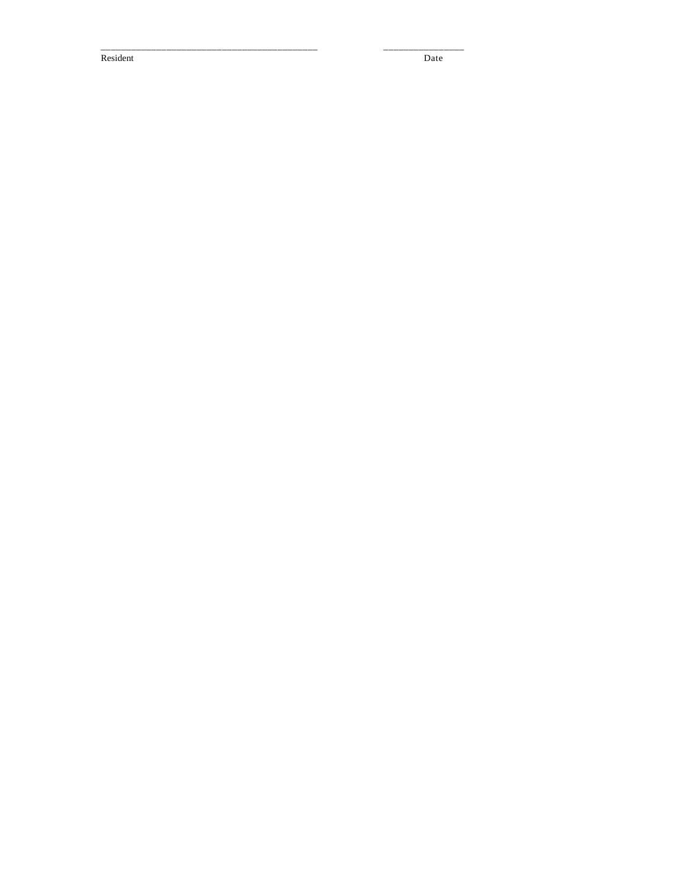_____________________________________________ _________________

Resident Date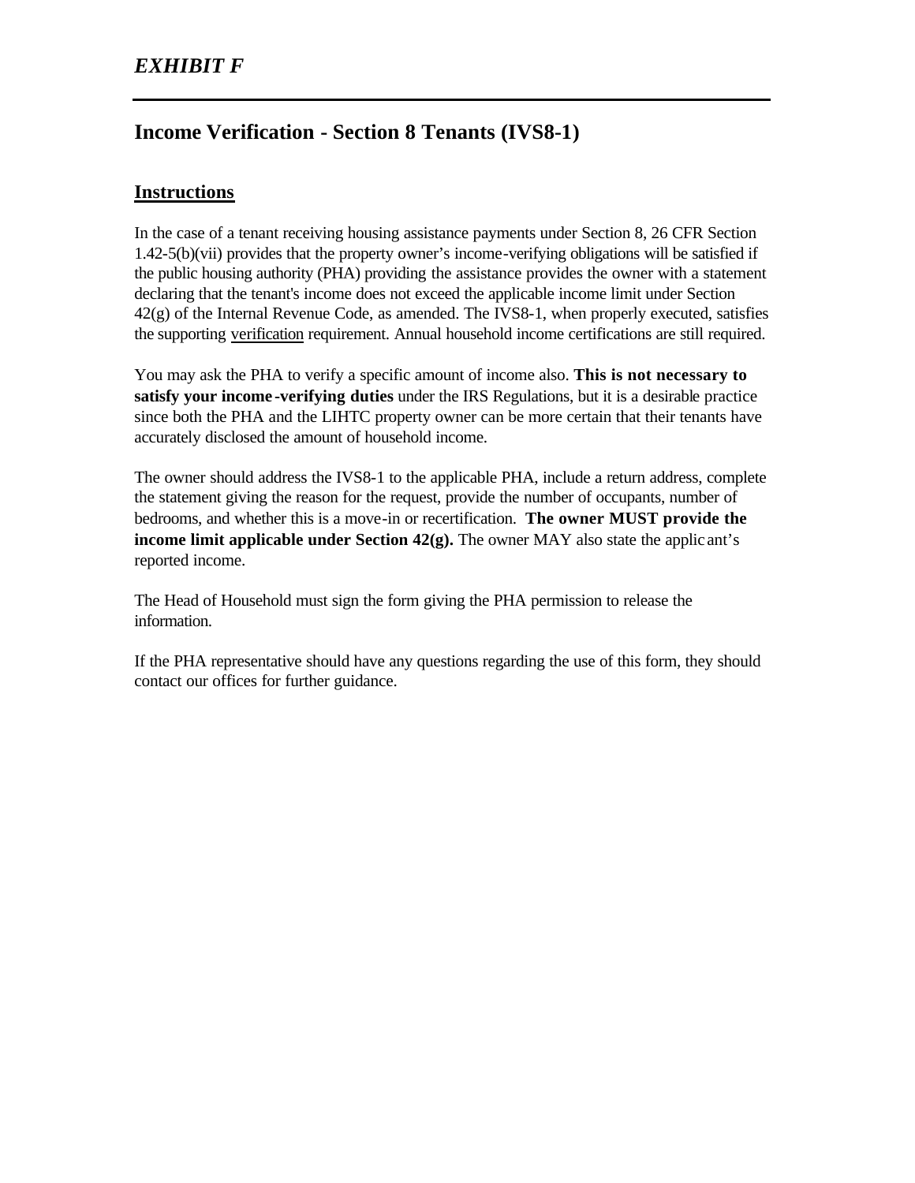*EXHIBIT F*

---

## Income Verification - Section 8 Tenants (IVS8-1)

### Instructions

In the case of a tenant receiving housing assistance payments under Section 8, 26 CFR Section 1.42-5(b)(vii) provides that the property owner's income-verifying obligations will be satisfied if the public housing authority (PHA) providing the assistance provides the owner with a statement declaring that the tenant's income does not exceed the applicable income limit under Section 42(g) of the Internal Revenue Code, as amended. The IVS8-1, when properly executed, satisfies the supporting verification requirement. Annual household income certifications are still required.

You may ask the PHA to verify a specific amount of income also. **This is not necessary to satisfy your income-verifying duties** under the IRS Regulations, but it is a desirable practice since both the PHA and the LIHTC property owner can be more certain that their tenants have accurately disclosed the amount of household income.

The owner should address the IVS8-1 to the applicable PHA, include a return address, complete the statement giving the reason for the request, provide the number of occupants, number of bedrooms, and whether this is a move-in or recertification. **The owner MUST provide the income limit applicable under Section 42(g).** The owner MAY also state the applicant's reported income.

The Head of Household must sign the form giving the PHA permission to release the information.

If the PHA representative should have any questions regarding the use of this form, they should contact our offices for further guidance.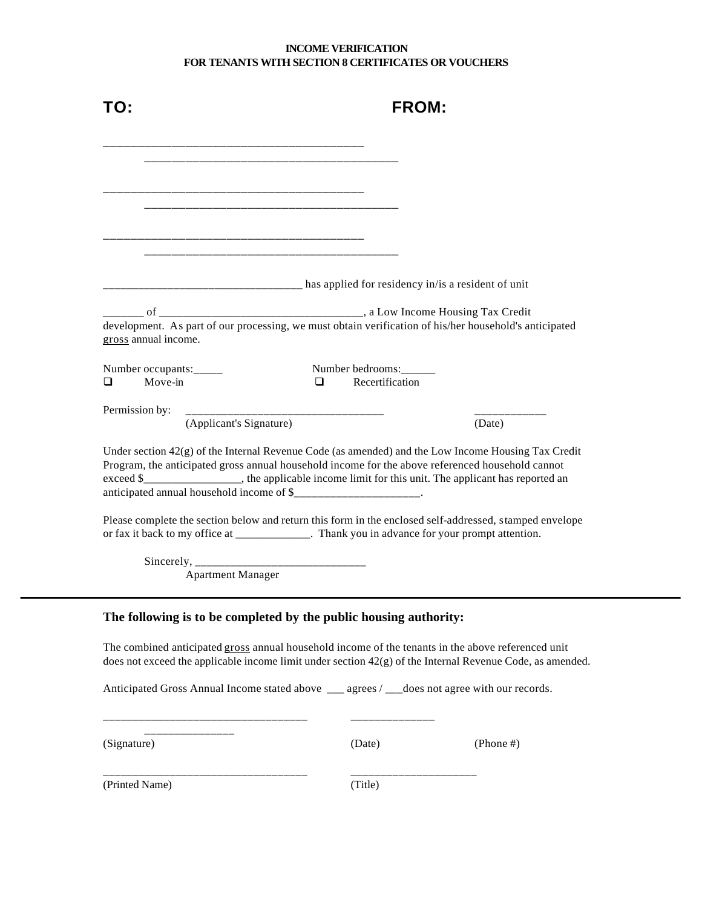**INCOME VERIFICATION**
**FOR TENANTS WITH SECTION 8 CERTIFICATES OR VOUCHERS**

**TO:** **FROM:**

\_\_\_\_\_\_\_\_\_\_\_\_\_\_\_\_\_\_\_\_\_\_\_\_\_\_\_\_\_\_\_\_\_\_\_\_\_\_\_\_\_\_\_ \_\_\_\_\_\_\_\_\_\_\_\_\_\_\_\_\_\_\_\_\_\_\_\_\_\_\_\_\_\_\_\_\_\_\_\_\_\_\_\_\_\_\_

\_\_\_\_\_\_\_\_\_\_\_\_\_\_\_\_\_\_\_\_\_\_\_\_\_\_\_\_\_\_\_\_\_\_\_\_\_\_\_\_\_\_\_ \_\_\_\_\_\_\_\_\_\_\_\_\_\_\_\_\_\_\_\_\_\_\_\_\_\_\_\_\_\_\_\_\_\_\_\_\_\_\_\_\_\_\_

\_\_\_\_\_\_\_\_\_\_\_\_\_\_\_\_\_\_\_\_\_\_\_\_\_\_\_\_\_\_\_\_\_\_\_\_\_\_\_\_\_\_\_ \_\_\_\_\_\_\_\_\_\_\_\_\_\_\_\_\_\_\_\_\_\_\_\_\_\_\_\_\_\_\_\_\_\_\_\_\_\_\_\_\_\_\_

\_\_\_\_\_\_\_\_\_\_\_\_\_\_\_\_\_\_\_\_\_\_\_\_\_\_\_\_\_\_\_\_\_\_\_ has applied for residency in/is a resident of unit

\_\_\_\_\_\_\_ of \_\_\_\_\_\_\_\_\_\_\_\_\_\_\_\_\_\_\_\_\_\_\_\_\_\_\_\_\_\_\_\_\_\_\_, a Low Income Housing Tax Credit development. As part of our processing, we must obtain verification of his/her household's anticipated gross annual income.

Number occupants:\_\_\_\_\_ Number bedrooms:\_\_\_\_\_\_

☐ Move-in ☐ Recertification

Permission by: \_\_\_\_\_\_\_\_\_\_\_\_\_\_\_\_\_\_\_\_\_\_\_\_\_\_\_\_\_\_\_\_\_\_ \_\_\_\_\_\_\_\_\_\_\_\_\_
(Applicant's Signature) (Date)

Under section 42(g) of the Internal Revenue Code (as amended) and the Low Income Housing Tax Credit Program, the anticipated gross annual household income for the above referenced household cannot exceed $\_\_\_\_\_\_\_\_\_\_\_\_\_\_\_\_\_, the applicable income limit for this unit. The applicant has reported an anticipated annual household income of $\_\_\_\_\_\_\_\_\_\_\_\_\_\_\_\_\_\_\_\_\_\_.

Please complete the section below and return this form in the enclosed self-addressed, stamped envelope or fax it back to my office at \_\_\_\_\_\_\_\_\_\_\_\_\_. Thank you in advance for your prompt attention.

Sincerely, \_\_\_\_\_\_\_\_\_\_\_\_\_\_\_\_\_\_\_\_\_\_\_\_\_\_\_\_\_\_
Apartment Manager

---

**The following is to be completed by the public housing authority:**

The combined anticipated gross annual household income of the tenants in the above referenced unit does not exceed the applicable income limit under section 42(g) of the Internal Revenue Code, as amended.

Anticipated Gross Annual Income stated above \_\_\_ agrees / \_\_\_does not agree with our records.

\_\_\_\_\_\_\_\_\_\_\_\_\_\_\_\_\_\_\_\_\_\_\_\_\_\_\_\_\_\_\_\_\_\_\_ \_\_\_\_\_\_\_\_\_\_\_\_\_\_ \_\_\_\_\_\_\_\_\_\_\_\_\_\_\_\_
(Signature) (Date) (Phone #)

\_\_\_\_\_\_\_\_\_\_\_\_\_\_\_\_\_\_\_\_\_\_\_\_\_\_\_\_\_\_\_\_\_\_\_ \_\_\_\_\_\_\_\_\_\_\_\_\_\_\_\_\_\_\_\_\_\_
(Printed Name) (Title)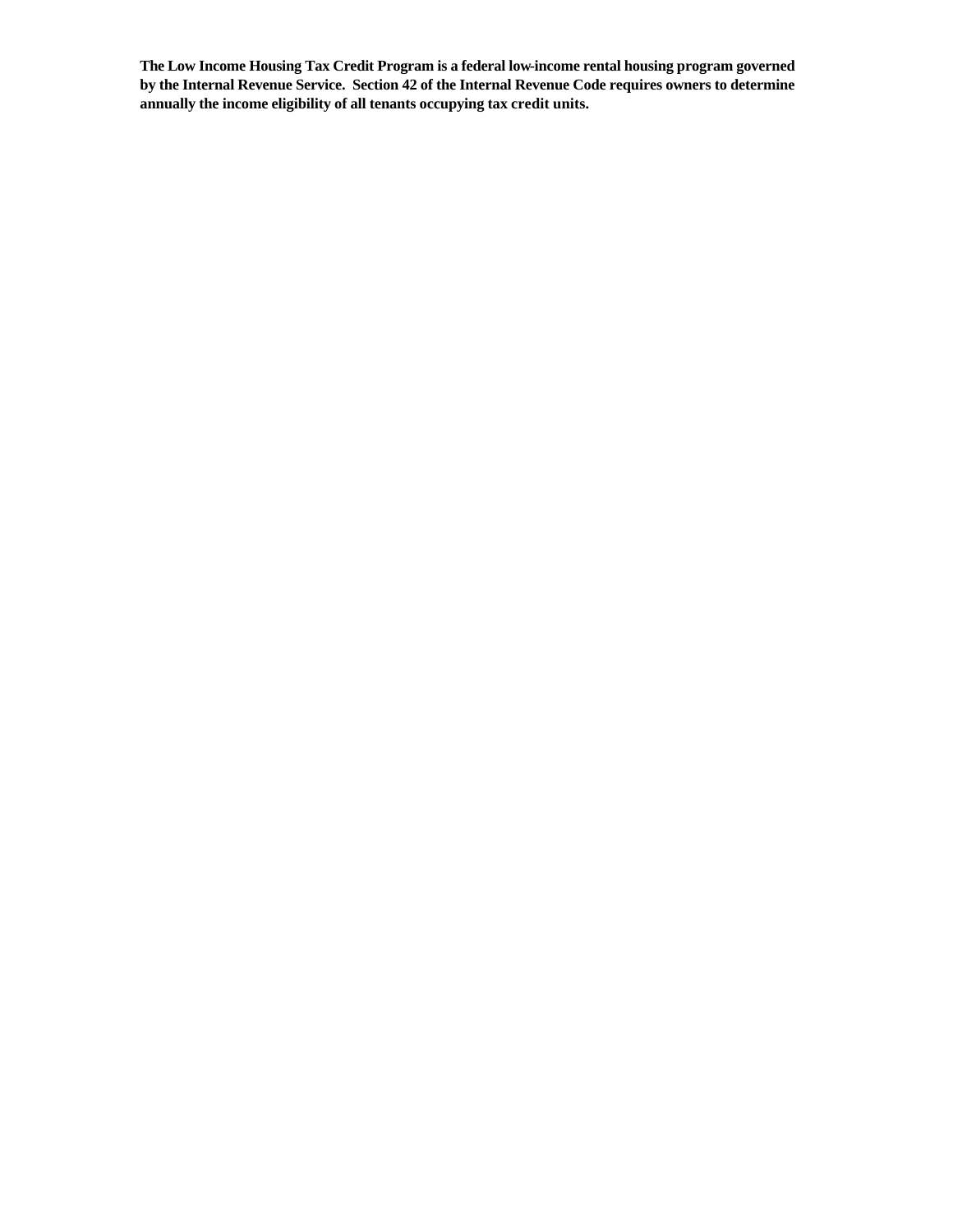**The Low Income Housing Tax Credit Program is a federal low-income rental housing program governed by the Internal Revenue Service. Section 42 of the Internal Revenue Code requires owners to determine annually the income eligibility of all tenants occupying tax credit units.**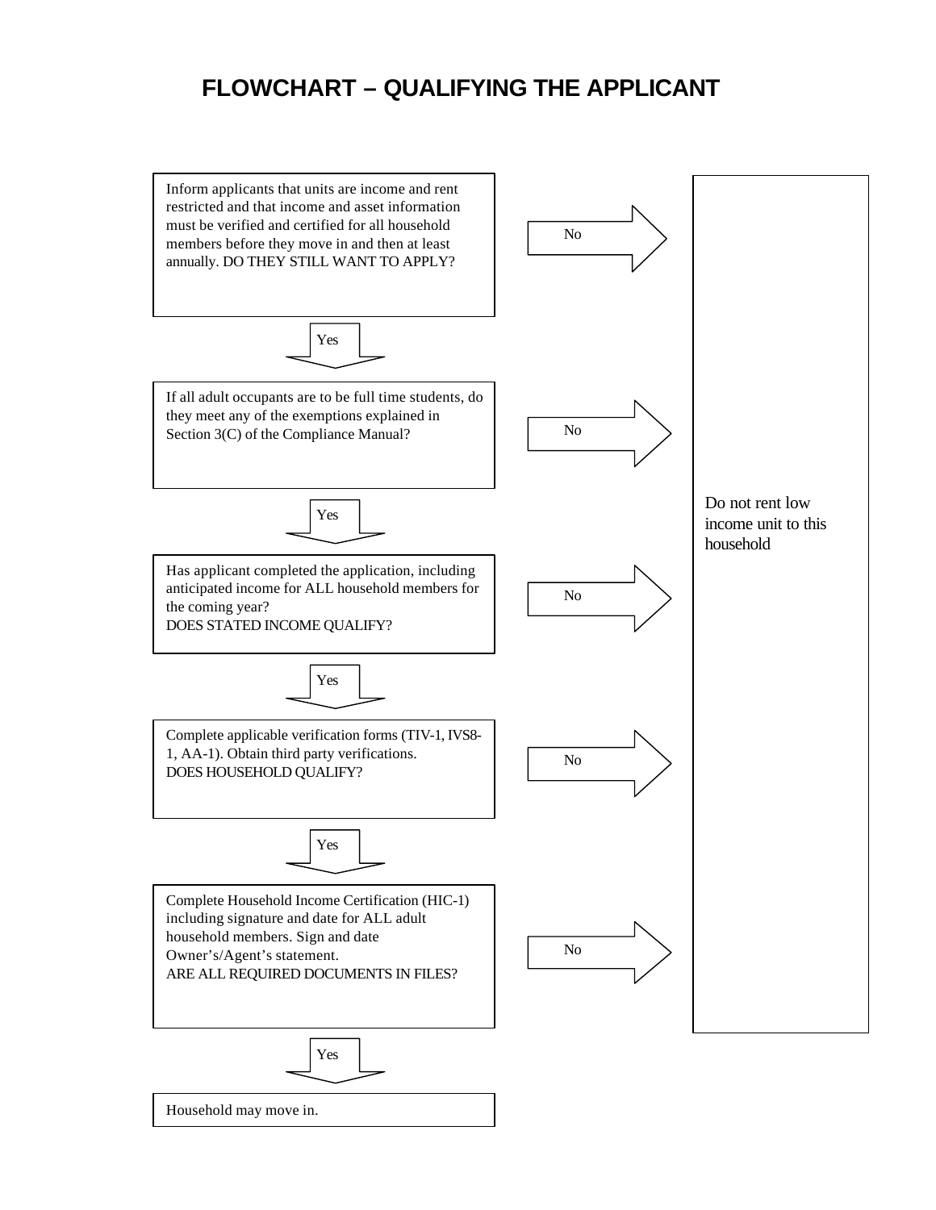# FLOWCHART – QUALIFYING THE APPLICANT

Inform applicants that units are income and rent restricted and that income and asset information must be verified and certified for all household members before they move in and then at least annually. DO THEY STILL WANT TO APPLY?

No

Yes

If all adult occupants are to be full time students, do they meet any of the exemptions explained in Section 3(C) of the Compliance Manual?

No

Yes

Has applicant completed the application, including anticipated income for ALL household members for the coming year?
DOES STATED INCOME QUALIFY?

No

Yes

Complete applicable verification forms (TIV-1, IVS8-1, AA-1). Obtain third party verifications.
DOES HOUSEHOLD QUALIFY?

No

Yes

Complete Household Income Certification (HIC-1) including signature and date for ALL adult household members. Sign and date Owner's/Agent's statement.
ARE ALL REQUIRED DOCUMENTS IN FILES?

No

Yes

Household may move in.

Do not rent low income unit to this household